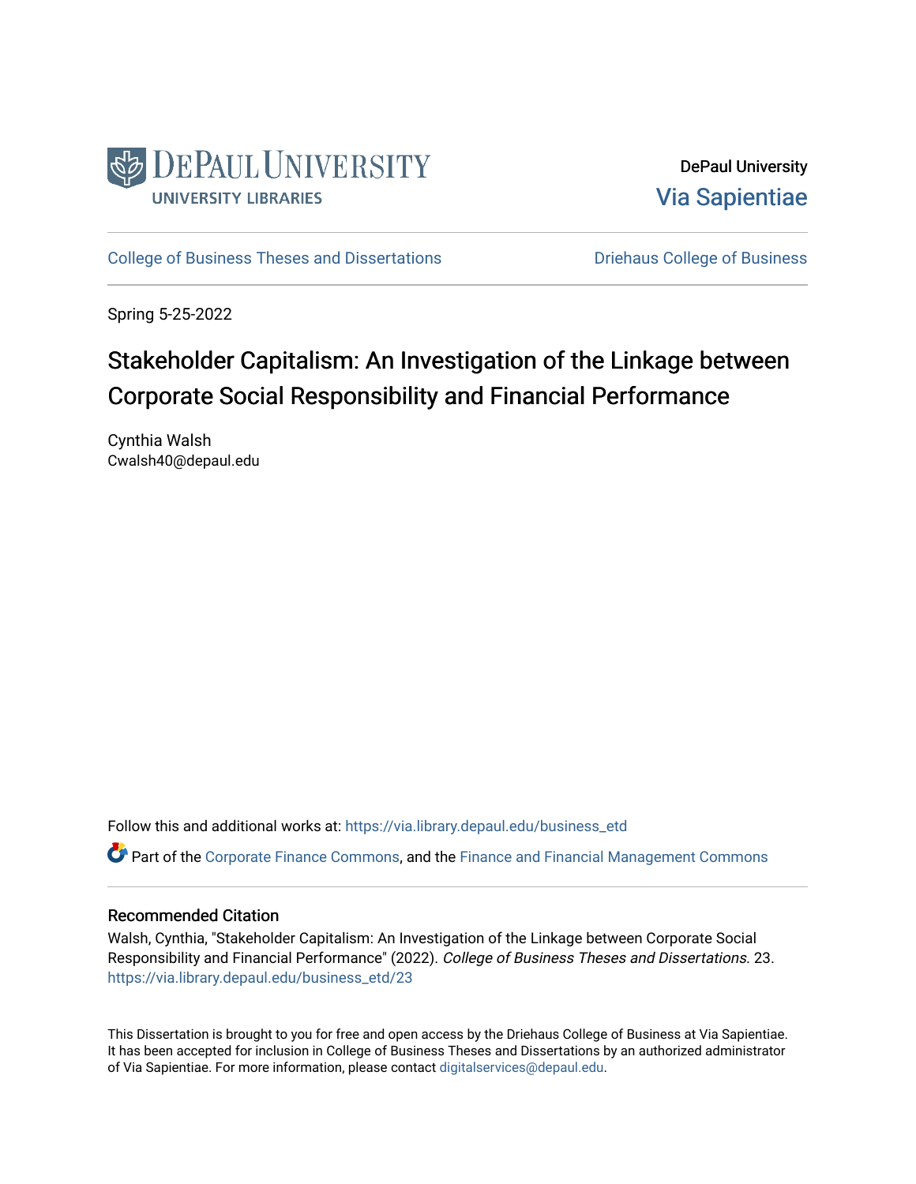DePaul University Libraries

DePaul University
Via Sapientiae

College of Business Theses and Dissertations

Driehaus College of Business

Spring 5-25-2022

# Stakeholder Capitalism: An Investigation of the Linkage between Corporate Social Responsibility and Financial Performance

Cynthia Walsh
Cwalsh40@depaul.edu

Follow this and additional works at: https://via.library.depaul.edu/business_etd

Part of the Corporate Finance Commons, and the Finance and Financial Management Commons

## Recommended Citation

Walsh, Cynthia, "Stakeholder Capitalism: An Investigation of the Linkage between Corporate Social Responsibility and Financial Performance" (2022). *College of Business Theses and Dissertations*. 23.
https://via.library.depaul.edu/business_etd/23

This Dissertation is brought to you for free and open access by the Driehaus College of Business at Via Sapientiae. It has been accepted for inclusion in College of Business Theses and Dissertations by an authorized administrator of Via Sapientiae. For more information, please contact digitalservices@depaul.edu.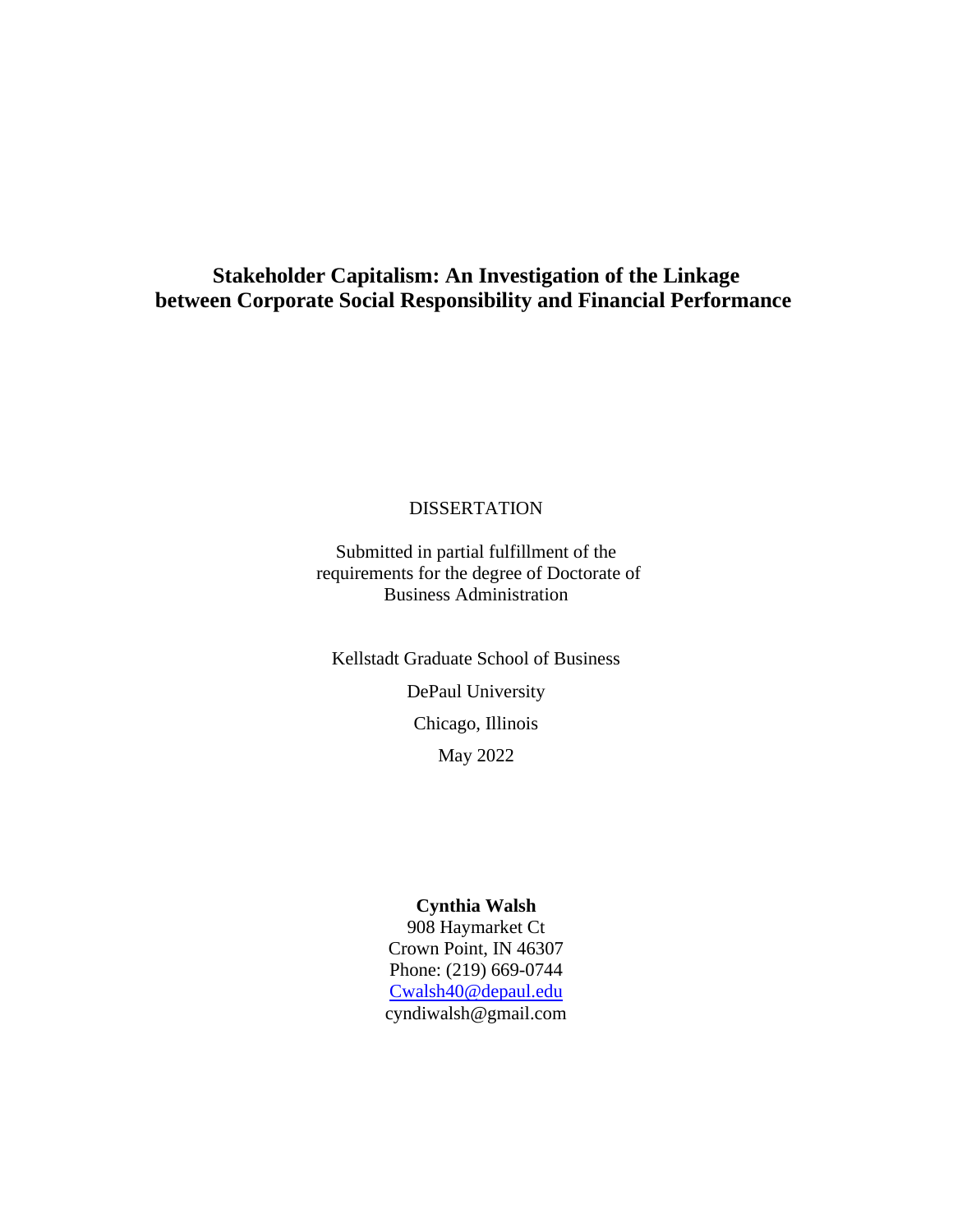# Stakeholder Capitalism: An Investigation of the Linkage between Corporate Social Responsibility and Financial Performance

DISSERTATION

Submitted in partial fulfillment of the requirements for the degree of Doctorate of Business Administration

Kellstadt Graduate School of Business

DePaul University

Chicago, Illinois

May 2022

**Cynthia Walsh**
908 Haymarket Ct
Crown Point, IN 46307
Phone: (219) 669-0744
Cwalsh40@depaul.edu
cyndiwalsh@gmail.com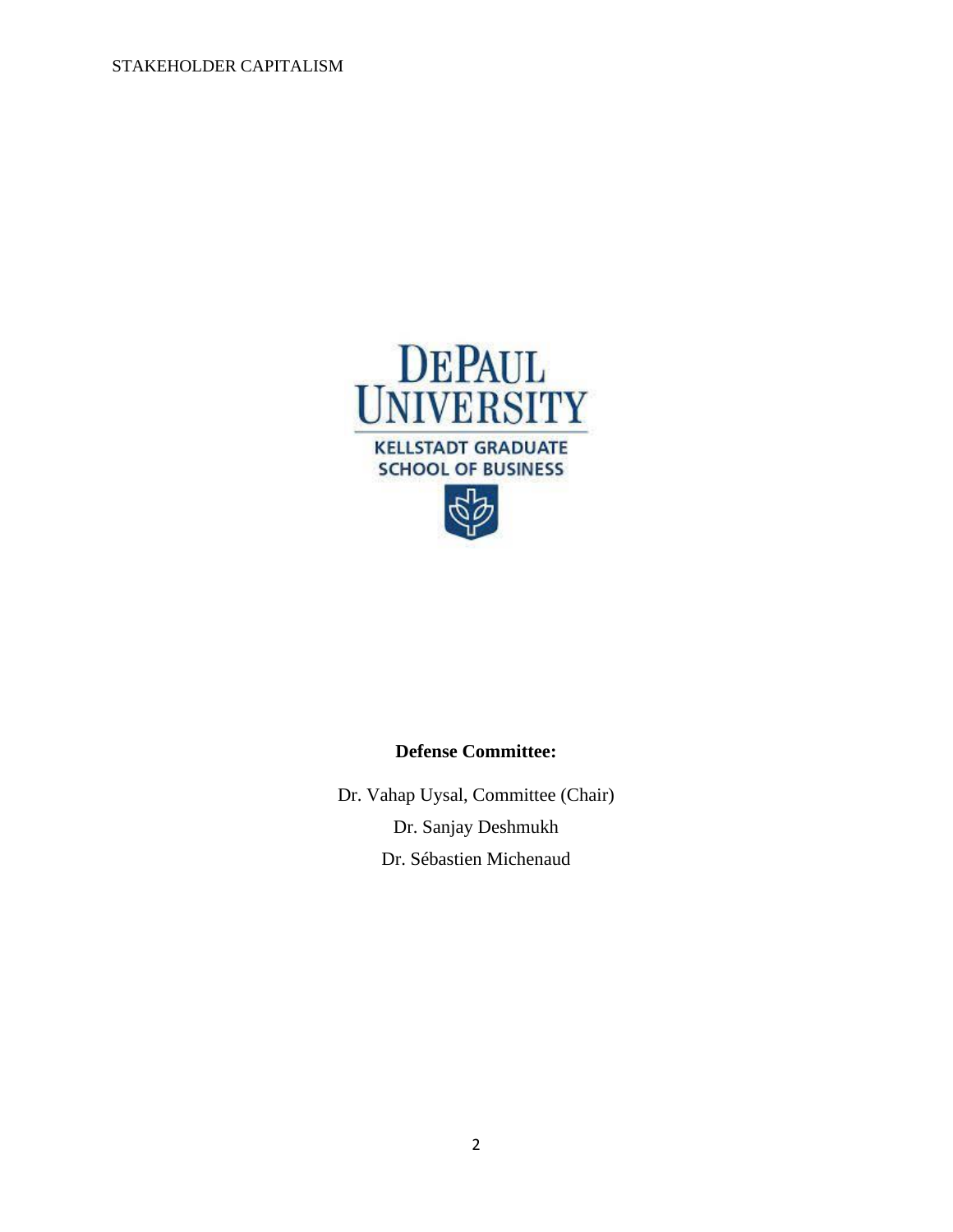DEPAUL UNIVERSITY

KELLSTADT GRADUATE SCHOOL OF BUSINESS

**Defense Committee:**

Dr. Vahap Uysal, Committee (Chair)

Dr. Sanjay Deshmukh

Dr. Sébastien Michenaud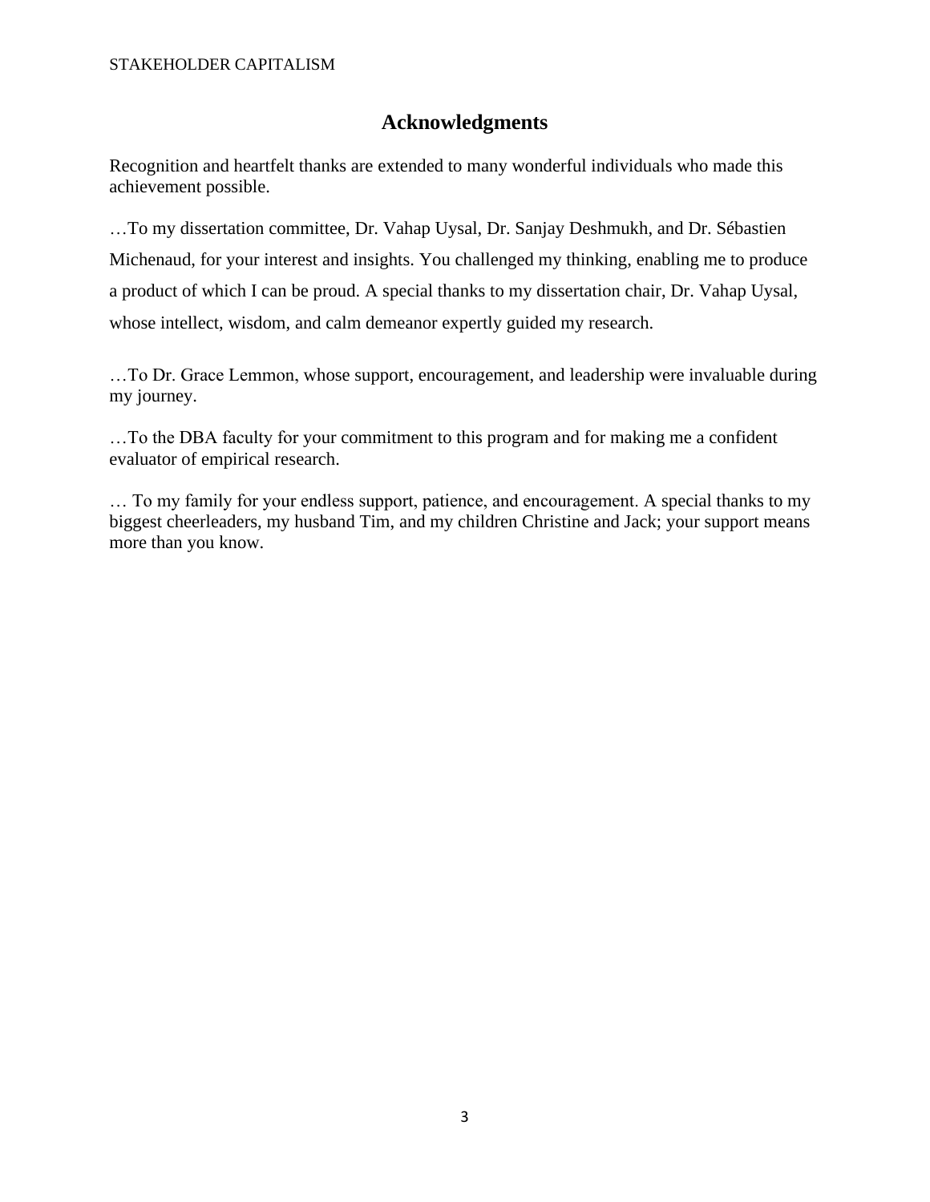# Acknowledgments

Recognition and heartfelt thanks are extended to many wonderful individuals who made this achievement possible.

…To my dissertation committee, Dr. Vahap Uysal, Dr. Sanjay Deshmukh, and Dr. Sébastien Michenaud, for your interest and insights. You challenged my thinking, enabling me to produce a product of which I can be proud. A special thanks to my dissertation chair, Dr. Vahap Uysal, whose intellect, wisdom, and calm demeanor expertly guided my research.

…To Dr. Grace Lemmon, whose support, encouragement, and leadership were invaluable during my journey.

…To the DBA faculty for your commitment to this program and for making me a confident evaluator of empirical research.

… To my family for your endless support, patience, and encouragement. A special thanks to my biggest cheerleaders, my husband Tim, and my children Christine and Jack; your support means more than you know.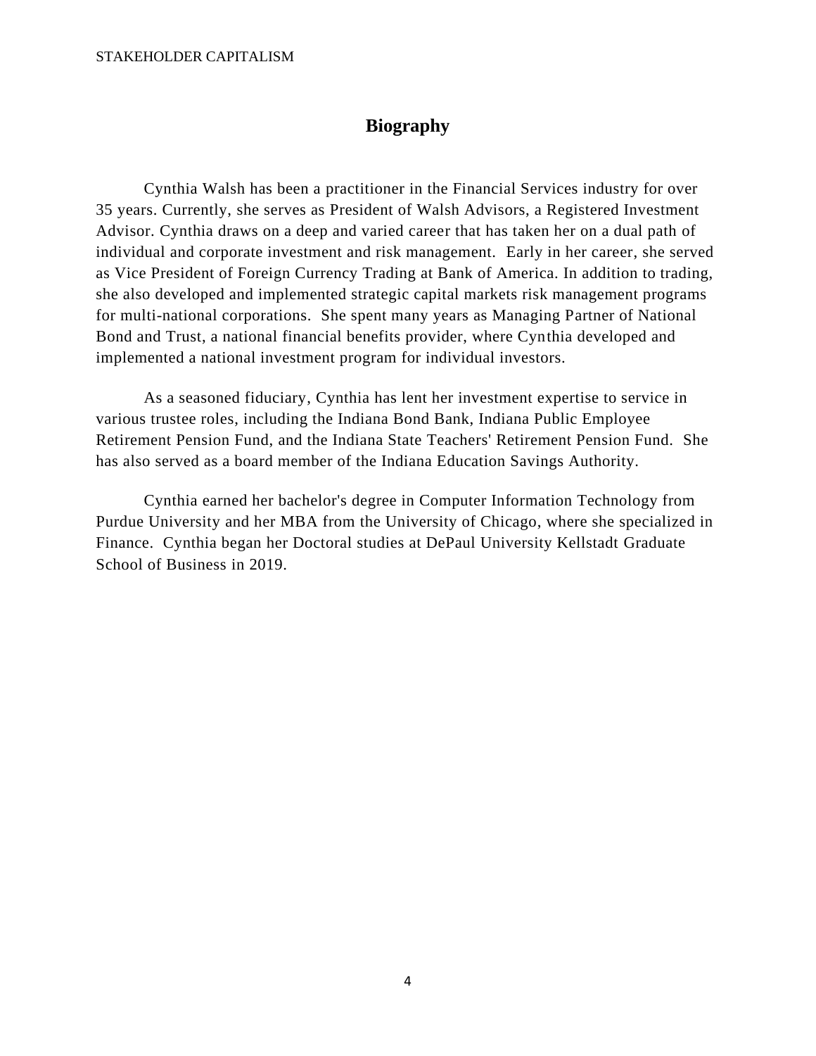# Biography

Cynthia Walsh has been a practitioner in the Financial Services industry for over 35 years. Currently, she serves as President of Walsh Advisors, a Registered Investment Advisor. Cynthia draws on a deep and varied career that has taken her on a dual path of individual and corporate investment and risk management. Early in her career, she served as Vice President of Foreign Currency Trading at Bank of America. In addition to trading, she also developed and implemented strategic capital markets risk management programs for multi-national corporations. She spent many years as Managing Partner of National Bond and Trust, a national financial benefits provider, where Cynthia developed and implemented a national investment program for individual investors.

As a seasoned fiduciary, Cynthia has lent her investment expertise to service in various trustee roles, including the Indiana Bond Bank, Indiana Public Employee Retirement Pension Fund, and the Indiana State Teachers' Retirement Pension Fund. She has also served as a board member of the Indiana Education Savings Authority.

Cynthia earned her bachelor's degree in Computer Information Technology from Purdue University and her MBA from the University of Chicago, where she specialized in Finance. Cynthia began her Doctoral studies at DePaul University Kellstadt Graduate School of Business in 2019.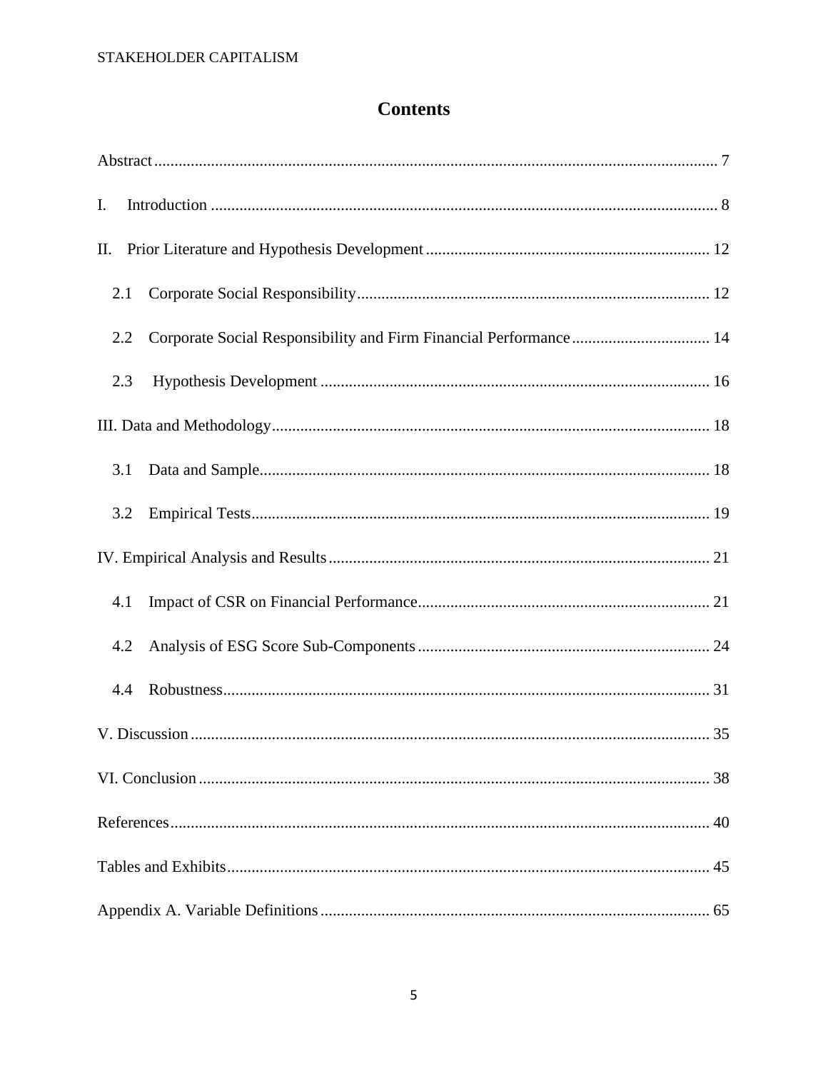# Contents

Abstract ..... 7

I. Introduction ..... 8

II. Prior Literature and Hypothesis Development ..... 12

2.1 Corporate Social Responsibility ..... 12

2.2 Corporate Social Responsibility and Firm Financial Performance ..... 14

2.3 Hypothesis Development ..... 16

III. Data and Methodology ..... 18

3.1 Data and Sample ..... 18

3.2 Empirical Tests ..... 19

IV. Empirical Analysis and Results ..... 21

4.1 Impact of CSR on Financial Performance ..... 21

4.2 Analysis of ESG Score Sub-Components ..... 24

4.4 Robustness ..... 31

V. Discussion ..... 35

VI. Conclusion ..... 38

References ..... 40

Tables and Exhibits ..... 45

Appendix A. Variable Definitions ..... 65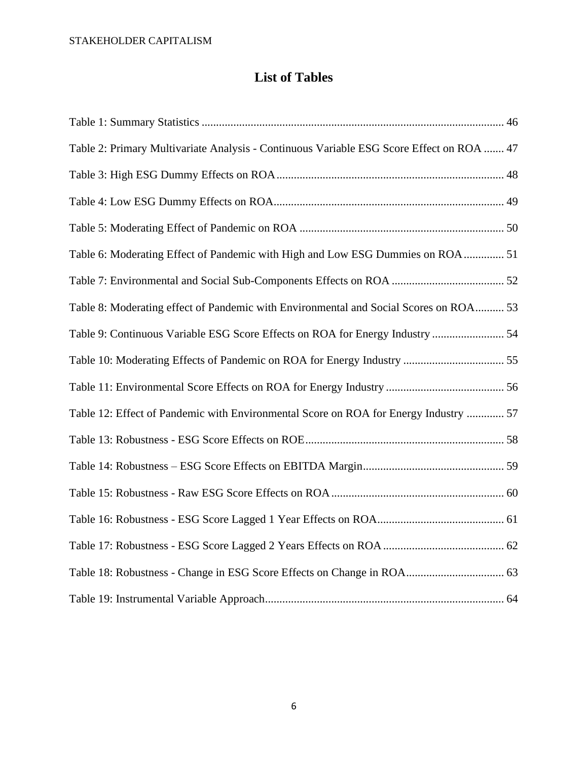# List of Tables

Table 1: Summary Statistics ........................................................................................................ 46

Table 2: Primary Multivariate Analysis - Continuous Variable ESG Score Effect on ROA ....... 47

Table 3: High ESG Dummy Effects on ROA.............................................................................. 48

Table 4: Low ESG Dummy Effects on ROA............................................................................... 49

Table 5: Moderating Effect of Pandemic on ROA ...................................................................... 50

Table 6: Moderating Effect of Pandemic with High and Low ESG Dummies on ROA.............. 51

Table 7: Environmental and Social Sub-Components Effects on ROA ....................................... 52

Table 8: Moderating effect of Pandemic with Environmental and Social Scores on ROA.......... 53

Table 9: Continuous Variable ESG Score Effects on ROA for Energy Industry ......................... 54

Table 10: Moderating Effects of Pandemic on ROA for Energy Industry ................................... 55

Table 11: Environmental Score Effects on ROA for Energy Industry ......................................... 56

Table 12: Effect of Pandemic with Environmental Score on ROA for Energy Industry ............. 57

Table 13: Robustness - ESG Score Effects on ROE..................................................................... 58

Table 14: Robustness – ESG Score Effects on EBITDA Margin................................................. 59

Table 15: Robustness - Raw ESG Score Effects on ROA............................................................ 60

Table 16: Robustness - ESG Score Lagged 1 Year Effects on ROA............................................ 61

Table 17: Robustness - ESG Score Lagged 2 Years Effects on ROA.......................................... 62

Table 18: Robustness - Change in ESG Score Effects on Change in ROA.................................. 63

Table 19: Instrumental Variable Approach................................................................................... 64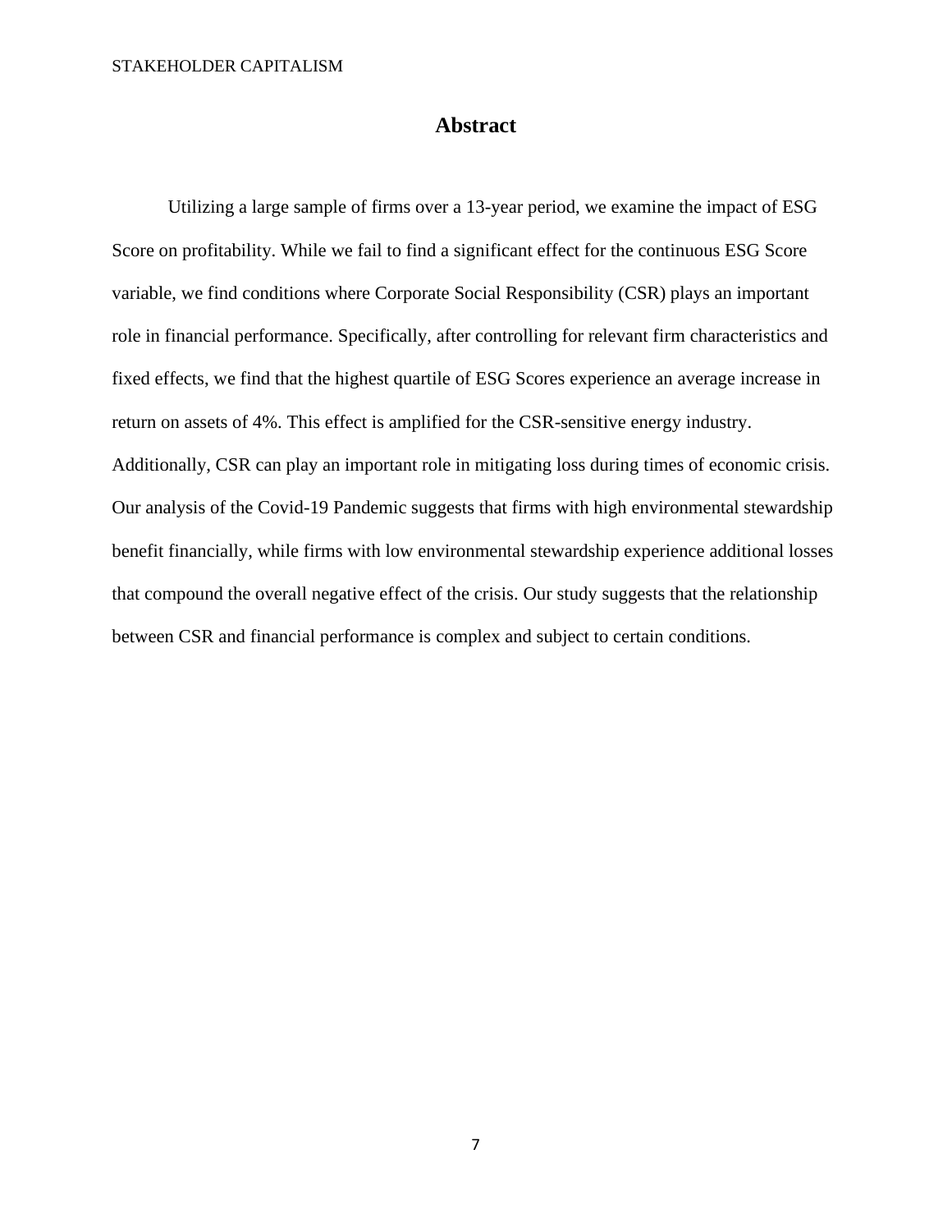# Abstract

Utilizing a large sample of firms over a 13-year period, we examine the impact of ESG Score on profitability. While we fail to find a significant effect for the continuous ESG Score variable, we find conditions where Corporate Social Responsibility (CSR) plays an important role in financial performance. Specifically, after controlling for relevant firm characteristics and fixed effects, we find that the highest quartile of ESG Scores experience an average increase in return on assets of 4%. This effect is amplified for the CSR-sensitive energy industry. Additionally, CSR can play an important role in mitigating loss during times of economic crisis. Our analysis of the Covid-19 Pandemic suggests that firms with high environmental stewardship benefit financially, while firms with low environmental stewardship experience additional losses that compound the overall negative effect of the crisis. Our study suggests that the relationship between CSR and financial performance is complex and subject to certain conditions.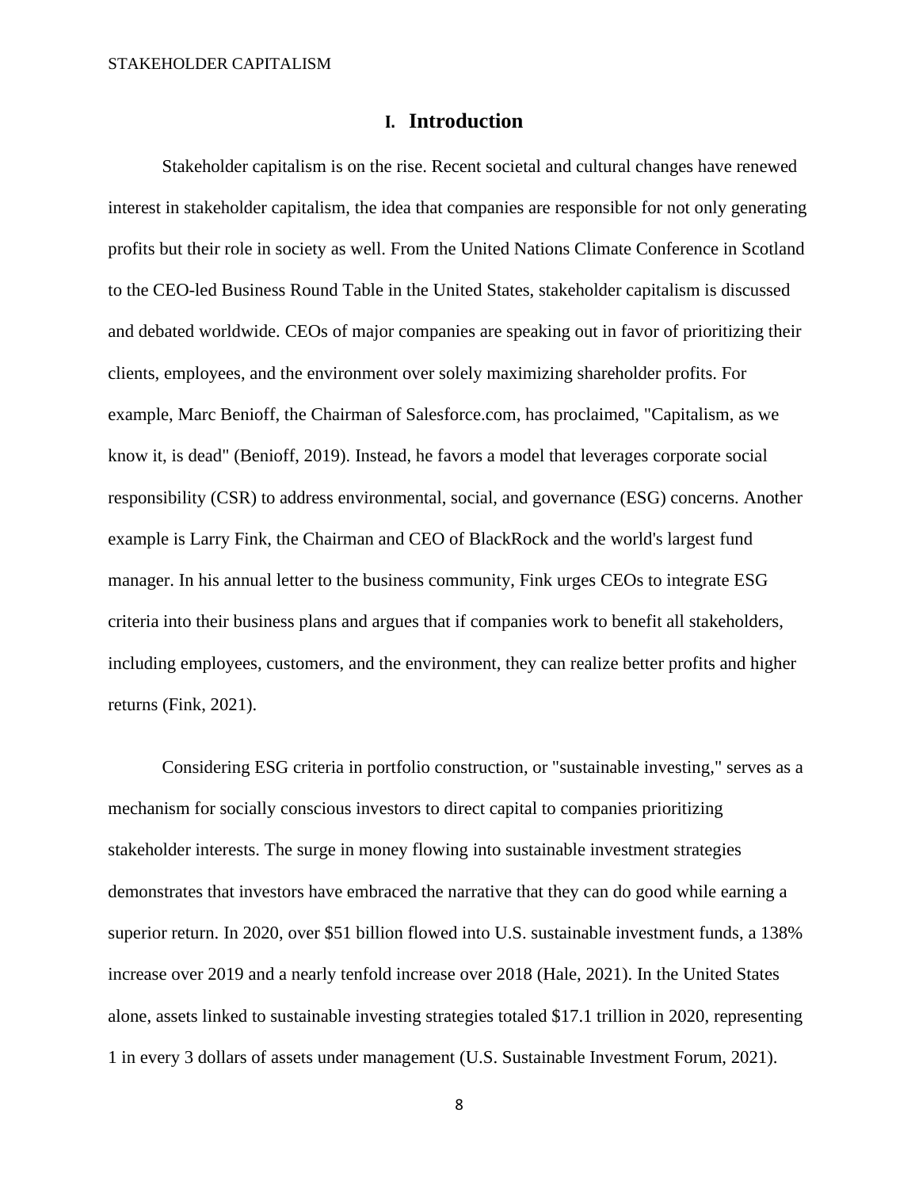# I. Introduction

Stakeholder capitalism is on the rise. Recent societal and cultural changes have renewed interest in stakeholder capitalism, the idea that companies are responsible for not only generating profits but their role in society as well. From the United Nations Climate Conference in Scotland to the CEO-led Business Round Table in the United States, stakeholder capitalism is discussed and debated worldwide. CEOs of major companies are speaking out in favor of prioritizing their clients, employees, and the environment over solely maximizing shareholder profits. For example, Marc Benioff, the Chairman of Salesforce.com, has proclaimed, "Capitalism, as we know it, is dead" (Benioff, 2019). Instead, he favors a model that leverages corporate social responsibility (CSR) to address environmental, social, and governance (ESG) concerns. Another example is Larry Fink, the Chairman and CEO of BlackRock and the world's largest fund manager. In his annual letter to the business community, Fink urges CEOs to integrate ESG criteria into their business plans and argues that if companies work to benefit all stakeholders, including employees, customers, and the environment, they can realize better profits and higher returns (Fink, 2021).

Considering ESG criteria in portfolio construction, or "sustainable investing," serves as a mechanism for socially conscious investors to direct capital to companies prioritizing stakeholder interests. The surge in money flowing into sustainable investment strategies demonstrates that investors have embraced the narrative that they can do good while earning a superior return. In 2020, over $51 billion flowed into U.S. sustainable investment funds, a 138% increase over 2019 and a nearly tenfold increase over 2018 (Hale, 2021). In the United States alone, assets linked to sustainable investing strategies totaled $17.1 trillion in 2020, representing 1 in every 3 dollars of assets under management (U.S. Sustainable Investment Forum, 2021).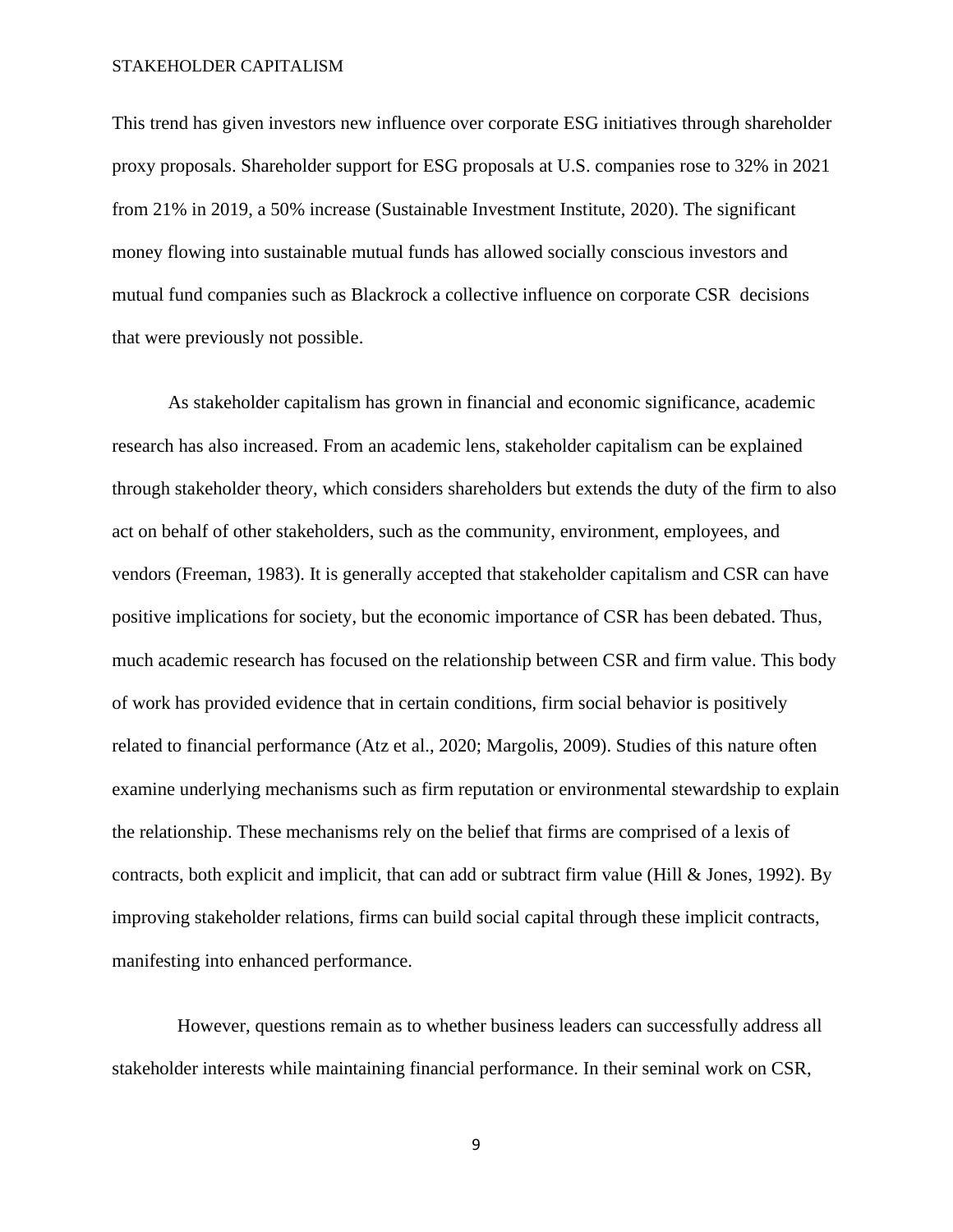This trend has given investors new influence over corporate ESG initiatives through shareholder proxy proposals. Shareholder support for ESG proposals at U.S. companies rose to 32% in 2021 from 21% in 2019, a 50% increase (Sustainable Investment Institute, 2020). The significant money flowing into sustainable mutual funds has allowed socially conscious investors and mutual fund companies such as Blackrock a collective influence on corporate CSR decisions that were previously not possible.

As stakeholder capitalism has grown in financial and economic significance, academic research has also increased. From an academic lens, stakeholder capitalism can be explained through stakeholder theory, which considers shareholders but extends the duty of the firm to also act on behalf of other stakeholders, such as the community, environment, employees, and vendors (Freeman, 1983). It is generally accepted that stakeholder capitalism and CSR can have positive implications for society, but the economic importance of CSR has been debated. Thus, much academic research has focused on the relationship between CSR and firm value. This body of work has provided evidence that in certain conditions, firm social behavior is positively related to financial performance (Atz et al., 2020; Margolis, 2009). Studies of this nature often examine underlying mechanisms such as firm reputation or environmental stewardship to explain the relationship. These mechanisms rely on the belief that firms are comprised of a lexis of contracts, both explicit and implicit, that can add or subtract firm value (Hill & Jones, 1992). By improving stakeholder relations, firms can build social capital through these implicit contracts, manifesting into enhanced performance.

However, questions remain as to whether business leaders can successfully address all stakeholder interests while maintaining financial performance. In their seminal work on CSR,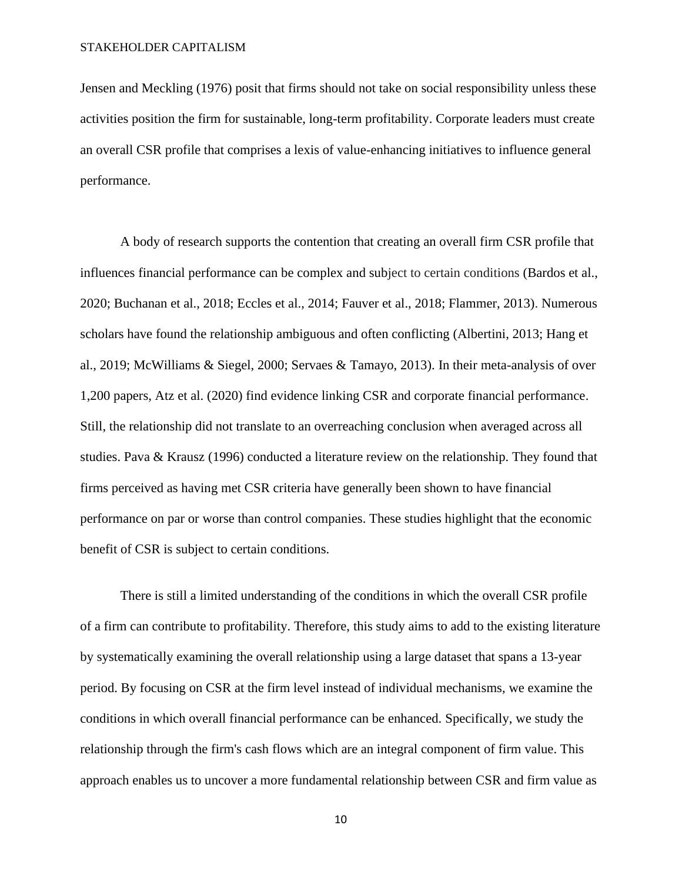Jensen and Meckling (1976) posit that firms should not take on social responsibility unless these activities position the firm for sustainable, long-term profitability. Corporate leaders must create an overall CSR profile that comprises a lexis of value-enhancing initiatives to influence general performance.

A body of research supports the contention that creating an overall firm CSR profile that influences financial performance can be complex and subject to certain conditions (Bardos et al., 2020; Buchanan et al., 2018; Eccles et al., 2014; Fauver et al., 2018; Flammer, 2013). Numerous scholars have found the relationship ambiguous and often conflicting (Albertini, 2013; Hang et al., 2019; McWilliams & Siegel, 2000; Servaes & Tamayo, 2013). In their meta-analysis of over 1,200 papers, Atz et al. (2020) find evidence linking CSR and corporate financial performance. Still, the relationship did not translate to an overreaching conclusion when averaged across all studies. Pava & Krausz (1996) conducted a literature review on the relationship. They found that firms perceived as having met CSR criteria have generally been shown to have financial performance on par or worse than control companies. These studies highlight that the economic benefit of CSR is subject to certain conditions.

There is still a limited understanding of the conditions in which the overall CSR profile of a firm can contribute to profitability. Therefore, this study aims to add to the existing literature by systematically examining the overall relationship using a large dataset that spans a 13-year period. By focusing on CSR at the firm level instead of individual mechanisms, we examine the conditions in which overall financial performance can be enhanced. Specifically, we study the relationship through the firm's cash flows which are an integral component of firm value. This approach enables us to uncover a more fundamental relationship between CSR and firm value as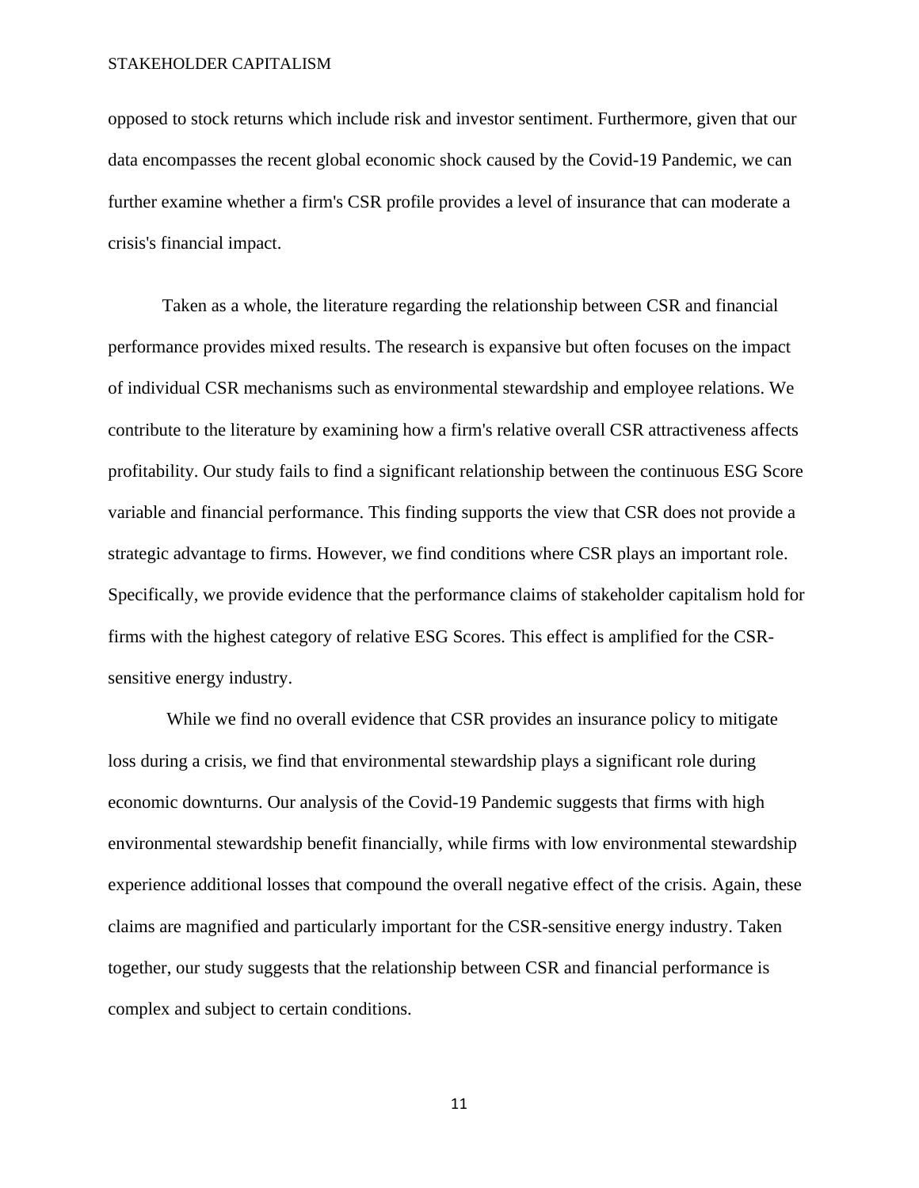opposed to stock returns which include risk and investor sentiment. Furthermore, given that our data encompasses the recent global economic shock caused by the Covid-19 Pandemic, we can further examine whether a firm's CSR profile provides a level of insurance that can moderate a crisis's financial impact.

Taken as a whole, the literature regarding the relationship between CSR and financial performance provides mixed results. The research is expansive but often focuses on the impact of individual CSR mechanisms such as environmental stewardship and employee relations. We contribute to the literature by examining how a firm's relative overall CSR attractiveness affects profitability. Our study fails to find a significant relationship between the continuous ESG Score variable and financial performance. This finding supports the view that CSR does not provide a strategic advantage to firms. However, we find conditions where CSR plays an important role. Specifically, we provide evidence that the performance claims of stakeholder capitalism hold for firms with the highest category of relative ESG Scores. This effect is amplified for the CSR-sensitive energy industry.

While we find no overall evidence that CSR provides an insurance policy to mitigate loss during a crisis, we find that environmental stewardship plays a significant role during economic downturns. Our analysis of the Covid-19 Pandemic suggests that firms with high environmental stewardship benefit financially, while firms with low environmental stewardship experience additional losses that compound the overall negative effect of the crisis. Again, these claims are magnified and particularly important for the CSR-sensitive energy industry. Taken together, our study suggests that the relationship between CSR and financial performance is complex and subject to certain conditions.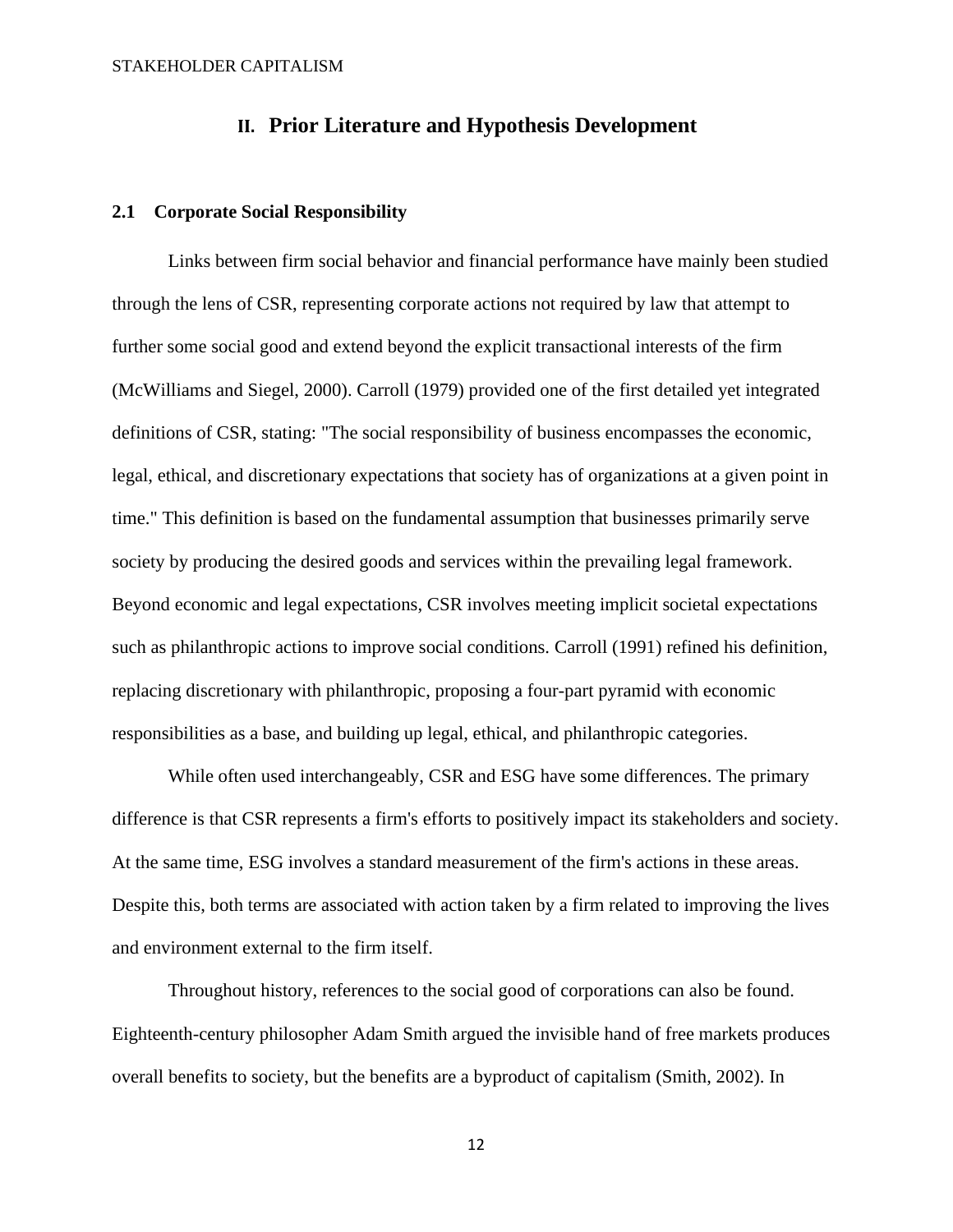## II. Prior Literature and Hypothesis Development

### 2.1 Corporate Social Responsibility

Links between firm social behavior and financial performance have mainly been studied through the lens of CSR, representing corporate actions not required by law that attempt to further some social good and extend beyond the explicit transactional interests of the firm (McWilliams and Siegel, 2000). Carroll (1979) provided one of the first detailed yet integrated definitions of CSR, stating: "The social responsibility of business encompasses the economic, legal, ethical, and discretionary expectations that society has of organizations at a given point in time." This definition is based on the fundamental assumption that businesses primarily serve society by producing the desired goods and services within the prevailing legal framework. Beyond economic and legal expectations, CSR involves meeting implicit societal expectations such as philanthropic actions to improve social conditions. Carroll (1991) refined his definition, replacing discretionary with philanthropic, proposing a four-part pyramid with economic responsibilities as a base, and building up legal, ethical, and philanthropic categories.

While often used interchangeably, CSR and ESG have some differences. The primary difference is that CSR represents a firm's efforts to positively impact its stakeholders and society. At the same time, ESG involves a standard measurement of the firm's actions in these areas. Despite this, both terms are associated with action taken by a firm related to improving the lives and environment external to the firm itself.

Throughout history, references to the social good of corporations can also be found. Eighteenth-century philosopher Adam Smith argued the invisible hand of free markets produces overall benefits to society, but the benefits are a byproduct of capitalism (Smith, 2002). In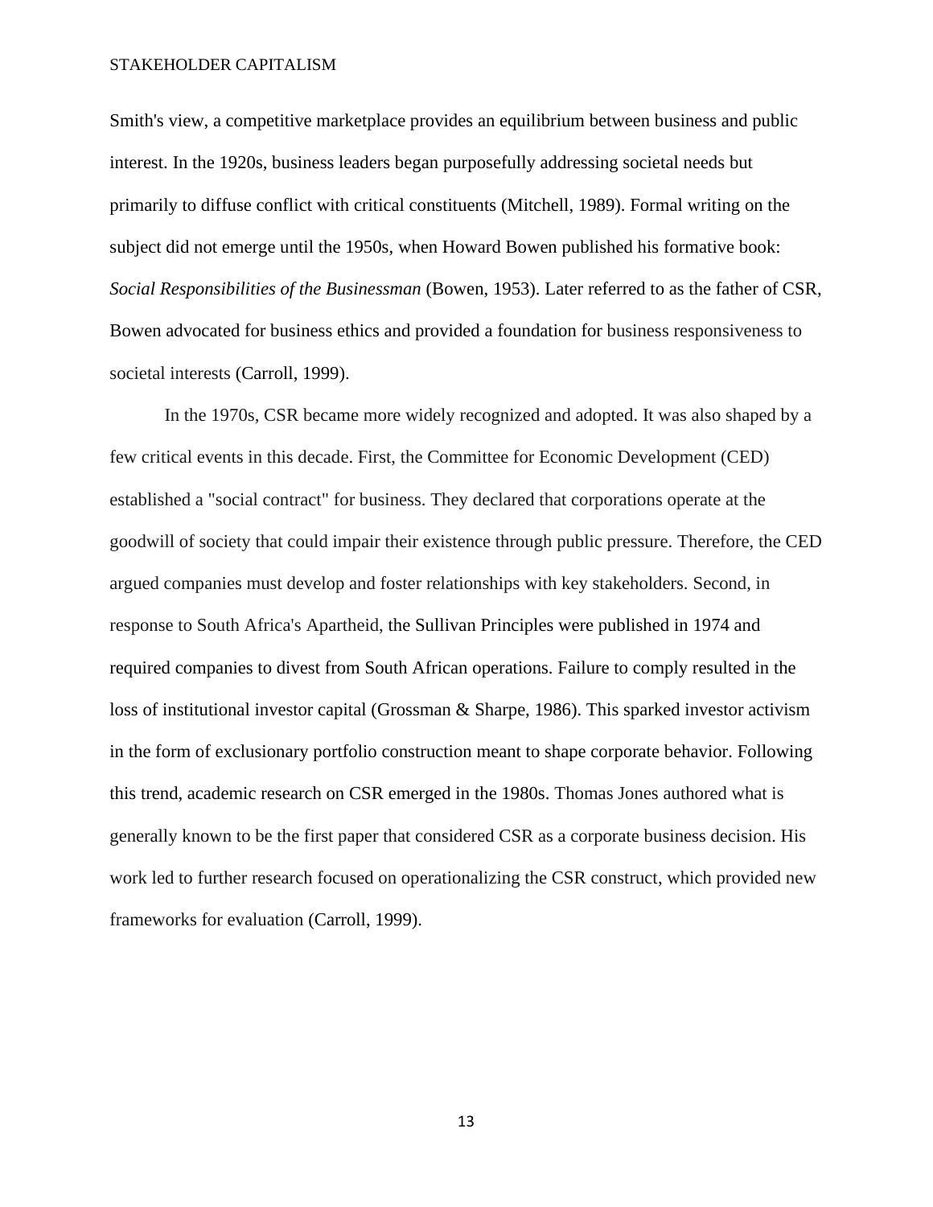Smith's view, a competitive marketplace provides an equilibrium between business and public interest. In the 1920s, business leaders began purposefully addressing societal needs but primarily to diffuse conflict with critical constituents (Mitchell, 1989). Formal writing on the subject did not emerge until the 1950s, when Howard Bowen published his formative book: *Social Responsibilities of the Businessman* (Bowen, 1953). Later referred to as the father of CSR, Bowen advocated for business ethics and provided a foundation for business responsiveness to societal interests (Carroll, 1999).

In the 1970s, CSR became more widely recognized and adopted. It was also shaped by a few critical events in this decade. First, the Committee for Economic Development (CED) established a "social contract" for business. They declared that corporations operate at the goodwill of society that could impair their existence through public pressure. Therefore, the CED argued companies must develop and foster relationships with key stakeholders. Second, in response to South Africa's Apartheid, the Sullivan Principles were published in 1974 and required companies to divest from South African operations. Failure to comply resulted in the loss of institutional investor capital (Grossman & Sharpe, 1986). This sparked investor activism in the form of exclusionary portfolio construction meant to shape corporate behavior. Following this trend, academic research on CSR emerged in the 1980s. Thomas Jones authored what is generally known to be the first paper that considered CSR as a corporate business decision. His work led to further research focused on operationalizing the CSR construct, which provided new frameworks for evaluation (Carroll, 1999).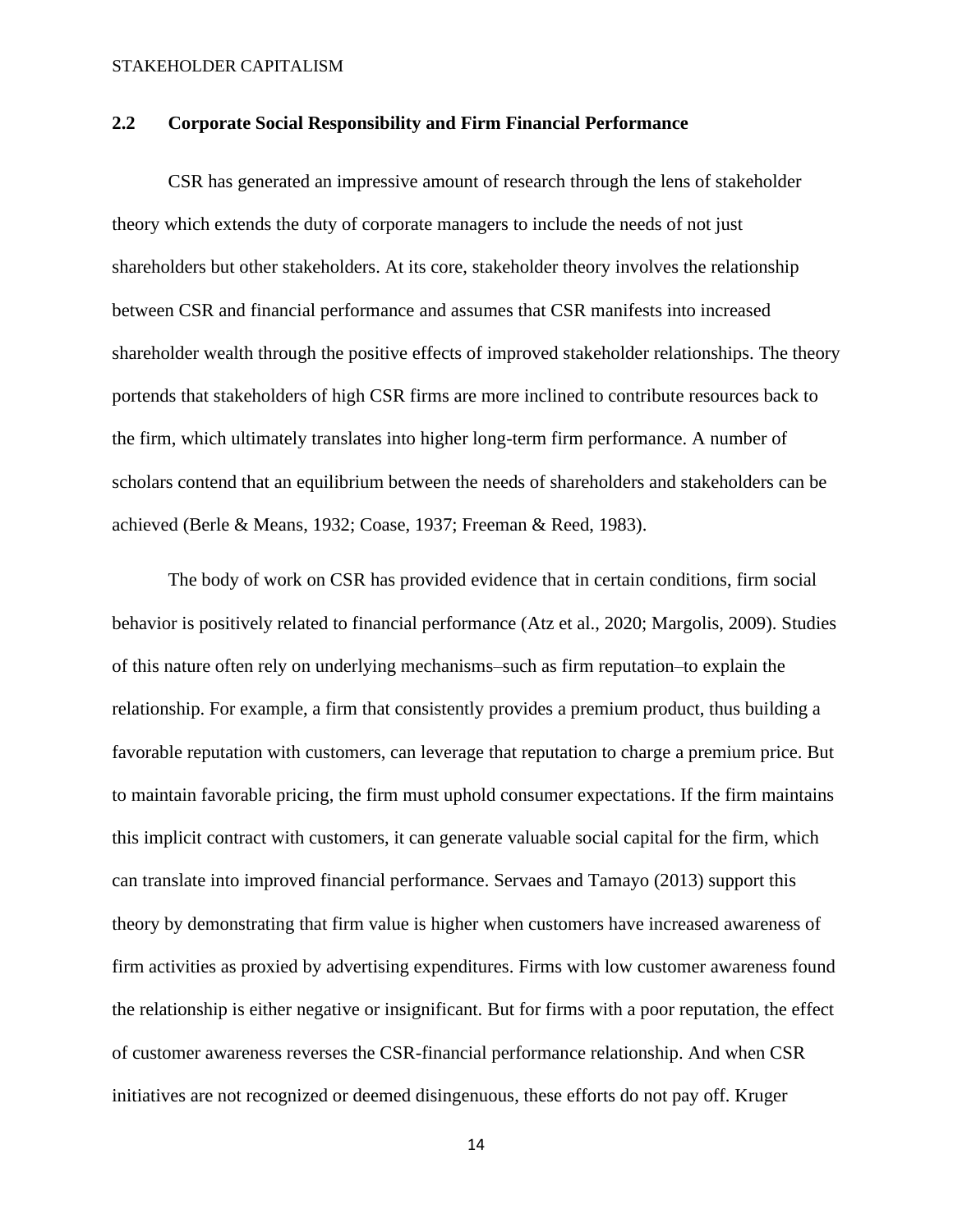## 2.2 Corporate Social Responsibility and Firm Financial Performance

CSR has generated an impressive amount of research through the lens of stakeholder theory which extends the duty of corporate managers to include the needs of not just shareholders but other stakeholders. At its core, stakeholder theory involves the relationship between CSR and financial performance and assumes that CSR manifests into increased shareholder wealth through the positive effects of improved stakeholder relationships. The theory portends that stakeholders of high CSR firms are more inclined to contribute resources back to the firm, which ultimately translates into higher long-term firm performance. A number of scholars contend that an equilibrium between the needs of shareholders and stakeholders can be achieved (Berle & Means, 1932; Coase, 1937; Freeman & Reed, 1983).

The body of work on CSR has provided evidence that in certain conditions, firm social behavior is positively related to financial performance (Atz et al., 2020; Margolis, 2009). Studies of this nature often rely on underlying mechanisms–such as firm reputation–to explain the relationship. For example, a firm that consistently provides a premium product, thus building a favorable reputation with customers, can leverage that reputation to charge a premium price. But to maintain favorable pricing, the firm must uphold consumer expectations. If the firm maintains this implicit contract with customers, it can generate valuable social capital for the firm, which can translate into improved financial performance. Servaes and Tamayo (2013) support this theory by demonstrating that firm value is higher when customers have increased awareness of firm activities as proxied by advertising expenditures. Firms with low customer awareness found the relationship is either negative or insignificant. But for firms with a poor reputation, the effect of customer awareness reverses the CSR-financial performance relationship. And when CSR initiatives are not recognized or deemed disingenuous, these efforts do not pay off. Kruger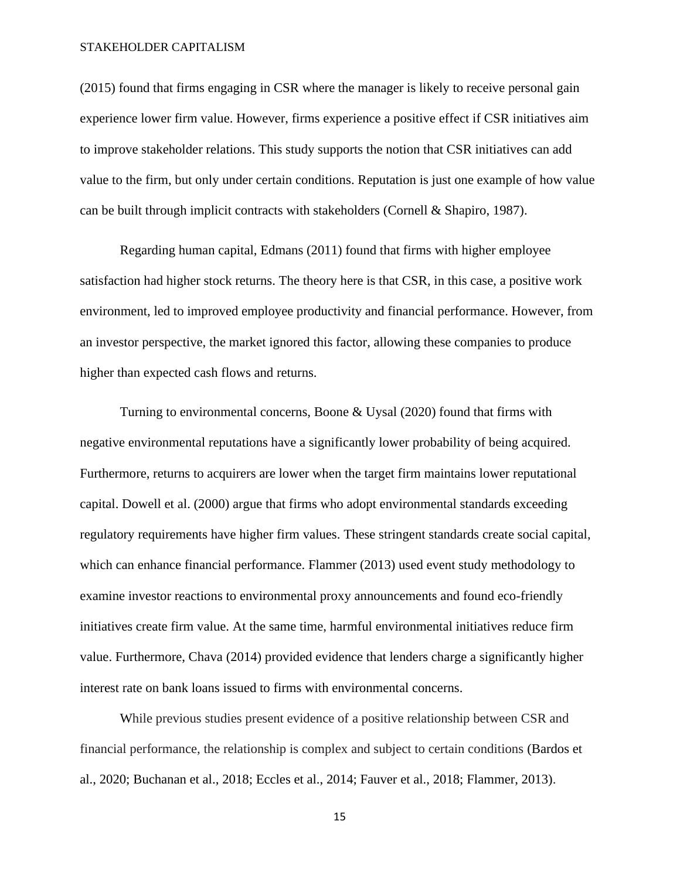(2015) found that firms engaging in CSR where the manager is likely to receive personal gain experience lower firm value. However, firms experience a positive effect if CSR initiatives aim to improve stakeholder relations. This study supports the notion that CSR initiatives can add value to the firm, but only under certain conditions. Reputation is just one example of how value can be built through implicit contracts with stakeholders (Cornell & Shapiro, 1987).

Regarding human capital, Edmans (2011) found that firms with higher employee satisfaction had higher stock returns. The theory here is that CSR, in this case, a positive work environment, led to improved employee productivity and financial performance. However, from an investor perspective, the market ignored this factor, allowing these companies to produce higher than expected cash flows and returns.

Turning to environmental concerns, Boone & Uysal (2020) found that firms with negative environmental reputations have a significantly lower probability of being acquired. Furthermore, returns to acquirers are lower when the target firm maintains lower reputational capital. Dowell et al. (2000) argue that firms who adopt environmental standards exceeding regulatory requirements have higher firm values. These stringent standards create social capital, which can enhance financial performance. Flammer (2013) used event study methodology to examine investor reactions to environmental proxy announcements and found eco-friendly initiatives create firm value. At the same time, harmful environmental initiatives reduce firm value. Furthermore, Chava (2014) provided evidence that lenders charge a significantly higher interest rate on bank loans issued to firms with environmental concerns.

While previous studies present evidence of a positive relationship between CSR and financial performance, the relationship is complex and subject to certain conditions (Bardos et al., 2020; Buchanan et al., 2018; Eccles et al., 2014; Fauver et al., 2018; Flammer, 2013).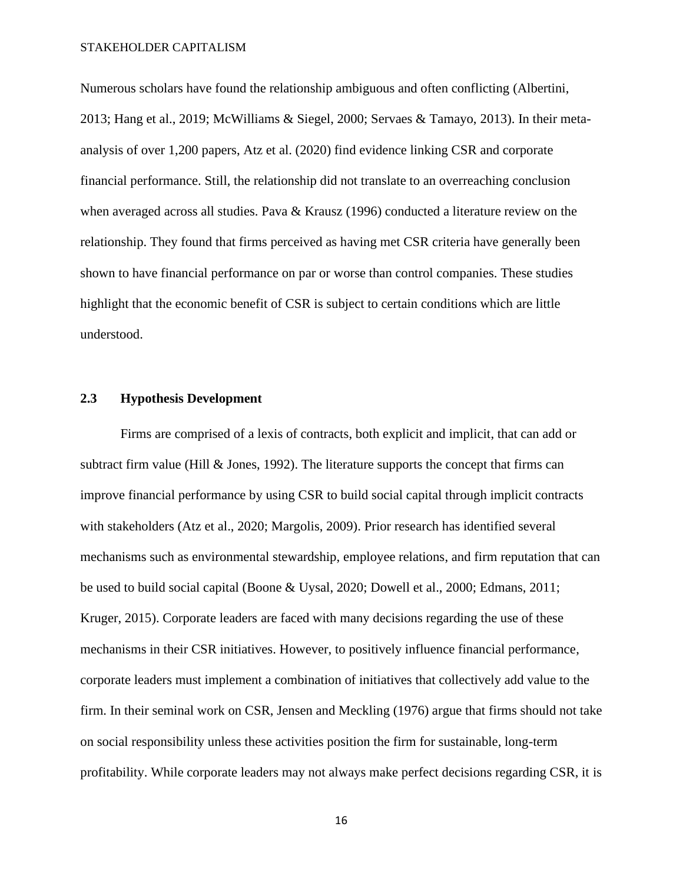Numerous scholars have found the relationship ambiguous and often conflicting (Albertini, 2013; Hang et al., 2019; McWilliams & Siegel, 2000; Servaes & Tamayo, 2013). In their meta-analysis of over 1,200 papers, Atz et al. (2020) find evidence linking CSR and corporate financial performance. Still, the relationship did not translate to an overreaching conclusion when averaged across all studies. Pava & Krausz (1996) conducted a literature review on the relationship. They found that firms perceived as having met CSR criteria have generally been shown to have financial performance on par or worse than control companies. These studies highlight that the economic benefit of CSR is subject to certain conditions which are little understood.

## 2.3 Hypothesis Development

Firms are comprised of a lexis of contracts, both explicit and implicit, that can add or subtract firm value (Hill & Jones, 1992). The literature supports the concept that firms can improve financial performance by using CSR to build social capital through implicit contracts with stakeholders (Atz et al., 2020; Margolis, 2009). Prior research has identified several mechanisms such as environmental stewardship, employee relations, and firm reputation that can be used to build social capital (Boone & Uysal, 2020; Dowell et al., 2000; Edmans, 2011; Kruger, 2015). Corporate leaders are faced with many decisions regarding the use of these mechanisms in their CSR initiatives. However, to positively influence financial performance, corporate leaders must implement a combination of initiatives that collectively add value to the firm. In their seminal work on CSR, Jensen and Meckling (1976) argue that firms should not take on social responsibility unless these activities position the firm for sustainable, long-term profitability. While corporate leaders may not always make perfect decisions regarding CSR, it is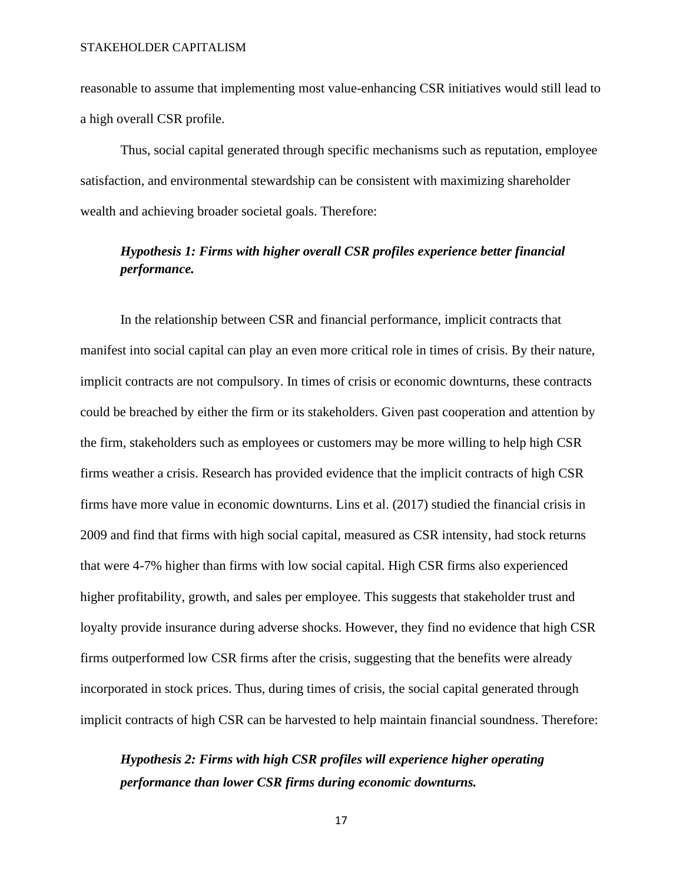reasonable to assume that implementing most value-enhancing CSR initiatives would still lead to a high overall CSR profile.

Thus, social capital generated through specific mechanisms such as reputation, employee satisfaction, and environmental stewardship can be consistent with maximizing shareholder wealth and achieving broader societal goals. Therefore:

> ***Hypothesis 1: Firms with higher overall CSR profiles experience better financial performance.***

In the relationship between CSR and financial performance, implicit contracts that manifest into social capital can play an even more critical role in times of crisis. By their nature, implicit contracts are not compulsory. In times of crisis or economic downturns, these contracts could be breached by either the firm or its stakeholders. Given past cooperation and attention by the firm, stakeholders such as employees or customers may be more willing to help high CSR firms weather a crisis. Research has provided evidence that the implicit contracts of high CSR firms have more value in economic downturns. Lins et al. (2017) studied the financial crisis in 2009 and find that firms with high social capital, measured as CSR intensity, had stock returns that were 4-7% higher than firms with low social capital. High CSR firms also experienced higher profitability, growth, and sales per employee. This suggests that stakeholder trust and loyalty provide insurance during adverse shocks. However, they find no evidence that high CSR firms outperformed low CSR firms after the crisis, suggesting that the benefits were already incorporated in stock prices. Thus, during times of crisis, the social capital generated through implicit contracts of high CSR can be harvested to help maintain financial soundness. Therefore:

> ***Hypothesis 2: Firms with high CSR profiles will experience higher operating performance than lower CSR firms during economic downturns.***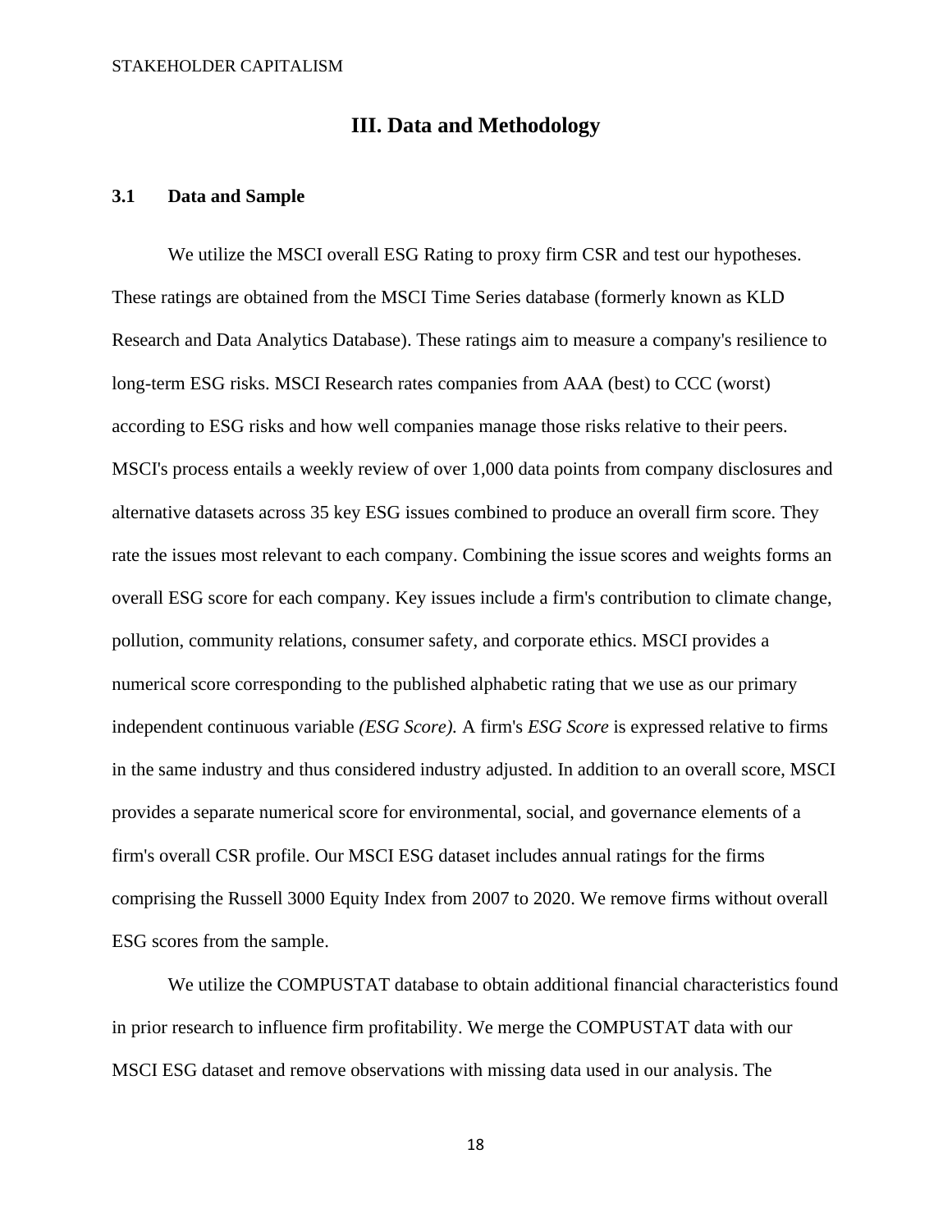# III. Data and Methodology

### 3.1 Data and Sample

We utilize the MSCI overall ESG Rating to proxy firm CSR and test our hypotheses. These ratings are obtained from the MSCI Time Series database (formerly known as KLD Research and Data Analytics Database). These ratings aim to measure a company's resilience to long-term ESG risks. MSCI Research rates companies from AAA (best) to CCC (worst) according to ESG risks and how well companies manage those risks relative to their peers. MSCI's process entails a weekly review of over 1,000 data points from company disclosures and alternative datasets across 35 key ESG issues combined to produce an overall firm score. They rate the issues most relevant to each company. Combining the issue scores and weights forms an overall ESG score for each company. Key issues include a firm's contribution to climate change, pollution, community relations, consumer safety, and corporate ethics. MSCI provides a numerical score corresponding to the published alphabetic rating that we use as our primary independent continuous variable *(ESG Score).* A firm's *ESG Score* is expressed relative to firms in the same industry and thus considered industry adjusted. In addition to an overall score, MSCI provides a separate numerical score for environmental, social, and governance elements of a firm's overall CSR profile. Our MSCI ESG dataset includes annual ratings for the firms comprising the Russell 3000 Equity Index from 2007 to 2020. We remove firms without overall ESG scores from the sample.

We utilize the COMPUSTAT database to obtain additional financial characteristics found in prior research to influence firm profitability. We merge the COMPUSTAT data with our MSCI ESG dataset and remove observations with missing data used in our analysis. The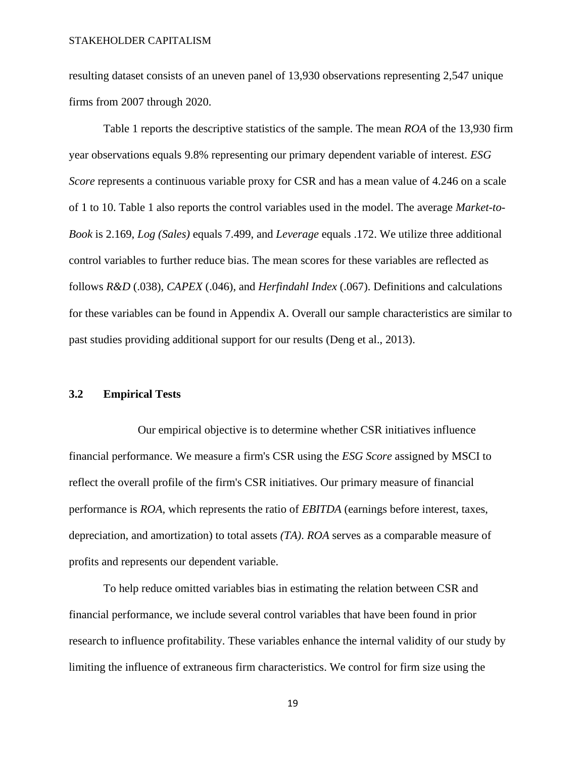resulting dataset consists of an uneven panel of 13,930 observations representing 2,547 unique firms from 2007 through 2020.

Table 1 reports the descriptive statistics of the sample. The mean *ROA* of the 13,930 firm year observations equals 9.8% representing our primary dependent variable of interest. *ESG Score* represents a continuous variable proxy for CSR and has a mean value of 4.246 on a scale of 1 to 10. Table 1 also reports the control variables used in the model. The average *Market-to-Book* is 2.169, *Log (Sales)* equals 7.499, and *Leverage* equals .172. We utilize three additional control variables to further reduce bias. The mean scores for these variables are reflected as follows *R&D* (.038), *CAPEX* (.046), and *Herfindahl Index* (.067). Definitions and calculations for these variables can be found in Appendix A. Overall our sample characteristics are similar to past studies providing additional support for our results (Deng et al., 2013).

### 3.2 Empirical Tests

Our empirical objective is to determine whether CSR initiatives influence financial performance. We measure a firm's CSR using the *ESG Score* assigned by MSCI to reflect the overall profile of the firm's CSR initiatives. Our primary measure of financial performance is *ROA,* which represents the ratio of *EBITDA* (earnings before interest, taxes, depreciation, and amortization) to total assets *(TA)*. *ROA* serves as a comparable measure of profits and represents our dependent variable.

To help reduce omitted variables bias in estimating the relation between CSR and financial performance, we include several control variables that have been found in prior research to influence profitability. These variables enhance the internal validity of our study by limiting the influence of extraneous firm characteristics. We control for firm size using the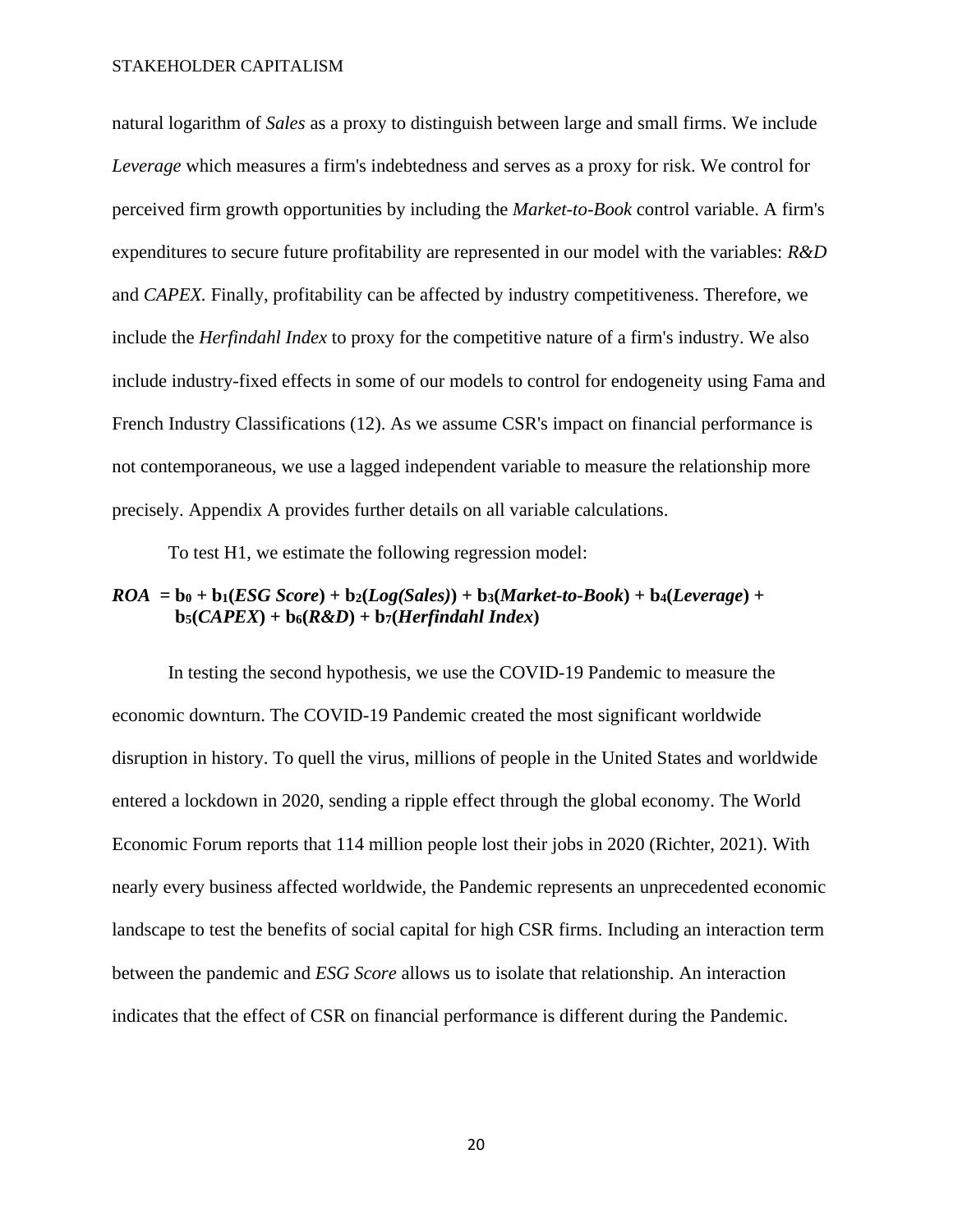natural logarithm of *Sales* as a proxy to distinguish between large and small firms. We include *Leverage* which measures a firm's indebtedness and serves as a proxy for risk. We control for perceived firm growth opportunities by including the *Market-to-Book* control variable. A firm's expenditures to secure future profitability are represented in our model with the variables: *R&D* and *CAPEX.* Finally, profitability can be affected by industry competitiveness. Therefore, we include the *Herfindahl Index* to proxy for the competitive nature of a firm's industry. We also include industry-fixed effects in some of our models to control for endogeneity using Fama and French Industry Classifications (12). As we assume CSR's impact on financial performance is not contemporaneous, we use a lagged independent variable to measure the relationship more precisely. Appendix A provides further details on all variable calculations.

To test H1, we estimate the following regression model:

$$ROA = b_0 + b_1(\textit{ESG Score}) + b_2(\textit{Log(Sales)}) + b_3(\textit{Market-to-Book}) + b_4(\textit{Leverage}) + b_5(\textit{CAPEX}) + b_6(\textit{R\&D}) + b_7(\textit{Herfindahl Index})$$

In testing the second hypothesis, we use the COVID-19 Pandemic to measure the economic downturn. The COVID-19 Pandemic created the most significant worldwide disruption in history. To quell the virus, millions of people in the United States and worldwide entered a lockdown in 2020, sending a ripple effect through the global economy. The World Economic Forum reports that 114 million people lost their jobs in 2020 (Richter, 2021). With nearly every business affected worldwide, the Pandemic represents an unprecedented economic landscape to test the benefits of social capital for high CSR firms. Including an interaction term between the pandemic and *ESG Score* allows us to isolate that relationship. An interaction indicates that the effect of CSR on financial performance is different during the Pandemic.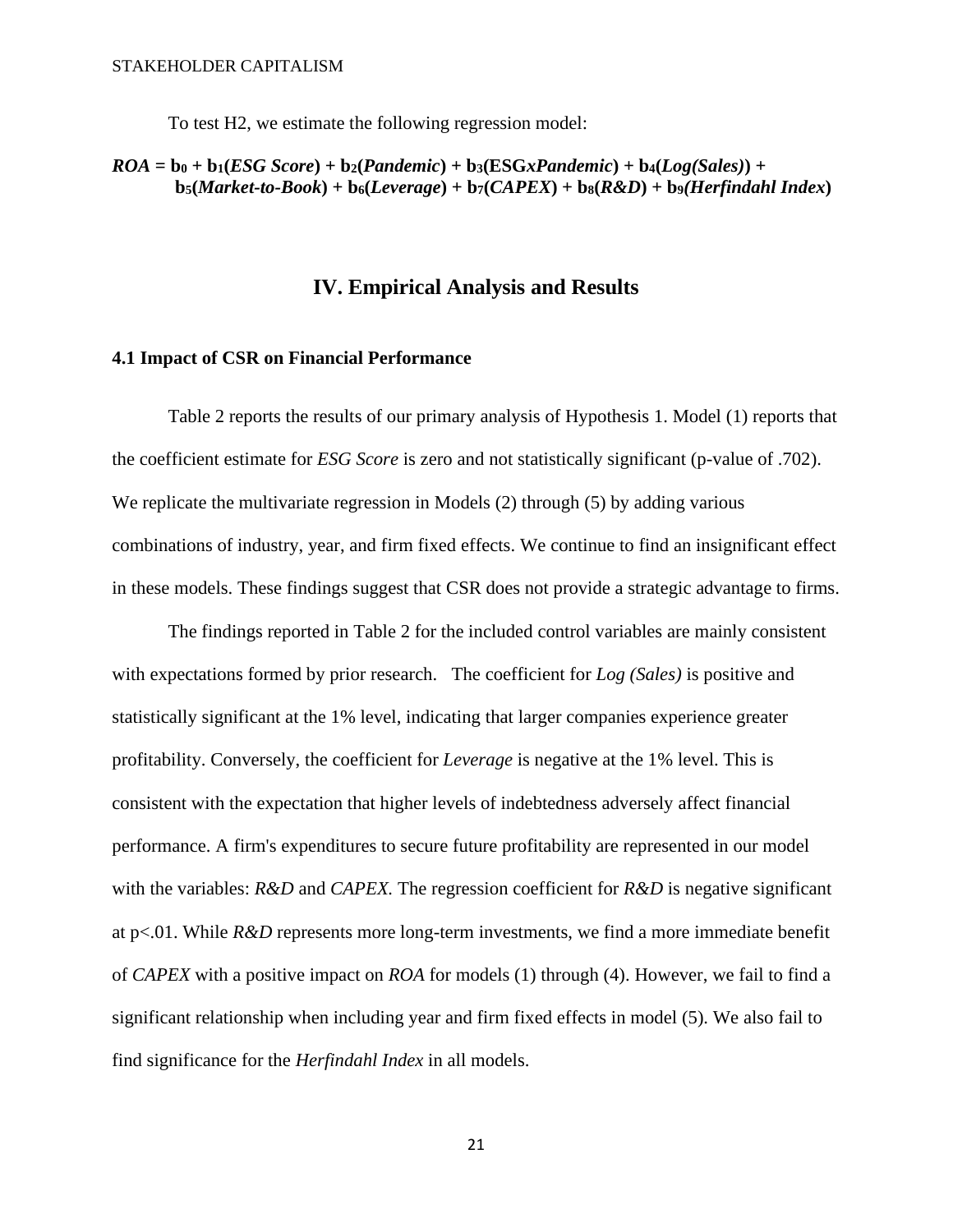To test H2, we estimate the following regression model:

$$ROA = b_0 + b_1(\textit{ESG Score}) + b_2(\textit{Pandemic}) + b_3(\textit{ESGxPandemic}) + b_4(\textit{Log(Sales)}) + b_5(\textit{Market-to-Book}) + b_6(\textit{Leverage}) + b_7(\textit{CAPEX}) + b_8(\textit{R\&D}) + b_9(\textit{Herfindahl Index})$$

# IV. Empirical Analysis and Results

### 4.1 Impact of CSR on Financial Performance

Table 2 reports the results of our primary analysis of Hypothesis 1. Model (1) reports that the coefficient estimate for *ESG Score* is zero and not statistically significant (p-value of .702). We replicate the multivariate regression in Models (2) through (5) by adding various combinations of industry, year, and firm fixed effects. We continue to find an insignificant effect in these models. These findings suggest that CSR does not provide a strategic advantage to firms.

The findings reported in Table 2 for the included control variables are mainly consistent with expectations formed by prior research. The coefficient for *Log (Sales)* is positive and statistically significant at the 1% level, indicating that larger companies experience greater profitability. Conversely, the coefficient for *Leverage* is negative at the 1% level. This is consistent with the expectation that higher levels of indebtedness adversely affect financial performance. A firm's expenditures to secure future profitability are represented in our model with the variables: *R&D* and *CAPEX.* The regression coefficient for *R&D* is negative significant at $p<.01$. While *R&D* represents more long-term investments, we find a more immediate benefit of *CAPEX* with a positive impact on *ROA* for models (1) through (4). However, we fail to find a significant relationship when including year and firm fixed effects in model (5). We also fail to find significance for the *Herfindahl Index* in all models.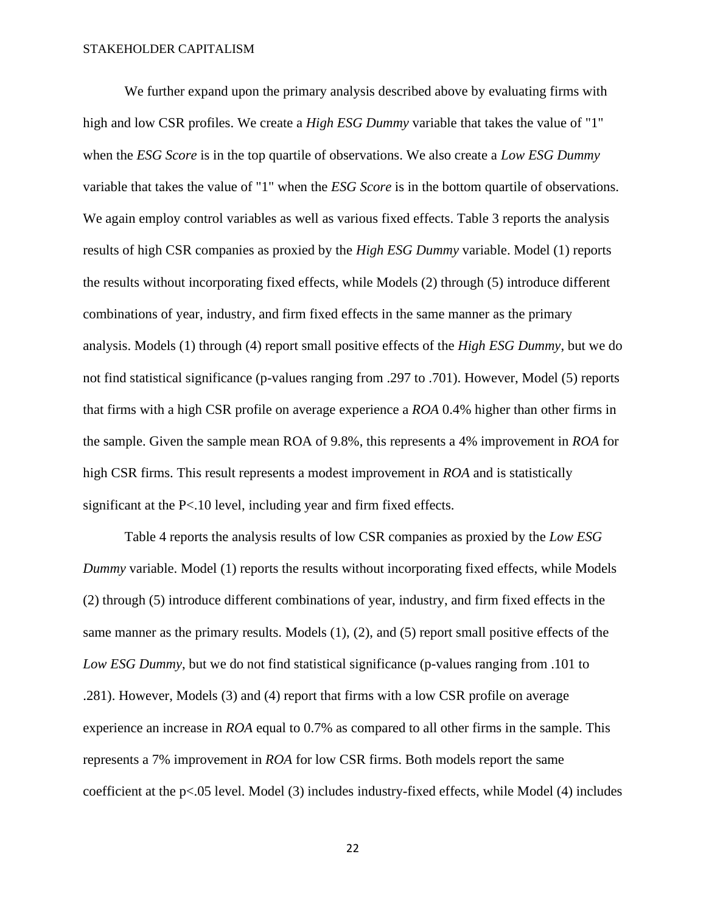We further expand upon the primary analysis described above by evaluating firms with high and low CSR profiles. We create a *High ESG Dummy* variable that takes the value of "1" when the *ESG Score* is in the top quartile of observations. We also create a *Low ESG Dummy* variable that takes the value of "1" when the *ESG Score* is in the bottom quartile of observations. We again employ control variables as well as various fixed effects. Table 3 reports the analysis results of high CSR companies as proxied by the *High ESG Dummy* variable. Model (1) reports the results without incorporating fixed effects, while Models (2) through (5) introduce different combinations of year, industry, and firm fixed effects in the same manner as the primary analysis. Models (1) through (4) report small positive effects of the *High ESG Dummy*, but we do not find statistical significance (p-values ranging from .297 to .701). However, Model (5) reports that firms with a high CSR profile on average experience a *ROA* 0.4% higher than other firms in the sample. Given the sample mean ROA of 9.8%, this represents a 4% improvement in *ROA* for high CSR firms. This result represents a modest improvement in *ROA* and is statistically significant at the $P<.10$ level, including year and firm fixed effects.

Table 4 reports the analysis results of low CSR companies as proxied by the *Low ESG Dummy* variable. Model (1) reports the results without incorporating fixed effects, while Models (2) through (5) introduce different combinations of year, industry, and firm fixed effects in the same manner as the primary results. Models (1), (2), and (5) report small positive effects of the *Low ESG Dummy*, but we do not find statistical significance (p-values ranging from .101 to .281). However, Models (3) and (4) report that firms with a low CSR profile on average experience an increase in *ROA* equal to 0.7% as compared to all other firms in the sample. This represents a 7% improvement in *ROA* for low CSR firms. Both models report the same coefficient at the $p<.05$ level. Model (3) includes industry-fixed effects, while Model (4) includes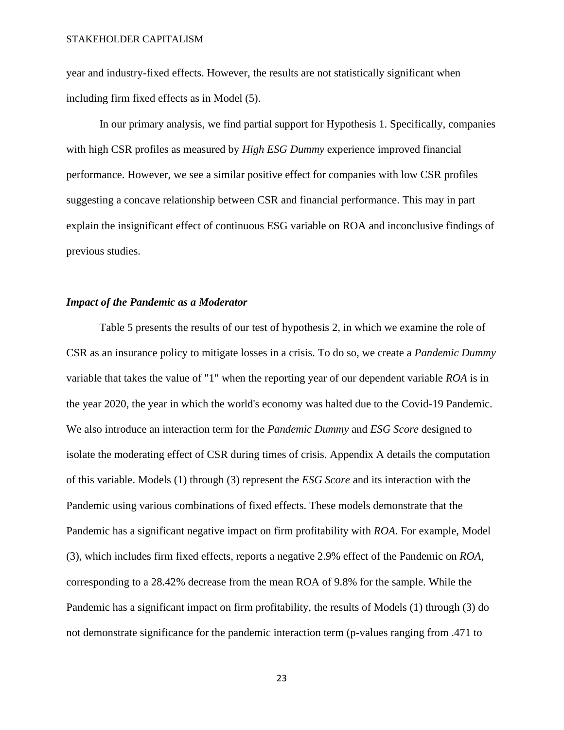year and industry-fixed effects. However, the results are not statistically significant when including firm fixed effects as in Model (5).

In our primary analysis, we find partial support for Hypothesis 1. Specifically, companies with high CSR profiles as measured by *High ESG Dummy* experience improved financial performance. However, we see a similar positive effect for companies with low CSR profiles suggesting a concave relationship between CSR and financial performance. This may in part explain the insignificant effect of continuous ESG variable on ROA and inconclusive findings of previous studies.

### *Impact of the Pandemic as a Moderator*

Table 5 presents the results of our test of hypothesis 2, in which we examine the role of CSR as an insurance policy to mitigate losses in a crisis. To do so, we create a *Pandemic Dummy* variable that takes the value of "1" when the reporting year of our dependent variable *ROA* is in the year 2020, the year in which the world's economy was halted due to the Covid-19 Pandemic. We also introduce an interaction term for the *Pandemic Dummy* and *ESG Score* designed to isolate the moderating effect of CSR during times of crisis. Appendix A details the computation of this variable. Models (1) through (3) represent the *ESG Score* and its interaction with the Pandemic using various combinations of fixed effects. These models demonstrate that the Pandemic has a significant negative impact on firm profitability with *ROA*. For example, Model (3), which includes firm fixed effects, reports a negative 2.9% effect of the Pandemic on *ROA*, corresponding to a 28.42% decrease from the mean ROA of 9.8% for the sample. While the Pandemic has a significant impact on firm profitability, the results of Models (1) through (3) do not demonstrate significance for the pandemic interaction term (p-values ranging from .471 to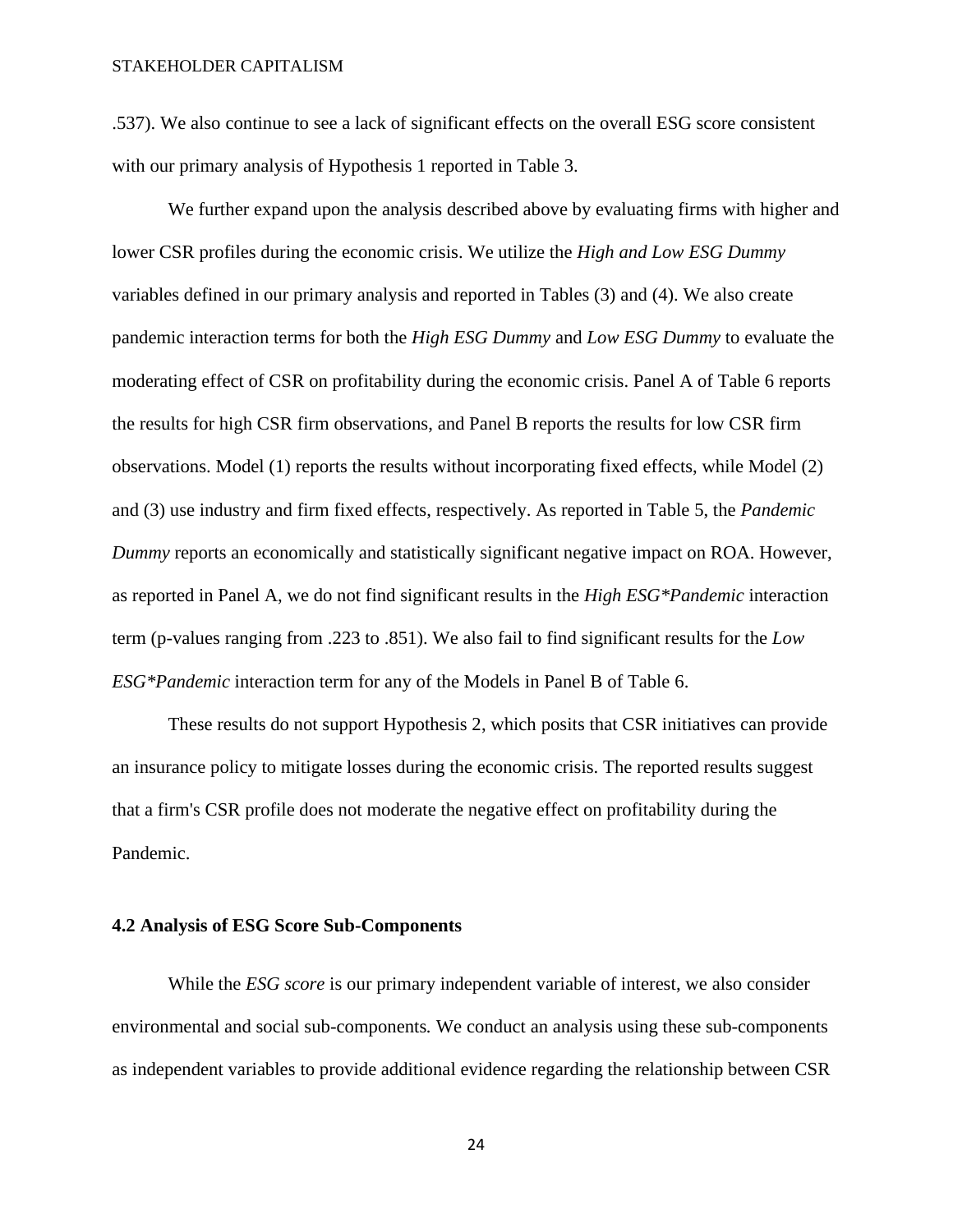.537). We also continue to see a lack of significant effects on the overall ESG score consistent with our primary analysis of Hypothesis 1 reported in Table 3.

We further expand upon the analysis described above by evaluating firms with higher and lower CSR profiles during the economic crisis. We utilize the *High and Low ESG Dummy* variables defined in our primary analysis and reported in Tables (3) and (4). We also create pandemic interaction terms for both the *High ESG Dummy* and *Low ESG Dummy* to evaluate the moderating effect of CSR on profitability during the economic crisis. Panel A of Table 6 reports the results for high CSR firm observations, and Panel B reports the results for low CSR firm observations. Model (1) reports the results without incorporating fixed effects, while Model (2) and (3) use industry and firm fixed effects, respectively. As reported in Table 5, the *Pandemic Dummy* reports an economically and statistically significant negative impact on ROA. However, as reported in Panel A, we do not find significant results in the *High ESG*Pandemic* interaction term (p-values ranging from .223 to .851). We also fail to find significant results for the *Low ESG*Pandemic* interaction term for any of the Models in Panel B of Table 6.

These results do not support Hypothesis 2, which posits that CSR initiatives can provide an insurance policy to mitigate losses during the economic crisis. The reported results suggest that a firm's CSR profile does not moderate the negative effect on profitability during the Pandemic.

### 4.2 Analysis of ESG Score Sub-Components

While the *ESG score* is our primary independent variable of interest, we also consider environmental and social sub-components*.* We conduct an analysis using these sub-components as independent variables to provide additional evidence regarding the relationship between CSR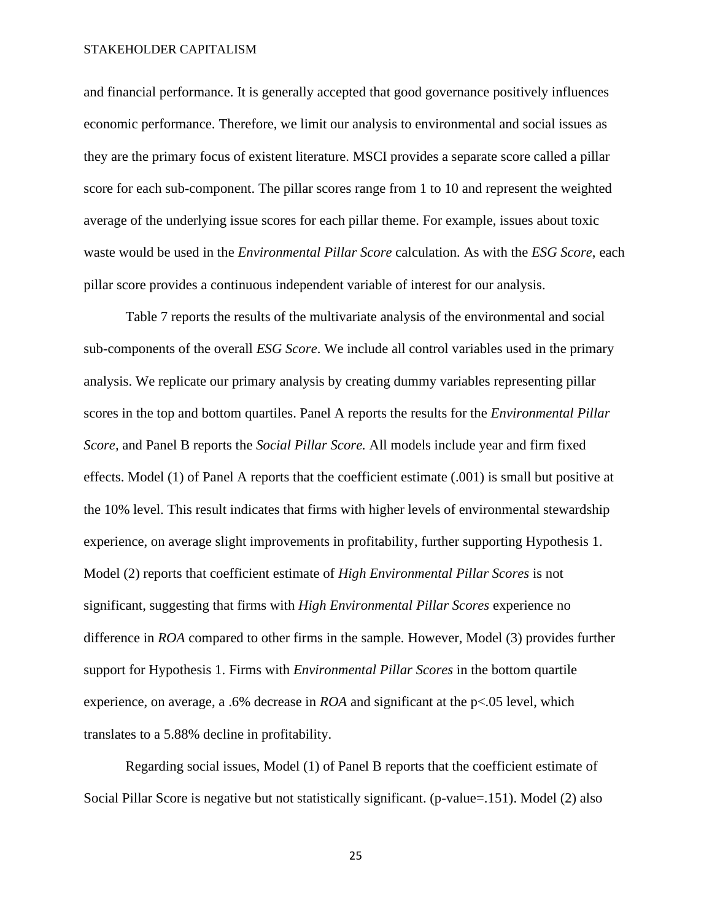and financial performance. It is generally accepted that good governance positively influences economic performance. Therefore, we limit our analysis to environmental and social issues as they are the primary focus of existent literature. MSCI provides a separate score called a pillar score for each sub-component. The pillar scores range from 1 to 10 and represent the weighted average of the underlying issue scores for each pillar theme. For example, issues about toxic waste would be used in the *Environmental Pillar Score* calculation. As with the *ESG Score*, each pillar score provides a continuous independent variable of interest for our analysis.

Table 7 reports the results of the multivariate analysis of the environmental and social sub-components of the overall *ESG Score*. We include all control variables used in the primary analysis. We replicate our primary analysis by creating dummy variables representing pillar scores in the top and bottom quartiles. Panel A reports the results for the *Environmental Pillar Score,* and Panel B reports the *Social Pillar Score.* All models include year and firm fixed effects. Model (1) of Panel A reports that the coefficient estimate (.001) is small but positive at the 10% level. This result indicates that firms with higher levels of environmental stewardship experience, on average slight improvements in profitability, further supporting Hypothesis 1. Model (2) reports that coefficient estimate of *High Environmental Pillar Scores* is not significant, suggesting that firms with *High Environmental Pillar Scores* experience no difference in *ROA* compared to other firms in the sample. However, Model (3) provides further support for Hypothesis 1. Firms with *Environmental Pillar Scores* in the bottom quartile experience, on average, a .6% decrease in *ROA* and significant at the $p<.05$ level, which translates to a 5.88% decline in profitability.

Regarding social issues, Model (1) of Panel B reports that the coefficient estimate of Social Pillar Score is negative but not statistically significant. (p-value=.151). Model (2) also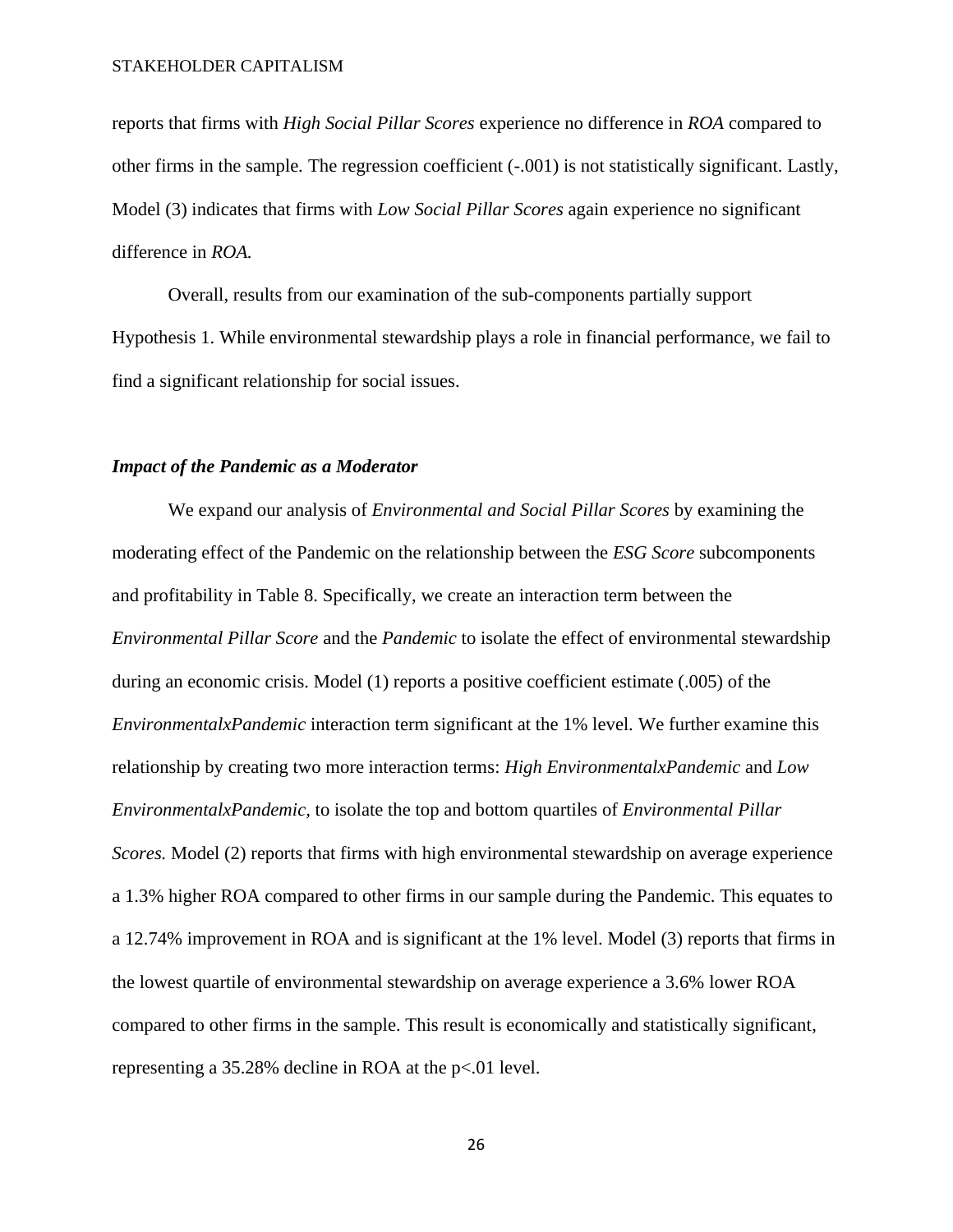reports that firms with *High Social Pillar Scores* experience no difference in *ROA* compared to other firms in the sample. The regression coefficient (-.001) is not statistically significant. Lastly, Model (3) indicates that firms with *Low Social Pillar Scores* again experience no significant difference in *ROA.*

Overall, results from our examination of the sub-components partially support Hypothesis 1. While environmental stewardship plays a role in financial performance, we fail to find a significant relationship for social issues.

### ***Impact of the Pandemic as a Moderator***

We expand our analysis of *Environmental and Social Pillar Scores* by examining the moderating effect of the Pandemic on the relationship between the *ESG Score* subcomponents and profitability in Table 8. Specifically, we create an interaction term between the *Environmental Pillar Score* and the *Pandemic* to isolate the effect of environmental stewardship during an economic crisis. Model (1) reports a positive coefficient estimate (.005) of the *EnvironmentalxPandemic* interaction term significant at the 1% level. We further examine this relationship by creating two more interaction terms: *High EnvironmentalxPandemic* and *Low EnvironmentalxPandemic*, to isolate the top and bottom quartiles of *Environmental Pillar Scores.* Model (2) reports that firms with high environmental stewardship on average experience a 1.3% higher ROA compared to other firms in our sample during the Pandemic. This equates to a 12.74% improvement in ROA and is significant at the 1% level. Model (3) reports that firms in the lowest quartile of environmental stewardship on average experience a 3.6% lower ROA compared to other firms in the sample. This result is economically and statistically significant, representing a 35.28% decline in ROA at the $p<.01$ level.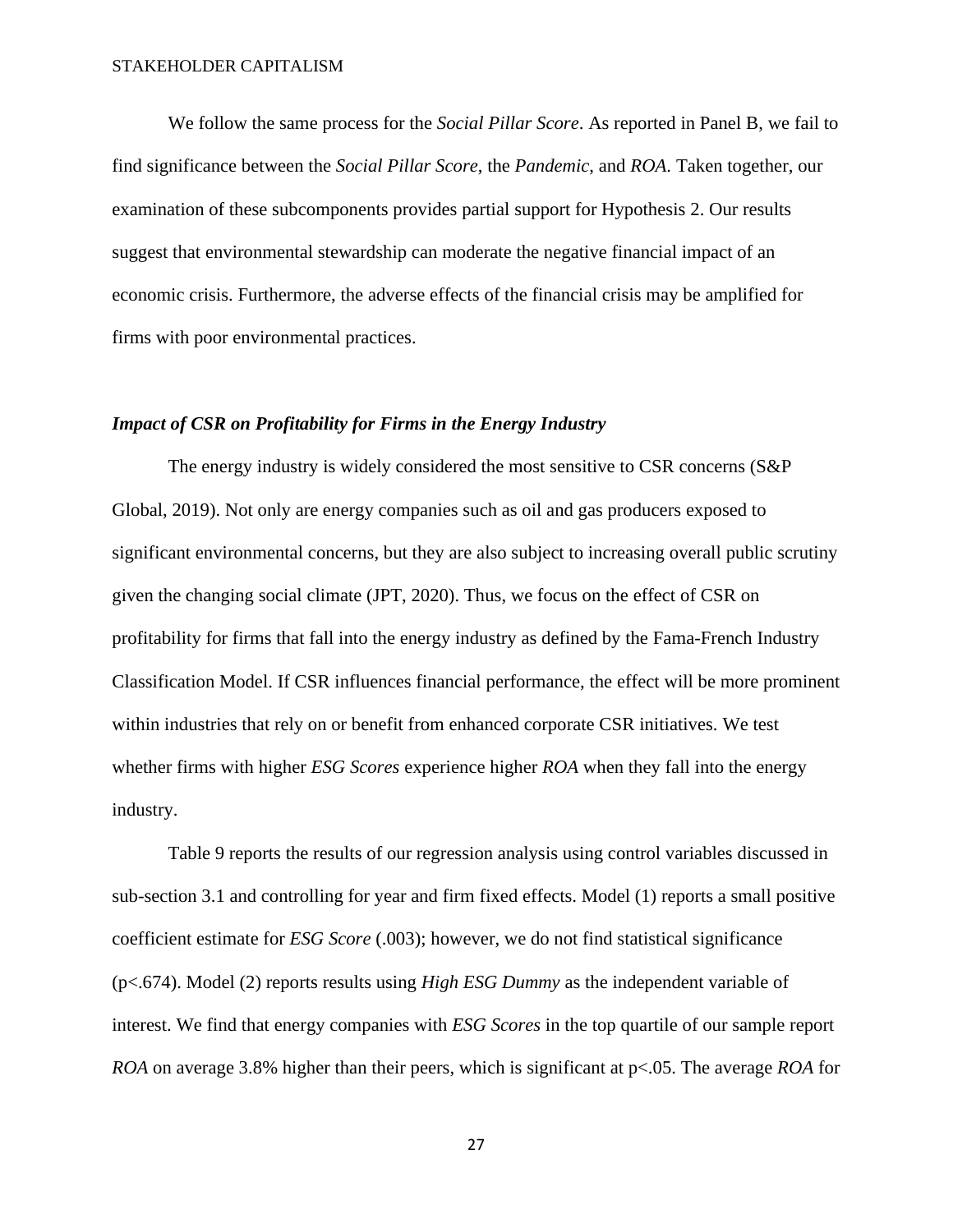We follow the same process for the *Social Pillar Score*. As reported in Panel B, we fail to find significance between the *Social Pillar Score*, the *Pandemic*, and *ROA*. Taken together, our examination of these subcomponents provides partial support for Hypothesis 2. Our results suggest that environmental stewardship can moderate the negative financial impact of an economic crisis. Furthermore, the adverse effects of the financial crisis may be amplified for firms with poor environmental practices.

### *Impact of CSR on Profitability for Firms in the Energy Industry*

The energy industry is widely considered the most sensitive to CSR concerns (S&P Global, 2019). Not only are energy companies such as oil and gas producers exposed to significant environmental concerns, but they are also subject to increasing overall public scrutiny given the changing social climate (JPT, 2020). Thus, we focus on the effect of CSR on profitability for firms that fall into the energy industry as defined by the Fama-French Industry Classification Model. If CSR influences financial performance, the effect will be more prominent within industries that rely on or benefit from enhanced corporate CSR initiatives. We test whether firms with higher *ESG Scores* experience higher *ROA* when they fall into the energy industry.

Table 9 reports the results of our regression analysis using control variables discussed in sub-section 3.1 and controlling for year and firm fixed effects. Model (1) reports a small positive coefficient estimate for *ESG Score* (.003); however, we do not find statistical significance ($p<.674$). Model (2) reports results using *High ESG Dummy* as the independent variable of interest. We find that energy companies with *ESG Scores* in the top quartile of our sample report *ROA* on average 3.8% higher than their peers, which is significant at $p<.05$. The average *ROA* for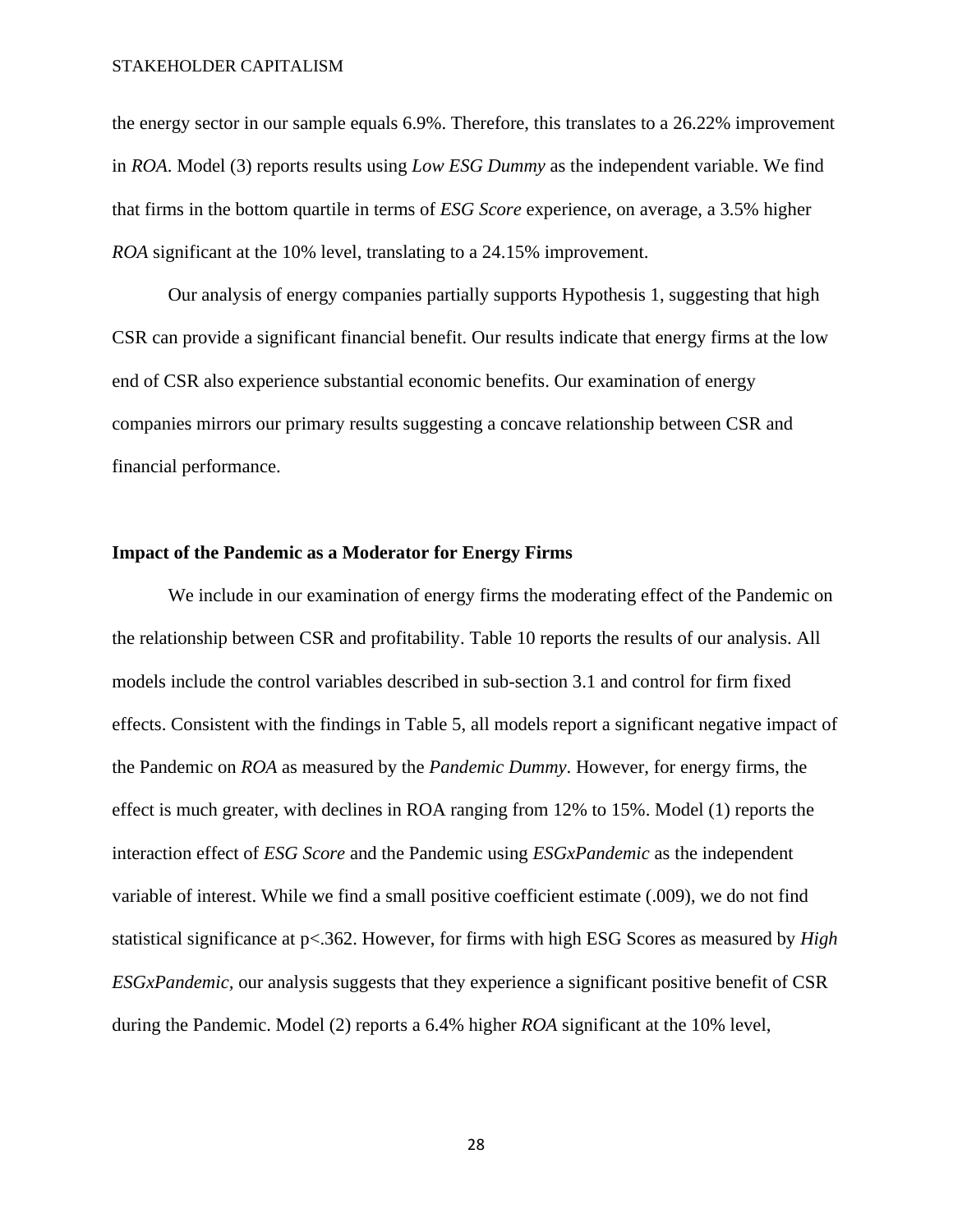the energy sector in our sample equals 6.9%. Therefore, this translates to a 26.22% improvement in *ROA*. Model (3) reports results using *Low ESG Dummy* as the independent variable. We find that firms in the bottom quartile in terms of *ESG Score* experience, on average, a 3.5% higher *ROA* significant at the 10% level, translating to a 24.15% improvement.

Our analysis of energy companies partially supports Hypothesis 1, suggesting that high CSR can provide a significant financial benefit. Our results indicate that energy firms at the low end of CSR also experience substantial economic benefits. Our examination of energy companies mirrors our primary results suggesting a concave relationship between CSR and financial performance.

**Impact of the Pandemic as a Moderator for Energy Firms**

We include in our examination of energy firms the moderating effect of the Pandemic on the relationship between CSR and profitability. Table 10 reports the results of our analysis. All models include the control variables described in sub-section 3.1 and control for firm fixed effects. Consistent with the findings in Table 5, all models report a significant negative impact of the Pandemic on *ROA* as measured by the *Pandemic Dummy*. However, for energy firms, the effect is much greater, with declines in ROA ranging from 12% to 15%. Model (1) reports the interaction effect of *ESG Score* and the Pandemic using *ESGxPandemic* as the independent variable of interest. While we find a small positive coefficient estimate (.009), we do not find statistical significance at $p<.362$. However, for firms with high ESG Scores as measured by *High ESGxPandemic*, our analysis suggests that they experience a significant positive benefit of CSR during the Pandemic. Model (2) reports a 6.4% higher *ROA* significant at the 10% level,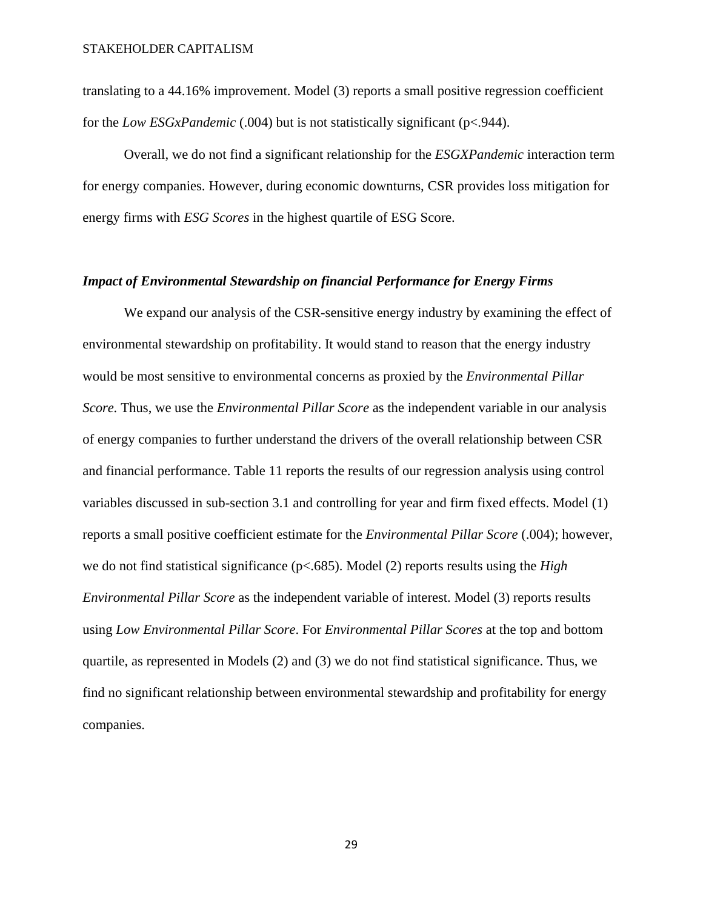translating to a 44.16% improvement. Model (3) reports a small positive regression coefficient for the *Low ESGxPandemic* (.004) but is not statistically significant ($p<.944$).

Overall, we do not find a significant relationship for the *ESGXPandemic* interaction term for energy companies. However, during economic downturns, CSR provides loss mitigation for energy firms with *ESG Scores* in the highest quartile of ESG Score.

### *Impact of Environmental Stewardship on financial Performance for Energy Firms*

We expand our analysis of the CSR-sensitive energy industry by examining the effect of environmental stewardship on profitability. It would stand to reason that the energy industry would be most sensitive to environmental concerns as proxied by the *Environmental Pillar Score.* Thus, we use the *Environmental Pillar Score* as the independent variable in our analysis of energy companies to further understand the drivers of the overall relationship between CSR and financial performance. Table 11 reports the results of our regression analysis using control variables discussed in sub-section 3.1 and controlling for year and firm fixed effects. Model (1) reports a small positive coefficient estimate for the *Environmental Pillar Score* (.004); however, we do not find statistical significance ($p<.685$). Model (2) reports results using the *High Environmental Pillar Score* as the independent variable of interest. Model (3) reports results using *Low Environmental Pillar Score*. For *Environmental Pillar Scores* at the top and bottom quartile, as represented in Models (2) and (3) we do not find statistical significance. Thus, we find no significant relationship between environmental stewardship and profitability for energy companies.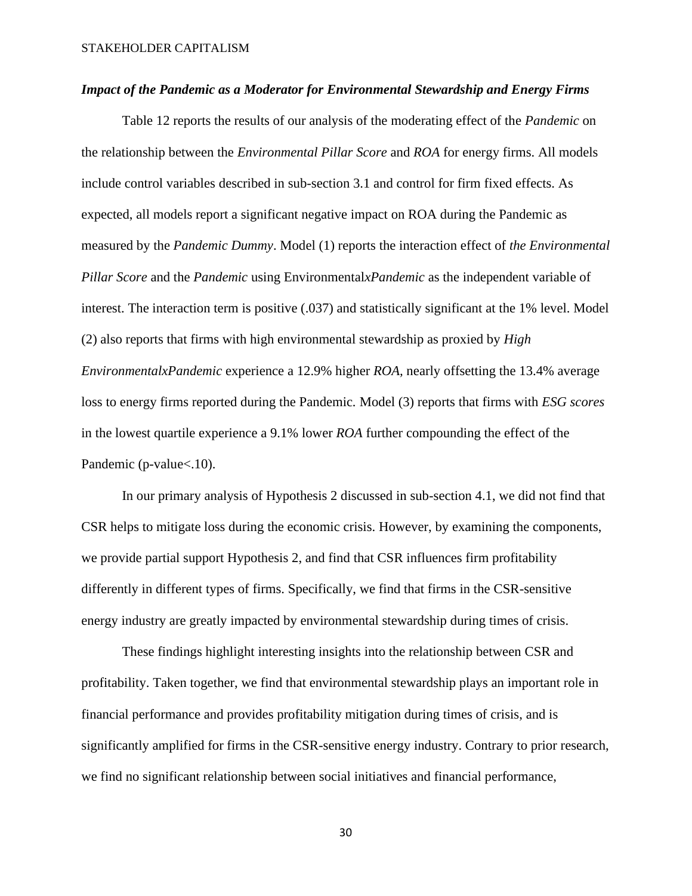### *Impact of the Pandemic as a Moderator for Environmental Stewardship and Energy Firms*

Table 12 reports the results of our analysis of the moderating effect of the *Pandemic* on the relationship between the *Environmental Pillar Score* and *ROA* for energy firms. All models include control variables described in sub-section 3.1 and control for firm fixed effects. As expected, all models report a significant negative impact on ROA during the Pandemic as measured by the *Pandemic Dummy*. Model (1) reports the interaction effect of *the Environmental Pillar Score* and the *Pandemic* using Environmental*xPandemic* as the independent variable of interest. The interaction term is positive (.037) and statistically significant at the 1% level. Model (2) also reports that firms with high environmental stewardship as proxied by *High EnvironmentalxPandemic* experience a 12.9% higher *ROA*, nearly offsetting the 13.4% average loss to energy firms reported during the Pandemic. Model (3) reports that firms with *ESG scores* in the lowest quartile experience a 9.1% lower *ROA* further compounding the effect of the Pandemic (p-value<.10).

In our primary analysis of Hypothesis 2 discussed in sub-section 4.1, we did not find that CSR helps to mitigate loss during the economic crisis. However, by examining the components, we provide partial support Hypothesis 2, and find that CSR influences firm profitability differently in different types of firms. Specifically, we find that firms in the CSR-sensitive energy industry are greatly impacted by environmental stewardship during times of crisis.

These findings highlight interesting insights into the relationship between CSR and profitability. Taken together, we find that environmental stewardship plays an important role in financial performance and provides profitability mitigation during times of crisis, and is significantly amplified for firms in the CSR-sensitive energy industry. Contrary to prior research, we find no significant relationship between social initiatives and financial performance,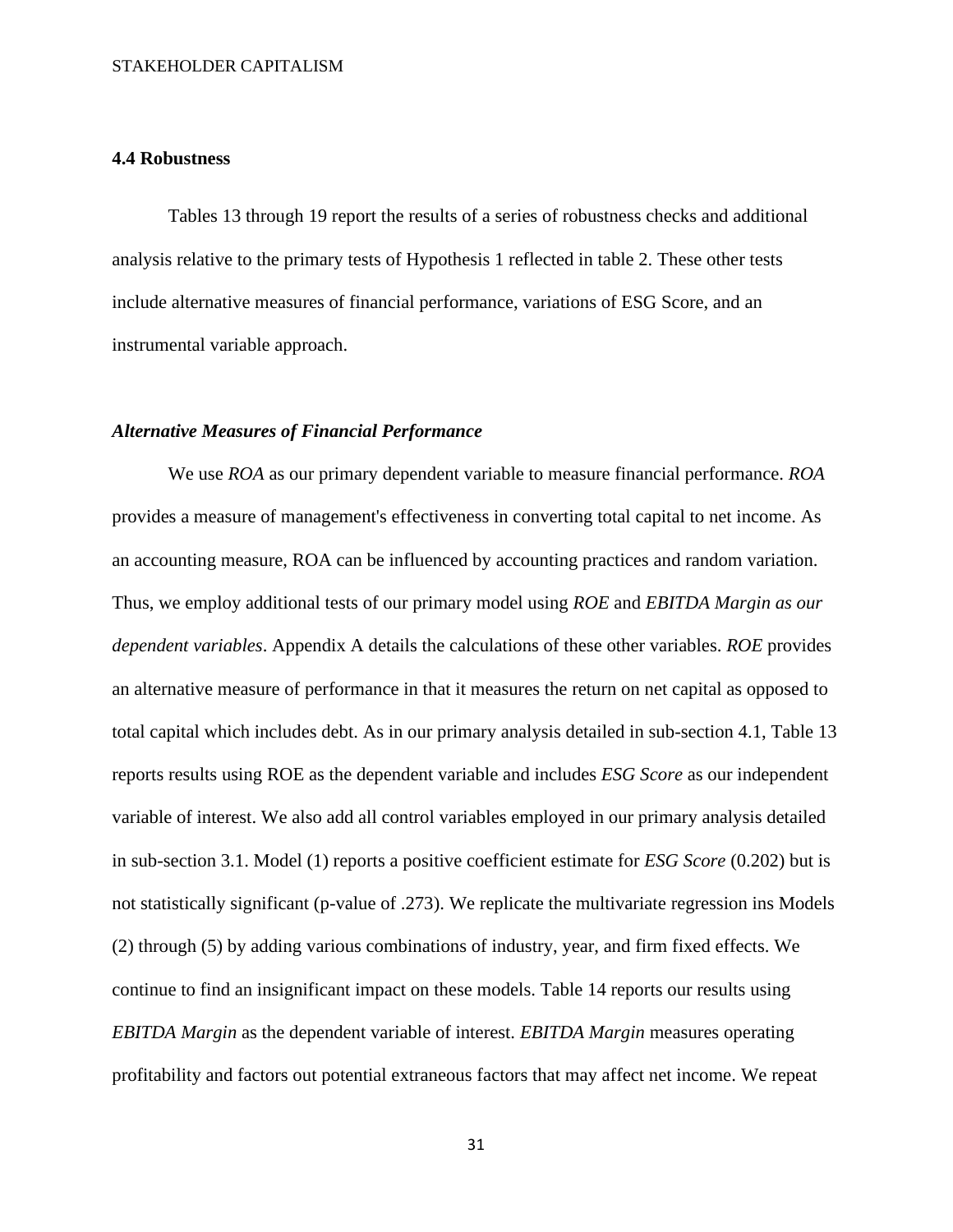### 4.4 Robustness

Tables 13 through 19 report the results of a series of robustness checks and additional analysis relative to the primary tests of Hypothesis 1 reflected in table 2. These other tests include alternative measures of financial performance, variations of ESG Score, and an instrumental variable approach.

#### *Alternative Measures of Financial Performance*

We use *ROA* as our primary dependent variable to measure financial performance. *ROA* provides a measure of management's effectiveness in converting total capital to net income. As an accounting measure, ROA can be influenced by accounting practices and random variation. Thus, we employ additional tests of our primary model using *ROE* and *EBITDA Margin as our dependent variables*. Appendix A details the calculations of these other variables. *ROE* provides an alternative measure of performance in that it measures the return on net capital as opposed to total capital which includes debt. As in our primary analysis detailed in sub-section 4.1, Table 13 reports results using ROE as the dependent variable and includes *ESG Score* as our independent variable of interest. We also add all control variables employed in our primary analysis detailed in sub-section 3.1. Model (1) reports a positive coefficient estimate for *ESG Score* (0.202) but is not statistically significant (p-value of .273). We replicate the multivariate regression ins Models (2) through (5) by adding various combinations of industry, year, and firm fixed effects. We continue to find an insignificant impact on these models. Table 14 reports our results using *EBITDA Margin* as the dependent variable of interest. *EBITDA Margin* measures operating profitability and factors out potential extraneous factors that may affect net income. We repeat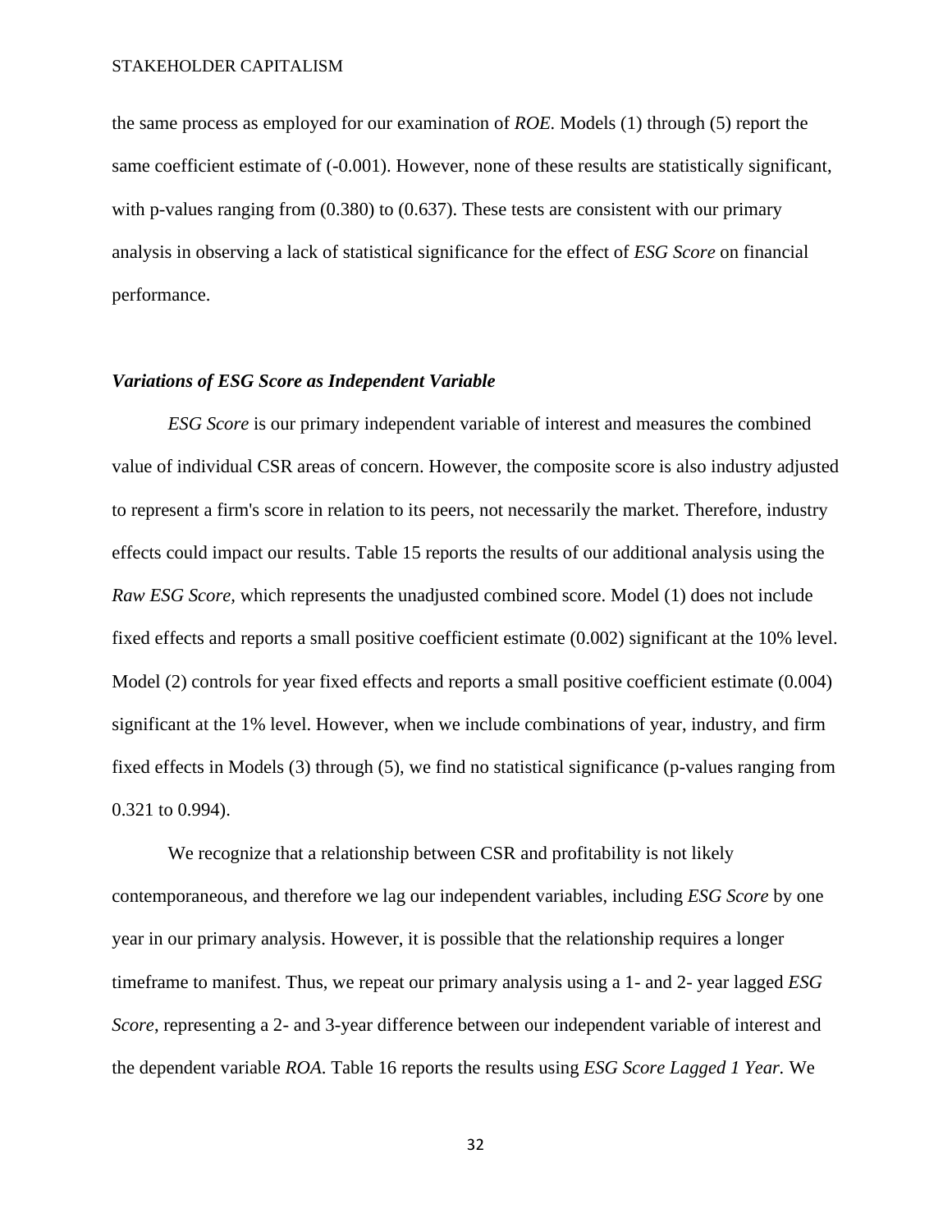the same process as employed for our examination of *ROE*. Models (1) through (5) report the same coefficient estimate of (-0.001). However, none of these results are statistically significant, with p-values ranging from (0.380) to (0.637). These tests are consistent with our primary analysis in observing a lack of statistical significance for the effect of *ESG Score* on financial performance.

### *Variations of ESG Score as Independent Variable*

*ESG Score* is our primary independent variable of interest and measures the combined value of individual CSR areas of concern. However, the composite score is also industry adjusted to represent a firm's score in relation to its peers, not necessarily the market. Therefore, industry effects could impact our results. Table 15 reports the results of our additional analysis using the *Raw ESG Score,* which represents the unadjusted combined score. Model (1) does not include fixed effects and reports a small positive coefficient estimate (0.002) significant at the 10% level. Model (2) controls for year fixed effects and reports a small positive coefficient estimate (0.004) significant at the 1% level. However, when we include combinations of year, industry, and firm fixed effects in Models (3) through (5), we find no statistical significance (p-values ranging from 0.321 to 0.994).

We recognize that a relationship between CSR and profitability is not likely contemporaneous, and therefore we lag our independent variables, including *ESG Score* by one year in our primary analysis. However, it is possible that the relationship requires a longer timeframe to manifest. Thus, we repeat our primary analysis using a 1- and 2- year lagged *ESG Score*, representing a 2- and 3-year difference between our independent variable of interest and the dependent variable *ROA*. Table 16 reports the results using *ESG Score Lagged 1 Year.* We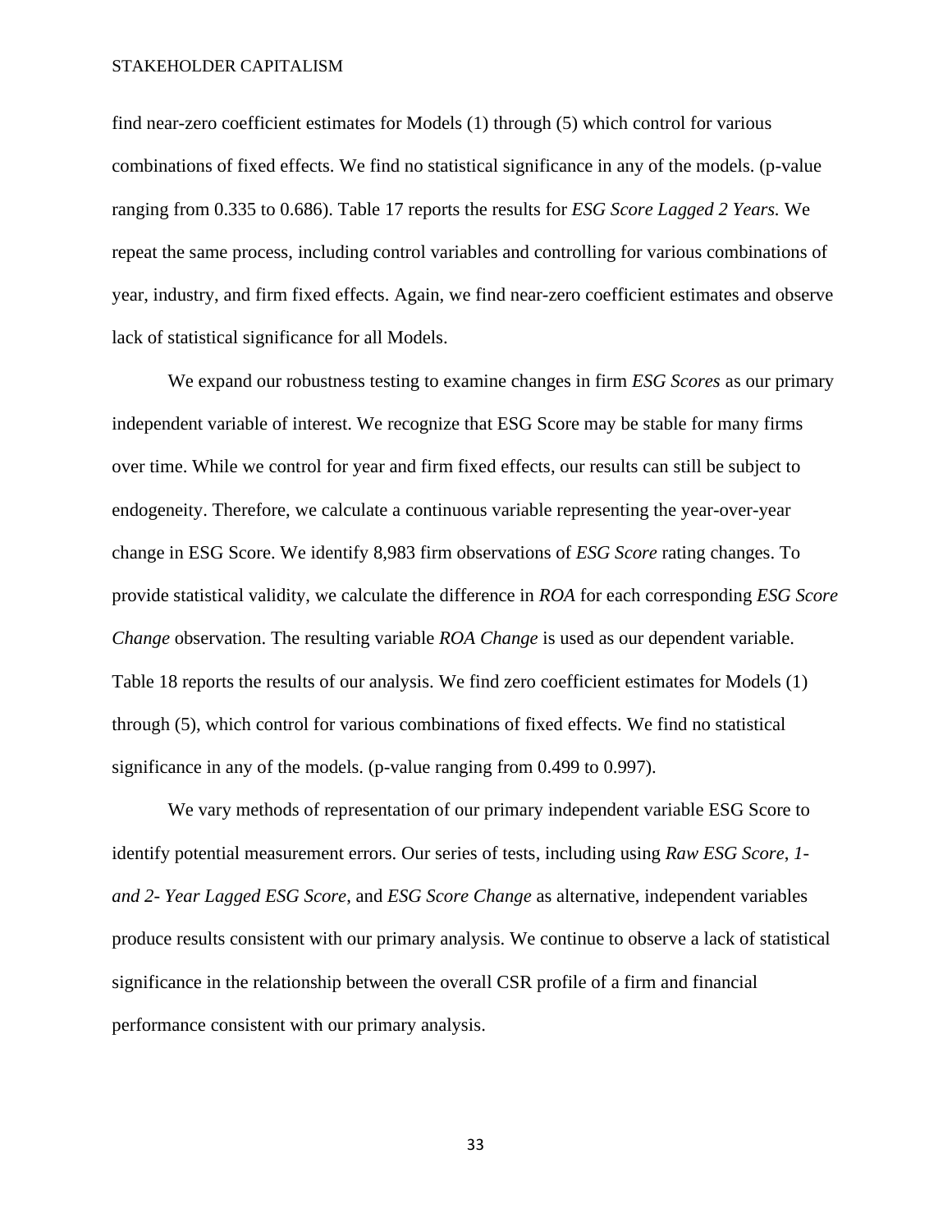find near-zero coefficient estimates for Models (1) through (5) which control for various combinations of fixed effects. We find no statistical significance in any of the models. (p-value ranging from 0.335 to 0.686). Table 17 reports the results for *ESG Score Lagged 2 Years.* We repeat the same process, including control variables and controlling for various combinations of year, industry, and firm fixed effects. Again, we find near-zero coefficient estimates and observe lack of statistical significance for all Models.

We expand our robustness testing to examine changes in firm *ESG Scores* as our primary independent variable of interest. We recognize that ESG Score may be stable for many firms over time. While we control for year and firm fixed effects, our results can still be subject to endogeneity. Therefore, we calculate a continuous variable representing the year-over-year change in ESG Score. We identify 8,983 firm observations of *ESG Score* rating changes. To provide statistical validity, we calculate the difference in *ROA* for each corresponding *ESG Score Change* observation. The resulting variable *ROA Change* is used as our dependent variable. Table 18 reports the results of our analysis. We find zero coefficient estimates for Models (1) through (5), which control for various combinations of fixed effects. We find no statistical significance in any of the models. (p-value ranging from 0.499 to 0.997).

We vary methods of representation of our primary independent variable ESG Score to identify potential measurement errors. Our series of tests, including using *Raw ESG Score*, *1- and 2- Year Lagged ESG Score*, and *ESG Score Change* as alternative, independent variables produce results consistent with our primary analysis. We continue to observe a lack of statistical significance in the relationship between the overall CSR profile of a firm and financial performance consistent with our primary analysis.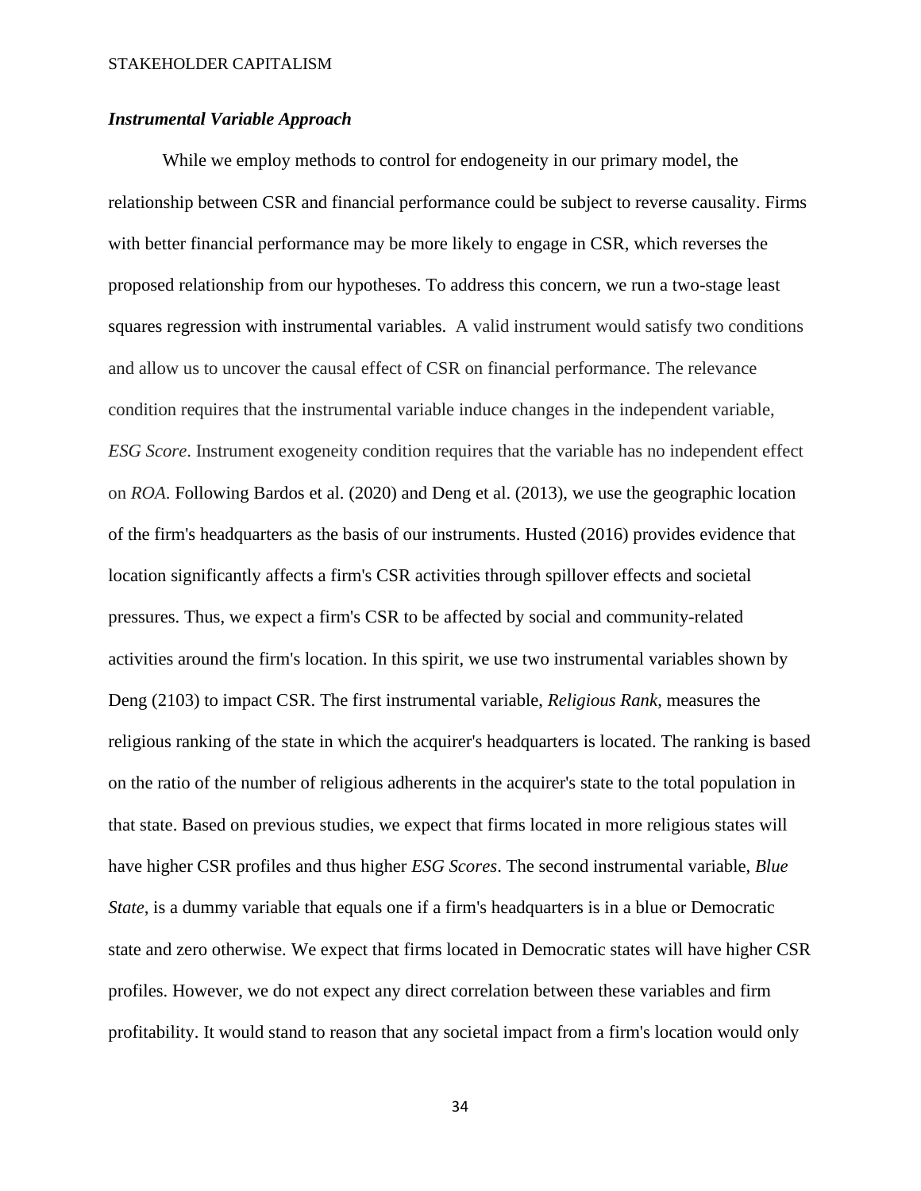### *Instrumental Variable Approach*

While we employ methods to control for endogeneity in our primary model, the relationship between CSR and financial performance could be subject to reverse causality. Firms with better financial performance may be more likely to engage in CSR, which reverses the proposed relationship from our hypotheses. To address this concern, we run a two-stage least squares regression with instrumental variables. A valid instrument would satisfy two conditions and allow us to uncover the causal effect of CSR on financial performance. The relevance condition requires that the instrumental variable induce changes in the independent variable, *ESG Score*. Instrument exogeneity condition requires that the variable has no independent effect on *ROA.* Following Bardos et al. (2020) and Deng et al. (2013), we use the geographic location of the firm's headquarters as the basis of our instruments. Husted (2016) provides evidence that location significantly affects a firm's CSR activities through spillover effects and societal pressures. Thus, we expect a firm's CSR to be affected by social and community-related activities around the firm's location. In this spirit, we use two instrumental variables shown by Deng (2103) to impact CSR. The first instrumental variable, *Religious Rank*, measures the religious ranking of the state in which the acquirer's headquarters is located. The ranking is based on the ratio of the number of religious adherents in the acquirer's state to the total population in that state. Based on previous studies, we expect that firms located in more religious states will have higher CSR profiles and thus higher *ESG Scores*. The second instrumental variable, *Blue State*, is a dummy variable that equals one if a firm's headquarters is in a blue or Democratic state and zero otherwise. We expect that firms located in Democratic states will have higher CSR profiles. However, we do not expect any direct correlation between these variables and firm profitability. It would stand to reason that any societal impact from a firm's location would only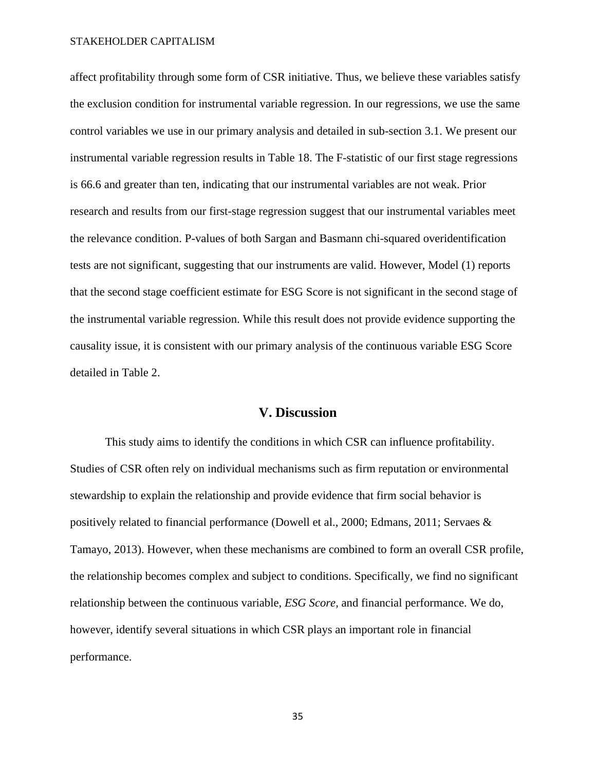affect profitability through some form of CSR initiative. Thus, we believe these variables satisfy the exclusion condition for instrumental variable regression. In our regressions, we use the same control variables we use in our primary analysis and detailed in sub-section 3.1. We present our instrumental variable regression results in Table 18. The F-statistic of our first stage regressions is 66.6 and greater than ten, indicating that our instrumental variables are not weak. Prior research and results from our first-stage regression suggest that our instrumental variables meet the relevance condition. P-values of both Sargan and Basmann chi-squared overidentification tests are not significant, suggesting that our instruments are valid. However, Model (1) reports that the second stage coefficient estimate for ESG Score is not significant in the second stage of the instrumental variable regression. While this result does not provide evidence supporting the causality issue, it is consistent with our primary analysis of the continuous variable ESG Score detailed in Table 2.

## V. Discussion

This study aims to identify the conditions in which CSR can influence profitability. Studies of CSR often rely on individual mechanisms such as firm reputation or environmental stewardship to explain the relationship and provide evidence that firm social behavior is positively related to financial performance (Dowell et al., 2000; Edmans, 2011; Servaes & Tamayo, 2013). However, when these mechanisms are combined to form an overall CSR profile, the relationship becomes complex and subject to conditions. Specifically, we find no significant relationship between the continuous variable, *ESG Score*, and financial performance. We do, however, identify several situations in which CSR plays an important role in financial performance.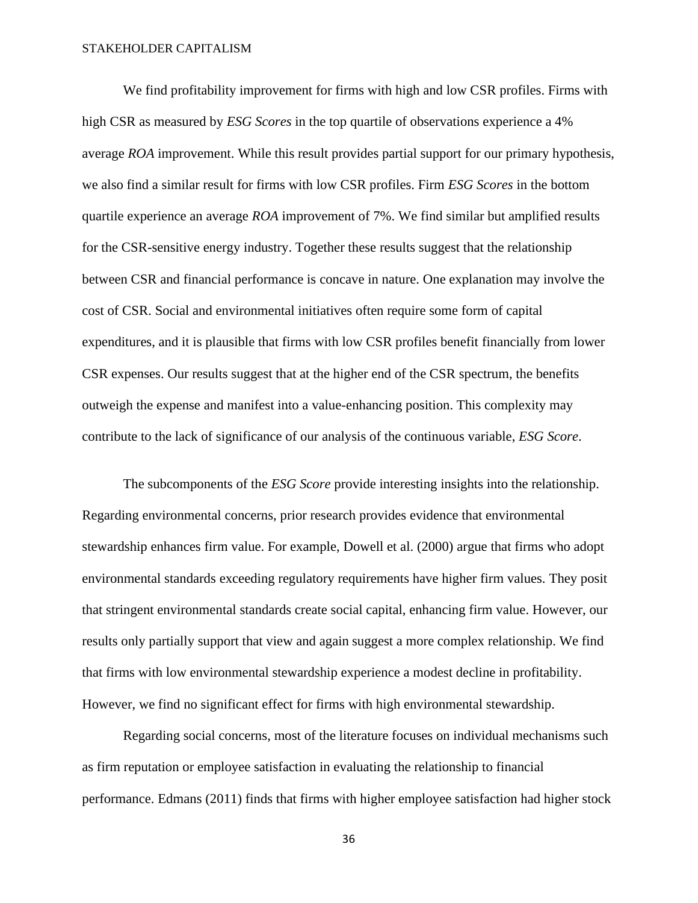We find profitability improvement for firms with high and low CSR profiles. Firms with high CSR as measured by *ESG Scores* in the top quartile of observations experience a 4% average *ROA* improvement. While this result provides partial support for our primary hypothesis, we also find a similar result for firms with low CSR profiles. Firm *ESG Scores* in the bottom quartile experience an average *ROA* improvement of 7%. We find similar but amplified results for the CSR-sensitive energy industry. Together these results suggest that the relationship between CSR and financial performance is concave in nature. One explanation may involve the cost of CSR. Social and environmental initiatives often require some form of capital expenditures, and it is plausible that firms with low CSR profiles benefit financially from lower CSR expenses. Our results suggest that at the higher end of the CSR spectrum, the benefits outweigh the expense and manifest into a value-enhancing position. This complexity may contribute to the lack of significance of our analysis of the continuous variable, *ESG Score*.

The subcomponents of the *ESG Score* provide interesting insights into the relationship. Regarding environmental concerns, prior research provides evidence that environmental stewardship enhances firm value. For example, Dowell et al. (2000) argue that firms who adopt environmental standards exceeding regulatory requirements have higher firm values. They posit that stringent environmental standards create social capital, enhancing firm value. However, our results only partially support that view and again suggest a more complex relationship. We find that firms with low environmental stewardship experience a modest decline in profitability. However, we find no significant effect for firms with high environmental stewardship.

Regarding social concerns, most of the literature focuses on individual mechanisms such as firm reputation or employee satisfaction in evaluating the relationship to financial performance. Edmans (2011) finds that firms with higher employee satisfaction had higher stock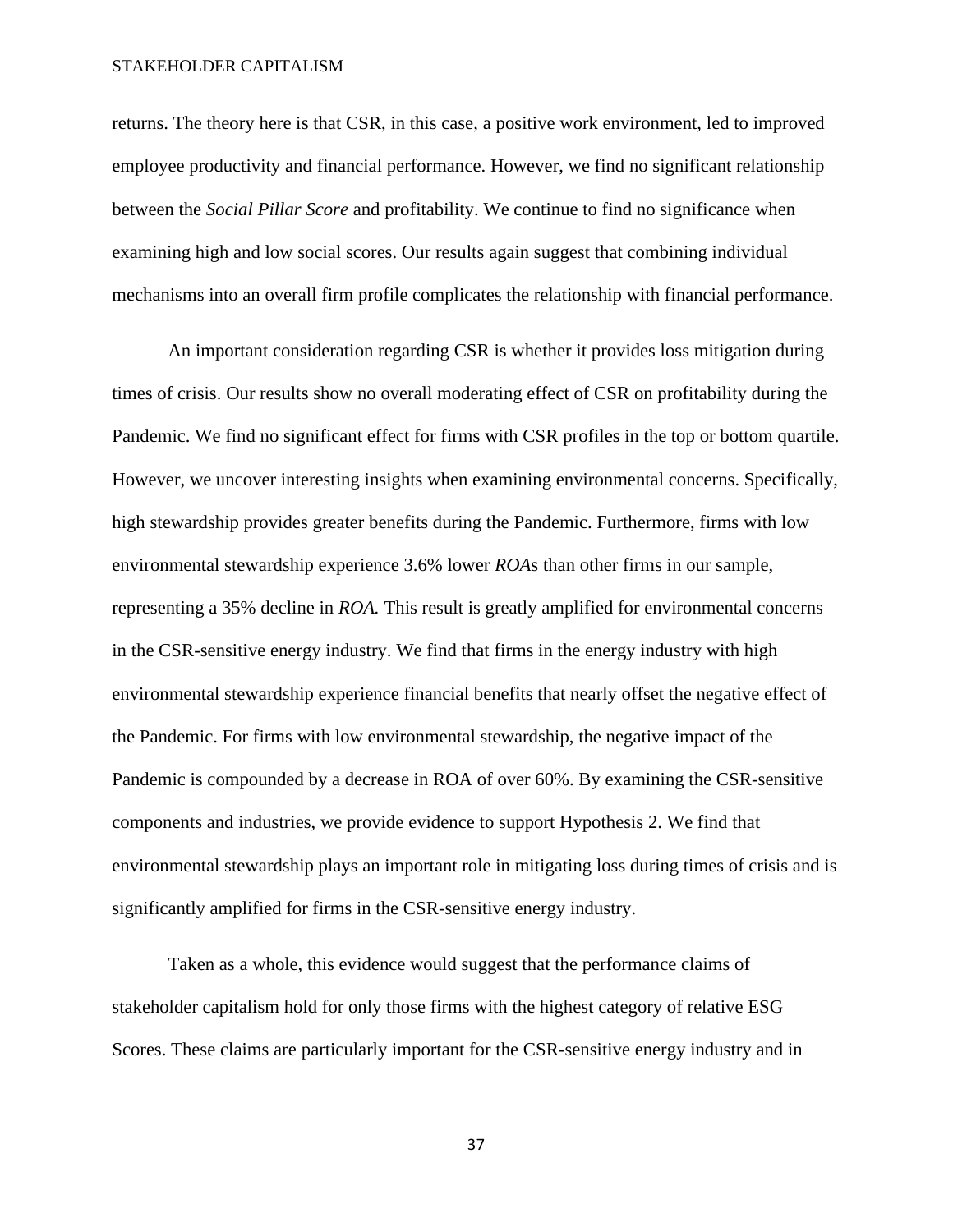returns. The theory here is that CSR, in this case, a positive work environment, led to improved employee productivity and financial performance. However, we find no significant relationship between the *Social Pillar Score* and profitability. We continue to find no significance when examining high and low social scores. Our results again suggest that combining individual mechanisms into an overall firm profile complicates the relationship with financial performance.

An important consideration regarding CSR is whether it provides loss mitigation during times of crisis. Our results show no overall moderating effect of CSR on profitability during the Pandemic. We find no significant effect for firms with CSR profiles in the top or bottom quartile. However, we uncover interesting insights when examining environmental concerns. Specifically, high stewardship provides greater benefits during the Pandemic. Furthermore, firms with low environmental stewardship experience 3.6% lower *ROA*s than other firms in our sample, representing a 35% decline in *ROA.* This result is greatly amplified for environmental concerns in the CSR-sensitive energy industry. We find that firms in the energy industry with high environmental stewardship experience financial benefits that nearly offset the negative effect of the Pandemic. For firms with low environmental stewardship, the negative impact of the Pandemic is compounded by a decrease in ROA of over 60%. By examining the CSR-sensitive components and industries, we provide evidence to support Hypothesis 2. We find that environmental stewardship plays an important role in mitigating loss during times of crisis and is significantly amplified for firms in the CSR-sensitive energy industry.

Taken as a whole, this evidence would suggest that the performance claims of stakeholder capitalism hold for only those firms with the highest category of relative ESG Scores. These claims are particularly important for the CSR-sensitive energy industry and in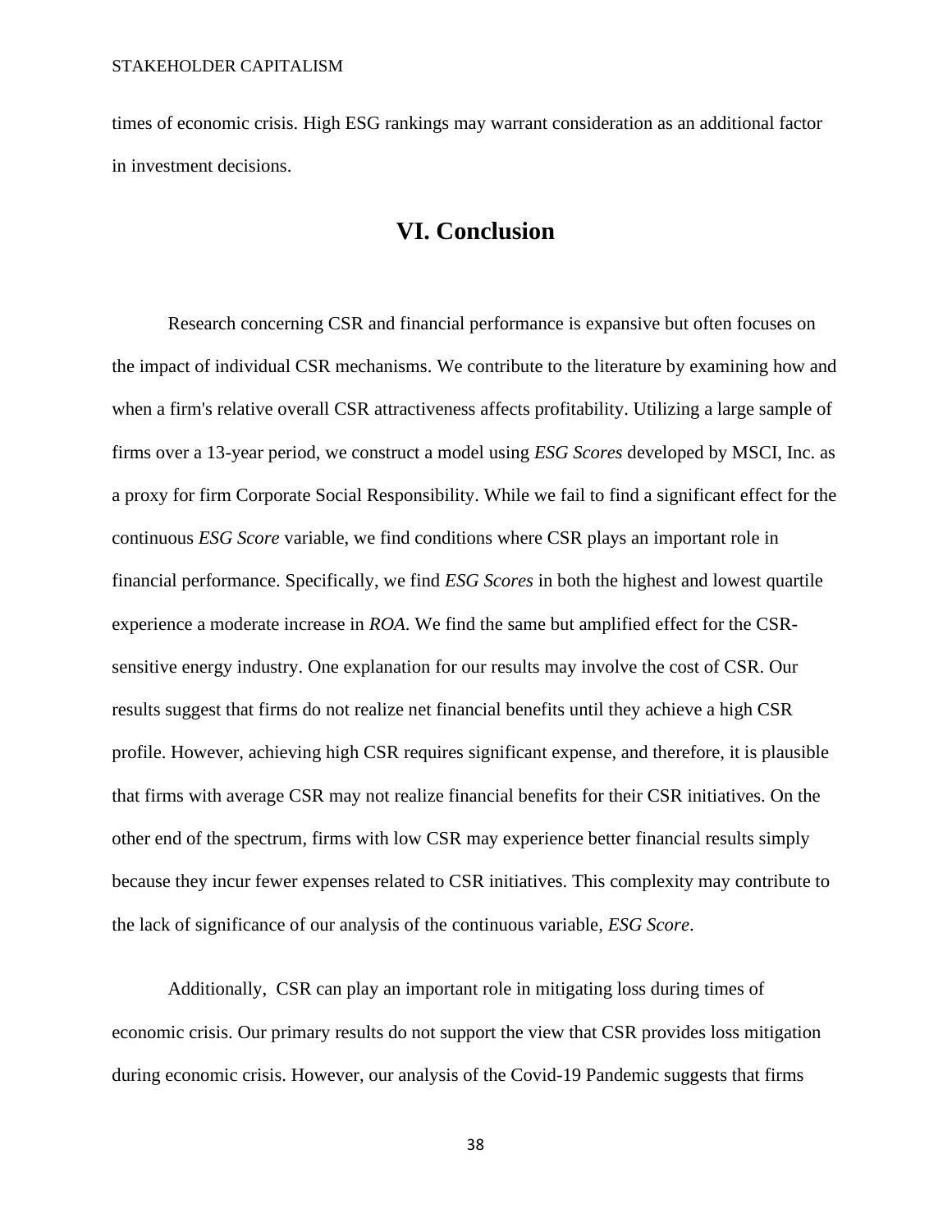times of economic crisis. High ESG rankings may warrant consideration as an additional factor in investment decisions.

## VI. Conclusion

Research concerning CSR and financial performance is expansive but often focuses on the impact of individual CSR mechanisms. We contribute to the literature by examining how and when a firm's relative overall CSR attractiveness affects profitability. Utilizing a large sample of firms over a 13-year period, we construct a model using *ESG Scores* developed by MSCI, Inc. as a proxy for firm Corporate Social Responsibility. While we fail to find a significant effect for the continuous *ESG Score* variable, we find conditions where CSR plays an important role in financial performance. Specifically, we find *ESG Scores* in both the highest and lowest quartile experience a moderate increase in *ROA.* We find the same but amplified effect for the CSR-sensitive energy industry. One explanation for our results may involve the cost of CSR. Our results suggest that firms do not realize net financial benefits until they achieve a high CSR profile. However, achieving high CSR requires significant expense, and therefore, it is plausible that firms with average CSR may not realize financial benefits for their CSR initiatives. On the other end of the spectrum, firms with low CSR may experience better financial results simply because they incur fewer expenses related to CSR initiatives. This complexity may contribute to the lack of significance of our analysis of the continuous variable, *ESG Score*.

Additionally, CSR can play an important role in mitigating loss during times of economic crisis. Our primary results do not support the view that CSR provides loss mitigation during economic crisis. However, our analysis of the Covid-19 Pandemic suggests that firms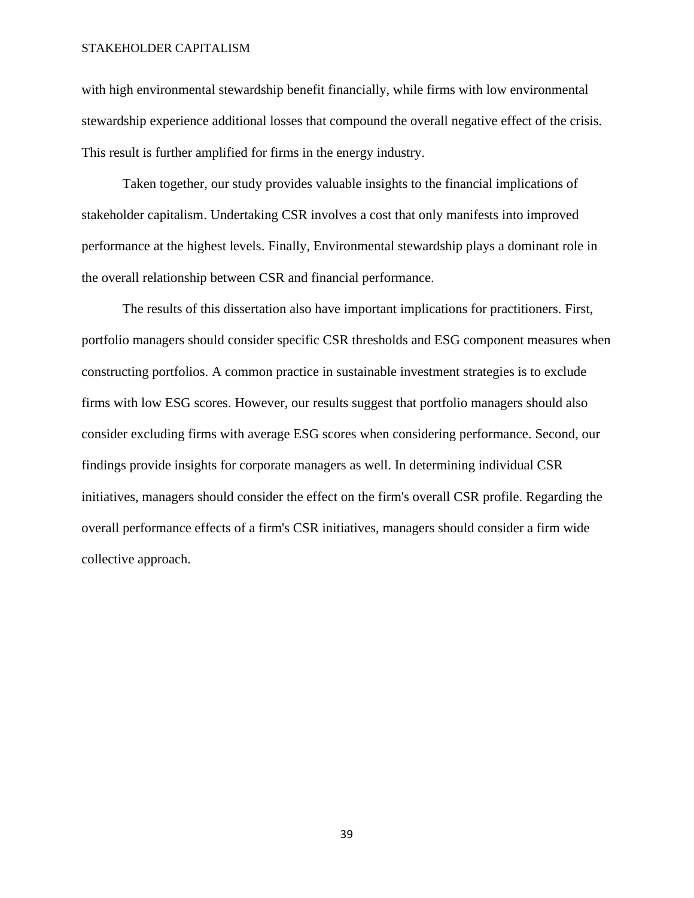with high environmental stewardship benefit financially, while firms with low environmental stewardship experience additional losses that compound the overall negative effect of the crisis. This result is further amplified for firms in the energy industry.

Taken together, our study provides valuable insights to the financial implications of stakeholder capitalism. Undertaking CSR involves a cost that only manifests into improved performance at the highest levels. Finally, Environmental stewardship plays a dominant role in the overall relationship between CSR and financial performance.

The results of this dissertation also have important implications for practitioners. First, portfolio managers should consider specific CSR thresholds and ESG component measures when constructing portfolios. A common practice in sustainable investment strategies is to exclude firms with low ESG scores. However, our results suggest that portfolio managers should also consider excluding firms with average ESG scores when considering performance. Second, our findings provide insights for corporate managers as well. In determining individual CSR initiatives, managers should consider the effect on the firm's overall CSR profile. Regarding the overall performance effects of a firm's CSR initiatives, managers should consider a firm wide collective approach.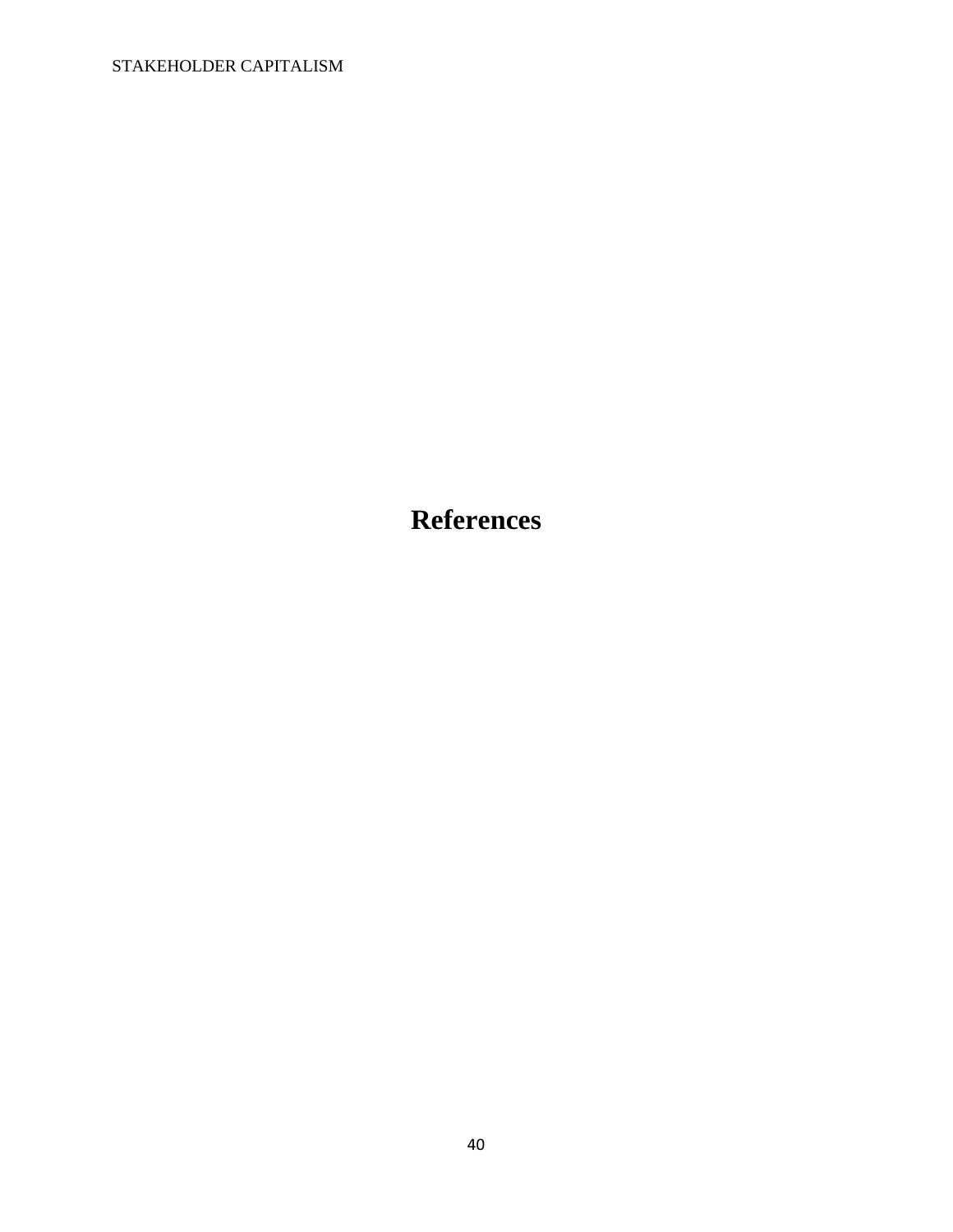# References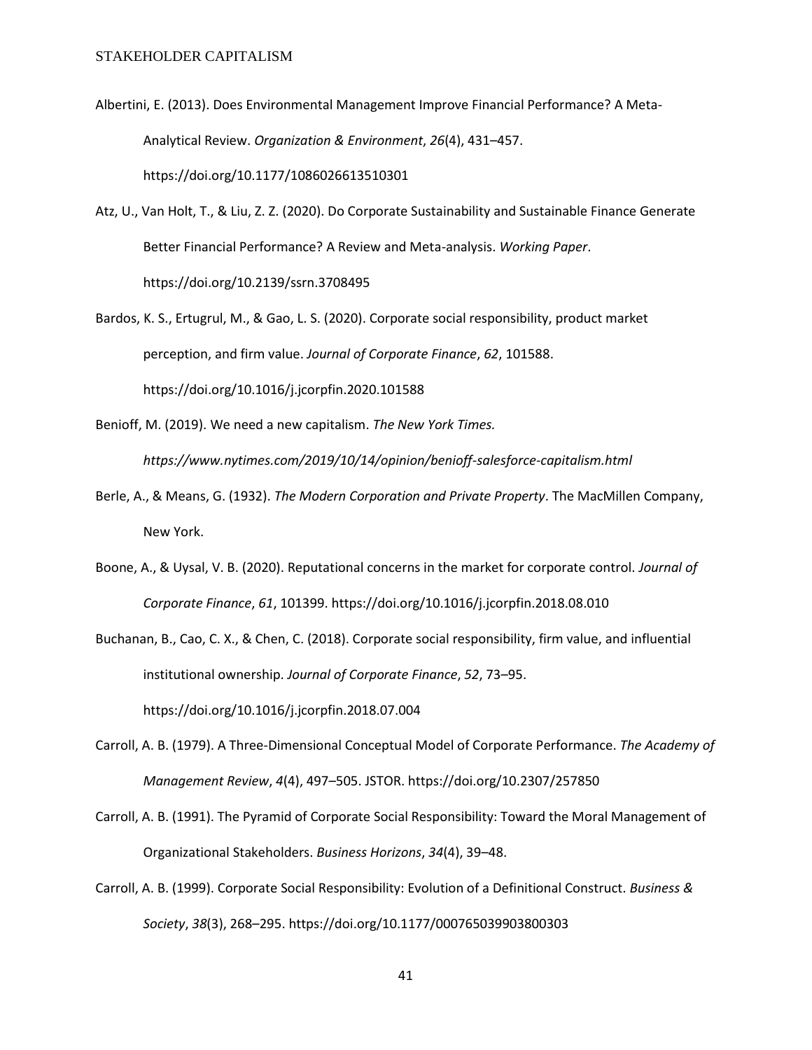Albertini, E. (2013). Does Environmental Management Improve Financial Performance? A Meta-Analytical Review. *Organization & Environment*, *26*(4), 431–457. https://doi.org/10.1177/1086026613510301

Atz, U., Van Holt, T., & Liu, Z. Z. (2020). Do Corporate Sustainability and Sustainable Finance Generate Better Financial Performance? A Review and Meta-analysis. *Working Paper*. https://doi.org/10.2139/ssrn.3708495

Bardos, K. S., Ertugrul, M., & Gao, L. S. (2020). Corporate social responsibility, product market perception, and firm value. *Journal of Corporate Finance*, *62*, 101588. https://doi.org/10.1016/j.jcorpfin.2020.101588

Benioff, M. (2019). We need a new capitalism. *The New York Times. https://www.nytimes.com/2019/10/14/opinion/benioff-salesforce-capitalism.html*

Berle, A., & Means, G. (1932). *The Modern Corporation and Private Property*. The MacMillen Company, New York.

Boone, A., & Uysal, V. B. (2020). Reputational concerns in the market for corporate control. *Journal of Corporate Finance*, *61*, 101399. https://doi.org/10.1016/j.jcorpfin.2018.08.010

Buchanan, B., Cao, C. X., & Chen, C. (2018). Corporate social responsibility, firm value, and influential institutional ownership. *Journal of Corporate Finance*, *52*, 73–95. https://doi.org/10.1016/j.jcorpfin.2018.07.004

Carroll, A. B. (1979). A Three-Dimensional Conceptual Model of Corporate Performance. *The Academy of Management Review*, *4*(4), 497–505. JSTOR. https://doi.org/10.2307/257850

Carroll, A. B. (1991). The Pyramid of Corporate Social Responsibility: Toward the Moral Management of Organizational Stakeholders. *Business Horizons*, *34*(4), 39–48.

Carroll, A. B. (1999). Corporate Social Responsibility: Evolution of a Definitional Construct. *Business & Society*, *38*(3), 268–295. https://doi.org/10.1177/000765039903800303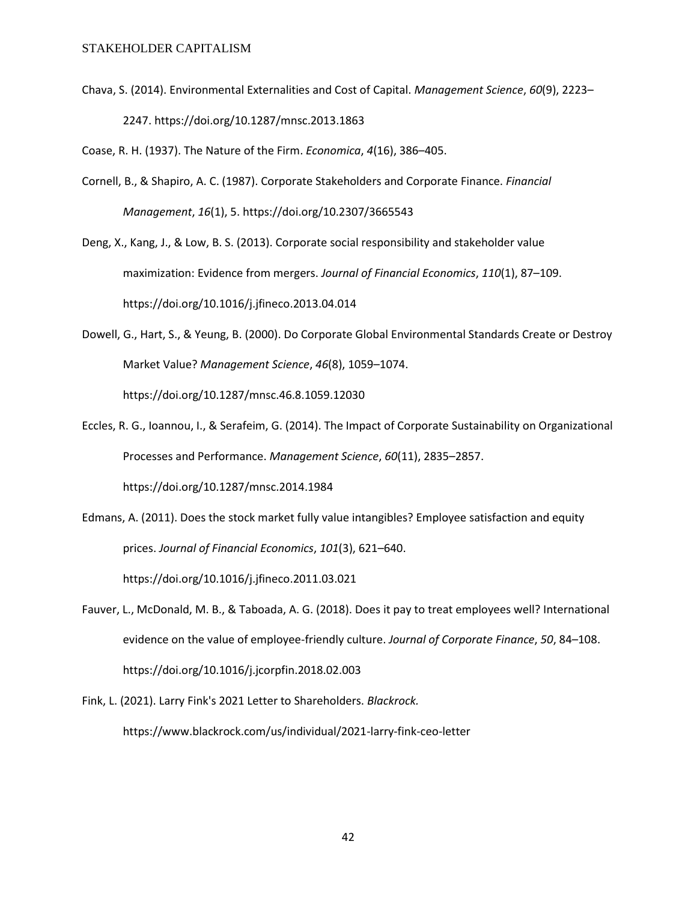Chava, S. (2014). Environmental Externalities and Cost of Capital. *Management Science*, *60*(9), 2223–2247. https://doi.org/10.1287/mnsc.2013.1863

Coase, R. H. (1937). The Nature of the Firm. *Economica*, *4*(16), 386–405.

Cornell, B., & Shapiro, A. C. (1987). Corporate Stakeholders and Corporate Finance. *Financial Management*, *16*(1), 5. https://doi.org/10.2307/3665543

Deng, X., Kang, J., & Low, B. S. (2013). Corporate social responsibility and stakeholder value maximization: Evidence from mergers. *Journal of Financial Economics*, *110*(1), 87–109. https://doi.org/10.1016/j.jfineco.2013.04.014

Dowell, G., Hart, S., & Yeung, B. (2000). Do Corporate Global Environmental Standards Create or Destroy Market Value? *Management Science*, *46*(8), 1059–1074. https://doi.org/10.1287/mnsc.46.8.1059.12030

Eccles, R. G., Ioannou, I., & Serafeim, G. (2014). The Impact of Corporate Sustainability on Organizational Processes and Performance. *Management Science*, *60*(11), 2835–2857. https://doi.org/10.1287/mnsc.2014.1984

Edmans, A. (2011). Does the stock market fully value intangibles? Employee satisfaction and equity prices. *Journal of Financial Economics*, *101*(3), 621–640. https://doi.org/10.1016/j.jfineco.2011.03.021

Fauver, L., McDonald, M. B., & Taboada, A. G. (2018). Does it pay to treat employees well? International evidence on the value of employee-friendly culture. *Journal of Corporate Finance*, *50*, 84–108. https://doi.org/10.1016/j.jcorpfin.2018.02.003

Fink, L. (2021). Larry Fink's 2021 Letter to Shareholders. *Blackrock.* https://www.blackrock.com/us/individual/2021-larry-fink-ceo-letter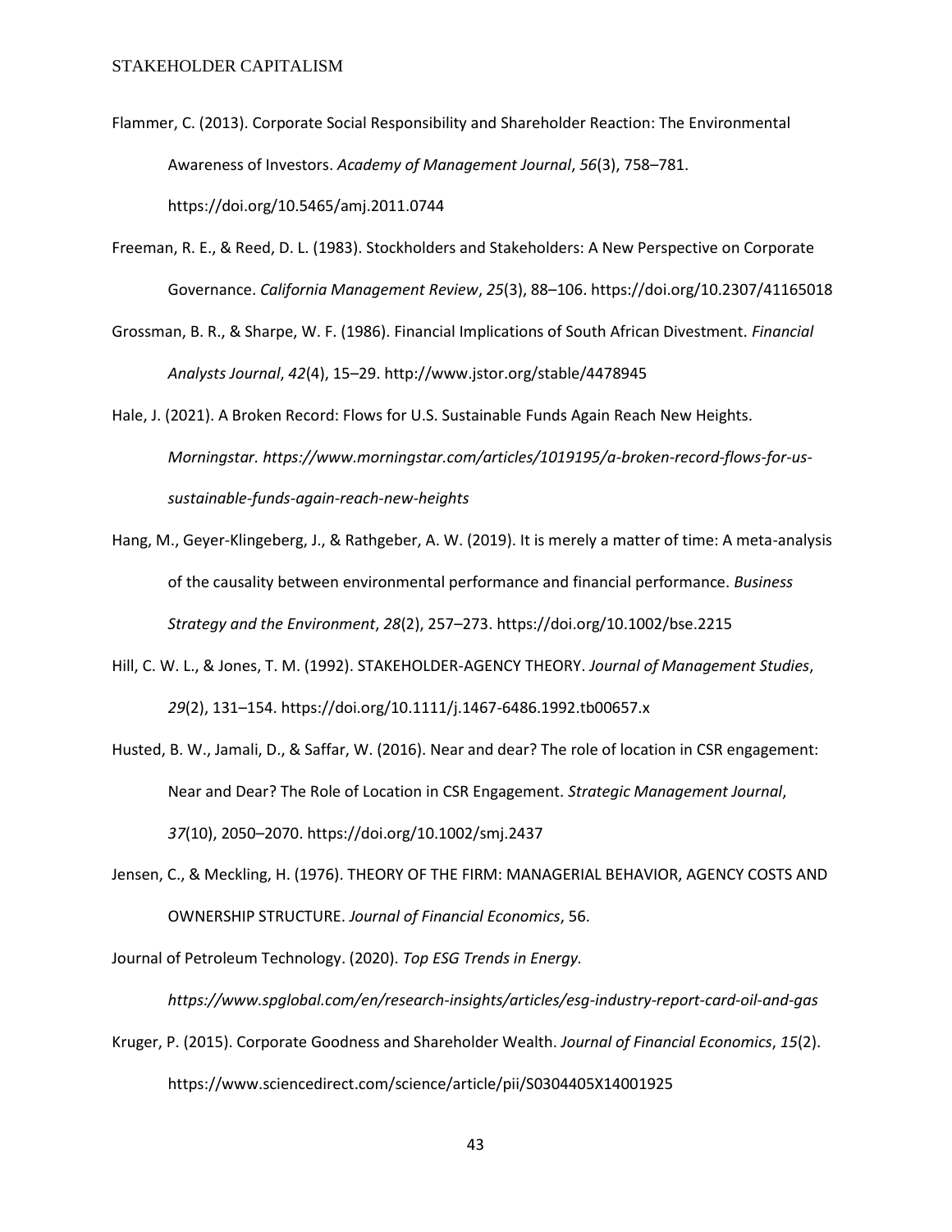Flammer, C. (2013). Corporate Social Responsibility and Shareholder Reaction: The Environmental Awareness of Investors. *Academy of Management Journal*, *56*(3), 758–781. https://doi.org/10.5465/amj.2011.0744

Freeman, R. E., & Reed, D. L. (1983). Stockholders and Stakeholders: A New Perspective on Corporate Governance. *California Management Review*, *25*(3), 88–106. https://doi.org/10.2307/41165018

Grossman, B. R., & Sharpe, W. F. (1986). Financial Implications of South African Divestment. *Financial Analysts Journal*, *42*(4), 15–29. http://www.jstor.org/stable/4478945

Hale, J. (2021). A Broken Record: Flows for U.S. Sustainable Funds Again Reach New Heights. *Morningstar. https://www.morningstar.com/articles/1019195/a-broken-record-flows-for-us-sustainable-funds-again-reach-new-heights*

Hang, M., Geyer-Klingeberg, J., & Rathgeber, A. W. (2019). It is merely a matter of time: A meta-analysis of the causality between environmental performance and financial performance. *Business Strategy and the Environment*, *28*(2), 257–273. https://doi.org/10.1002/bse.2215

Hill, C. W. L., & Jones, T. M. (1992). STAKEHOLDER-AGENCY THEORY. *Journal of Management Studies*, *29*(2), 131–154. https://doi.org/10.1111/j.1467-6486.1992.tb00657.x

Husted, B. W., Jamali, D., & Saffar, W. (2016). Near and dear? The role of location in CSR engagement: Near and Dear? The Role of Location in CSR Engagement. *Strategic Management Journal*, *37*(10), 2050–2070. https://doi.org/10.1002/smj.2437

Jensen, C., & Meckling, H. (1976). THEORY OF THE FIRM: MANAGERIAL BEHAVIOR, AGENCY COSTS AND OWNERSHIP STRUCTURE. *Journal of Financial Economics*, 56.

Journal of Petroleum Technology. (2020). *Top ESG Trends in Energy. https://www.spglobal.com/en/research-insights/articles/esg-industry-report-card-oil-and-gas*

Kruger, P. (2015). Corporate Goodness and Shareholder Wealth. *Journal of Financial Economics*, *15*(2). https://www.sciencedirect.com/science/article/pii/S0304405X14001925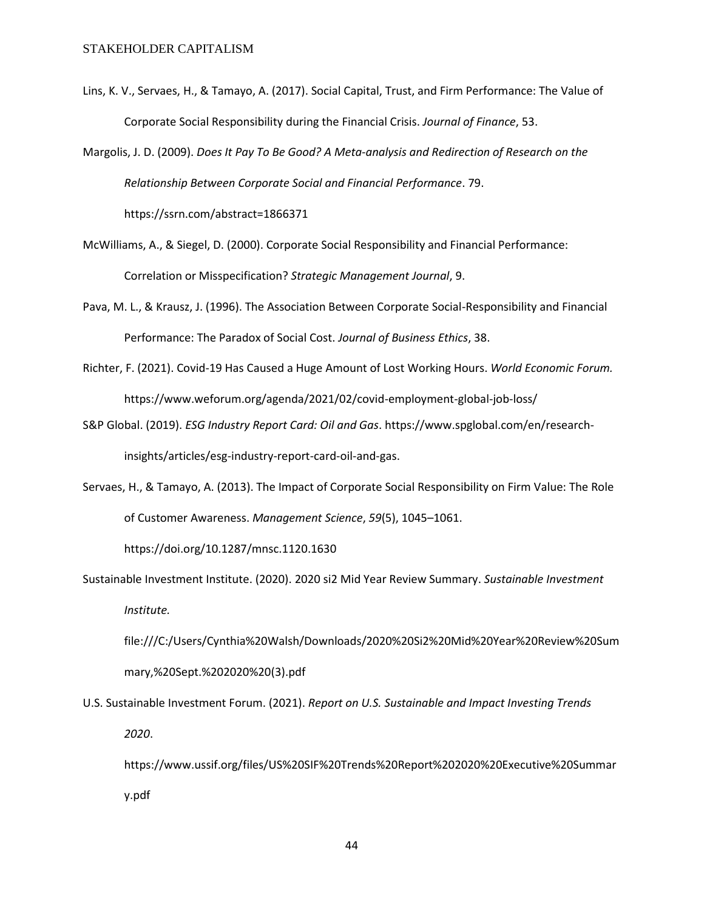Lins, K. V., Servaes, H., & Tamayo, A. (2017). Social Capital, Trust, and Firm Performance: The Value of Corporate Social Responsibility during the Financial Crisis. *Journal of Finance*, 53.

Margolis, J. D. (2009). *Does It Pay To Be Good? A Meta-analysis and Redirection of Research on the Relationship Between Corporate Social and Financial Performance*. 79. https://ssrn.com/abstract=1866371

McWilliams, A., & Siegel, D. (2000). Corporate Social Responsibility and Financial Performance: Correlation or Misspecification? *Strategic Management Journal*, 9.

Pava, M. L., & Krausz, J. (1996). The Association Between Corporate Social-Responsibility and Financial Performance: The Paradox of Social Cost. *Journal of Business Ethics*, 38.

Richter, F. (2021). Covid-19 Has Caused a Huge Amount of Lost Working Hours. *World Economic Forum.* https://www.weforum.org/agenda/2021/02/covid-employment-global-job-loss/

S&P Global. (2019). *ESG Industry Report Card: Oil and Gas*. https://www.spglobal.com/en/research-insights/articles/esg-industry-report-card-oil-and-gas.

Servaes, H., & Tamayo, A. (2013). The Impact of Corporate Social Responsibility on Firm Value: The Role of Customer Awareness. *Management Science*, *59*(5), 1045–1061. https://doi.org/10.1287/mnsc.1120.1630

Sustainable Investment Institute. (2020). 2020 si2 Mid Year Review Summary. *Sustainable Investment Institute.* file:///C:/Users/Cynthia%20Walsh/Downloads/2020%20Si2%20Mid%20Year%20Review%20Summary,%20Sept.%202020%20(3).pdf

U.S. Sustainable Investment Forum. (2021). *Report on U.S. Sustainable and Impact Investing Trends 2020*. https://www.ussif.org/files/US%20SIF%20Trends%20Report%202020%20Executive%20Summary.pdf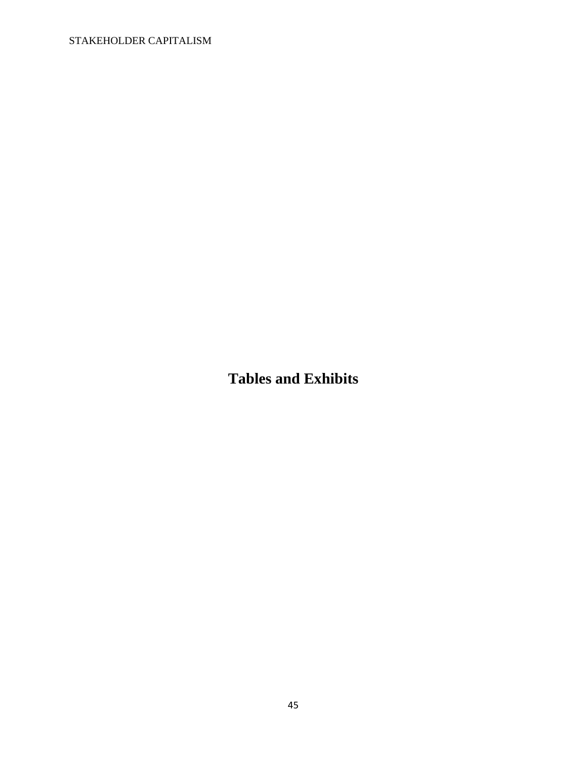# Tables and Exhibits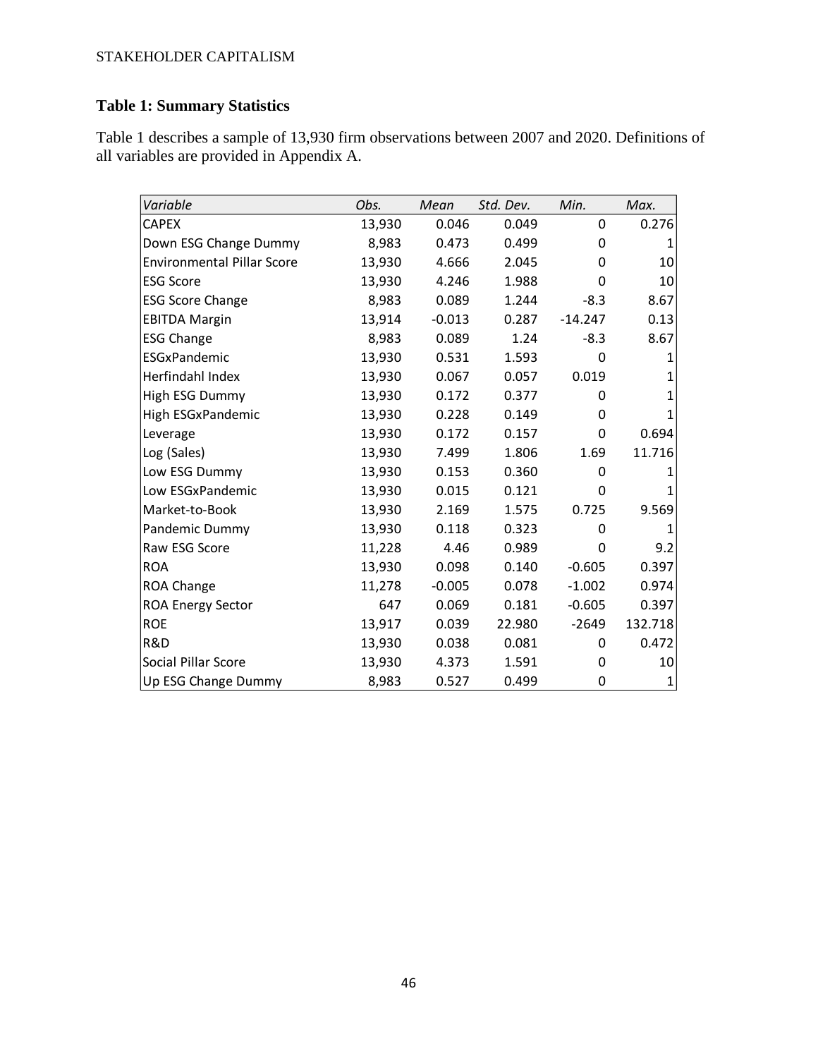**Table 1: Summary Statistics**

Table 1 describes a sample of 13,930 firm observations between 2007 and 2020. Definitions of all variables are provided in Appendix A.

| *Variable* | *Obs.* | *Mean* | *Std. Dev.* | *Min.* | *Max.* |
|---|---|---|---|---|---|
| CAPEX | 13,930 | 0.046 | 0.049 | 0 | 0.276 |
| Down ESG Change Dummy | 8,983 | 0.473 | 0.499 | 0 | 1 |
| Environmental Pillar Score | 13,930 | 4.666 | 2.045 | 0 | 10 |
| ESG Score | 13,930 | 4.246 | 1.988 | 0 | 10 |
| ESG Score Change | 8,983 | 0.089 | 1.244 | -8.3 | 8.67 |
| EBITDA Margin | 13,914 | -0.013 | 0.287 | -14.247 | 0.13 |
| ESG Change | 8,983 | 0.089 | 1.24 | -8.3 | 8.67 |
| ESGxPandemic | 13,930 | 0.531 | 1.593 | 0 | 1 |
| Herfindahl Index | 13,930 | 0.067 | 0.057 | 0.019 | 1 |
| High ESG Dummy | 13,930 | 0.172 | 0.377 | 0 | 1 |
| High ESGxPandemic | 13,930 | 0.228 | 0.149 | 0 | 1 |
| Leverage | 13,930 | 0.172 | 0.157 | 0 | 0.694 |
| Log (Sales) | 13,930 | 7.499 | 1.806 | 1.69 | 11.716 |
| Low ESG Dummy | 13,930 | 0.153 | 0.360 | 0 | 1 |
| Low ESGxPandemic | 13,930 | 0.015 | 0.121 | 0 | 1 |
| Market-to-Book | 13,930 | 2.169 | 1.575 | 0.725 | 9.569 |
| Pandemic Dummy | 13,930 | 0.118 | 0.323 | 0 | 1 |
| Raw ESG Score | 11,228 | 4.46 | 0.989 | 0 | 9.2 |
| ROA | 13,930 | 0.098 | 0.140 | -0.605 | 0.397 |
| ROA Change | 11,278 | -0.005 | 0.078 | -1.002 | 0.974 |
| ROA Energy Sector | 647 | 0.069 | 0.181 | -0.605 | 0.397 |
| ROE | 13,917 | 0.039 | 22.980 | -2649 | 132.718 |
| R&D | 13,930 | 0.038 | 0.081 | 0 | 0.472 |
| Social Pillar Score | 13,930 | 4.373 | 1.591 | 0 | 10 |
| Up ESG Change Dummy | 8,983 | 0.527 | 0.499 | 0 | 1 |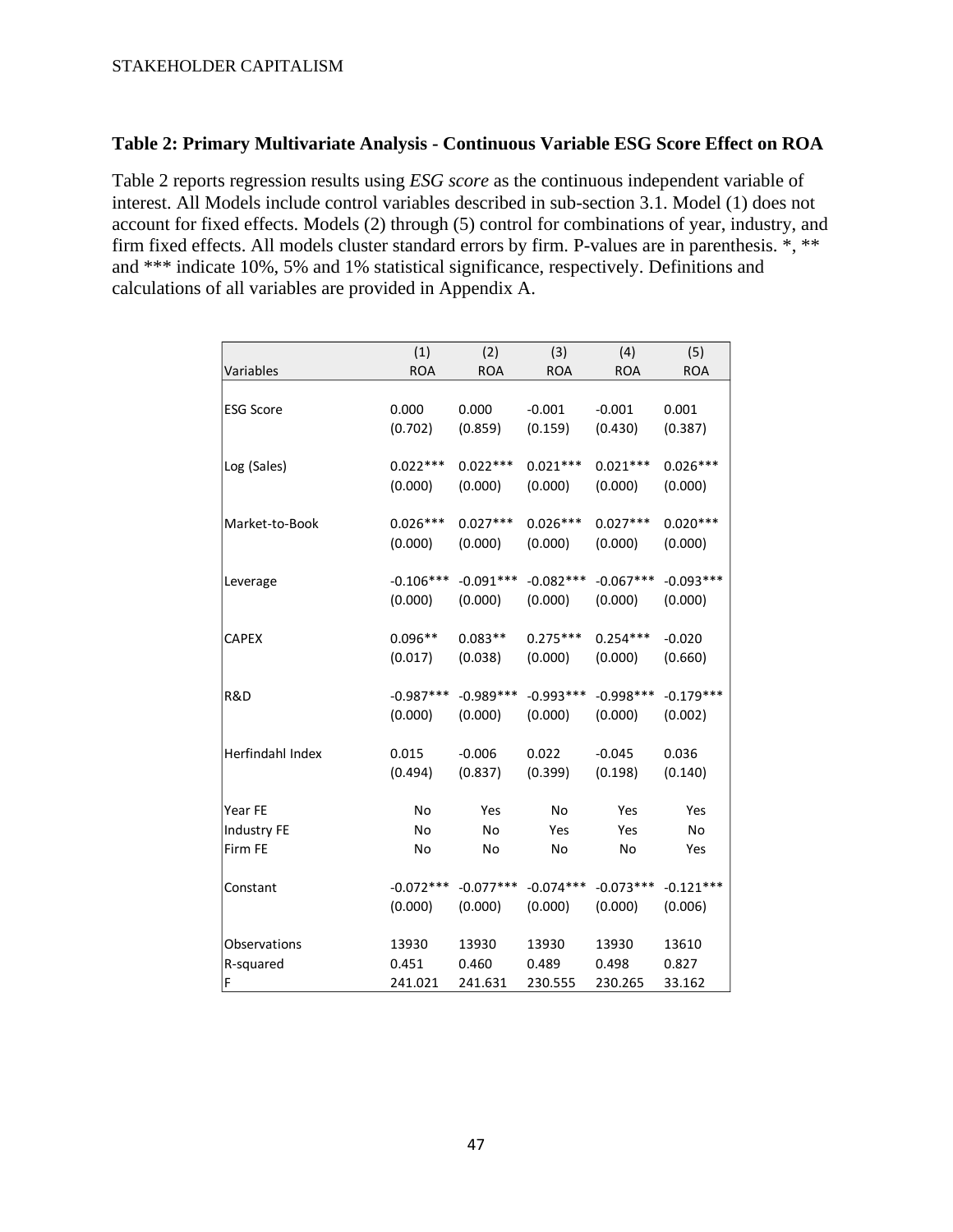### Table 2: Primary Multivariate Analysis - Continuous Variable ESG Score Effect on ROA

Table 2 reports regression results using *ESG score* as the continuous independent variable of interest. All Models include control variables described in sub-section 3.1. Model (1) does not account for fixed effects. Models (2) through (5) control for combinations of year, industry, and firm fixed effects. All models cluster standard errors by firm. P-values are in parenthesis. *, ** and *** indicate 10%, 5% and 1% statistical significance, respectively. Definitions and calculations of all variables are provided in Appendix A.

| | (1) | (2) | (3) | (4) | (5) |
|---|---|---|---|---|---|
| Variables | ROA | ROA | ROA | ROA | ROA |
| ESG Score | 0.000 | 0.000 | -0.001 | -0.001 | 0.001 |
| | (0.702) | (0.859) | (0.159) | (0.430) | (0.387) |
| Log (Sales) | 0.022*** | 0.022*** | 0.021*** | 0.021*** | 0.026*** |
| | (0.000) | (0.000) | (0.000) | (0.000) | (0.000) |
| Market-to-Book | 0.026*** | 0.027*** | 0.026*** | 0.027*** | 0.020*** |
| | (0.000) | (0.000) | (0.000) | (0.000) | (0.000) |
| Leverage | -0.106*** | -0.091*** | -0.082*** | -0.067*** | -0.093*** |
| | (0.000) | (0.000) | (0.000) | (0.000) | (0.000) |
| CAPEX | 0.096** | 0.083** | 0.275*** | 0.254*** | -0.020 |
| | (0.017) | (0.038) | (0.000) | (0.000) | (0.660) |
| R&D | -0.987*** | -0.989*** | -0.993*** | -0.998*** | -0.179*** |
| | (0.000) | (0.000) | (0.000) | (0.000) | (0.002) |
| Herfindahl Index | 0.015 | -0.006 | 0.022 | -0.045 | 0.036 |
| | (0.494) | (0.837) | (0.399) | (0.198) | (0.140) |
| Year FE | No | Yes | No | Yes | Yes |
| Industry FE | No | No | Yes | Yes | No |
| Firm FE | No | No | No | No | Yes |
| Constant | -0.072*** | -0.077*** | -0.074*** | -0.073*** | -0.121*** |
| | (0.000) | (0.000) | (0.000) | (0.000) | (0.006) |
| Observations | 13930 | 13930 | 13930 | 13930 | 13610 |
| R-squared | 0.451 | 0.460 | 0.489 | 0.498 | 0.827 |
| F | 241.021 | 241.631 | 230.555 | 230.265 | 33.162 |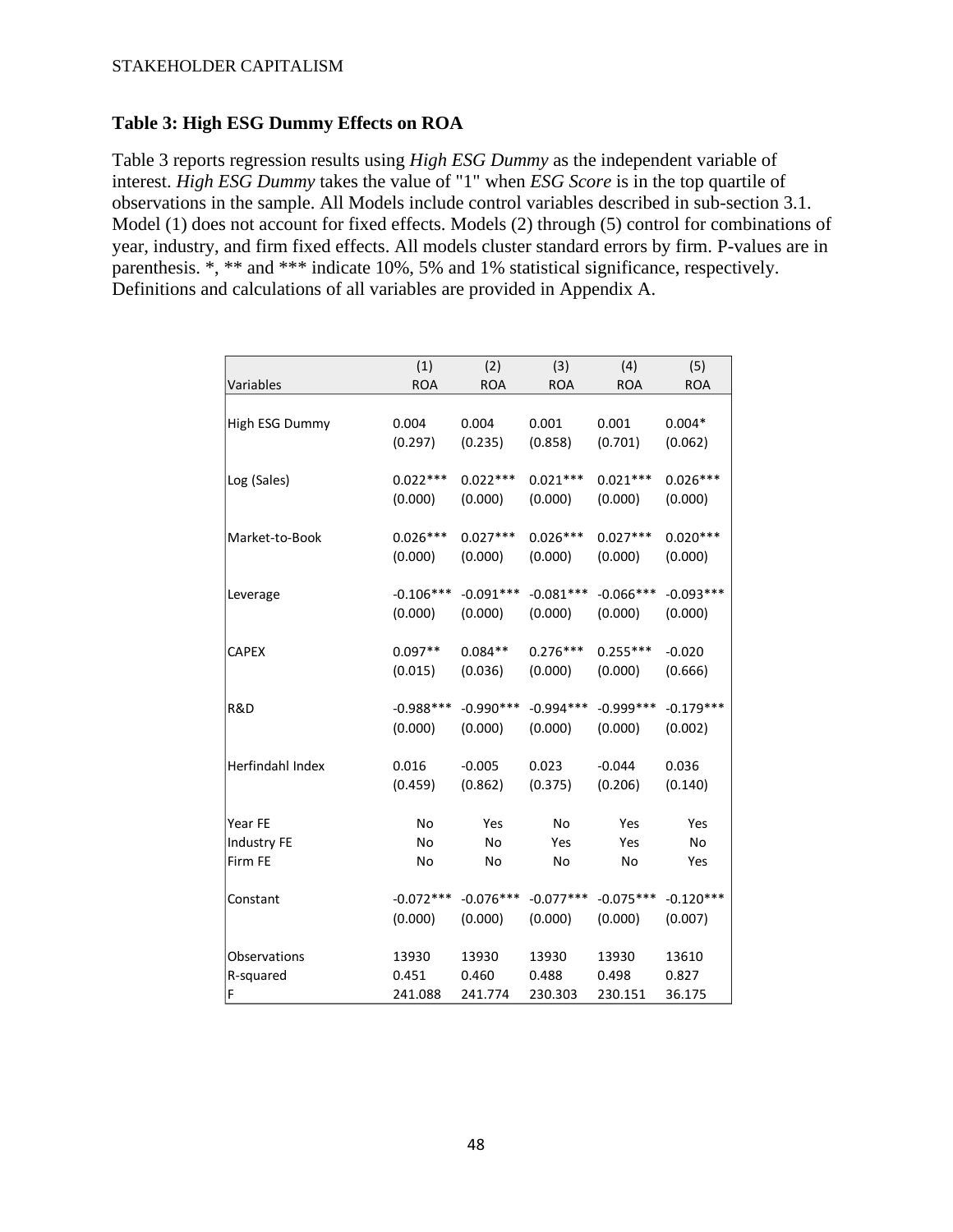### Table 3: High ESG Dummy Effects on ROA

Table 3 reports regression results using *High ESG Dummy* as the independent variable of interest. *High ESG Dummy* takes the value of "1" when *ESG Score* is in the top quartile of observations in the sample. All Models include control variables described in sub-section 3.1. Model (1) does not account for fixed effects. Models (2) through (5) control for combinations of year, industry, and firm fixed effects. All models cluster standard errors by firm. P-values are in parenthesis. *, ** and *** indicate 10%, 5% and 1% statistical significance, respectively. Definitions and calculations of all variables are provided in Appendix A.

| Variables | (1) ROA | (2) ROA | (3) ROA | (4) ROA | (5) ROA |
|---|---|---|---|---|---|
| High ESG Dummy | 0.004 | 0.004 | 0.001 | 0.001 | 0.004* |
| | (0.297) | (0.235) | (0.858) | (0.701) | (0.062) |
| Log (Sales) | 0.022*** | 0.022*** | 0.021*** | 0.021*** | 0.026*** |
| | (0.000) | (0.000) | (0.000) | (0.000) | (0.000) |
| Market-to-Book | 0.026*** | 0.027*** | 0.026*** | 0.027*** | 0.020*** |
| | (0.000) | (0.000) | (0.000) | (0.000) | (0.000) |
| Leverage | -0.106*** | -0.091*** | -0.081*** | -0.066*** | -0.093*** |
| | (0.000) | (0.000) | (0.000) | (0.000) | (0.000) |
| CAPEX | 0.097** | 0.084** | 0.276*** | 0.255*** | -0.020 |
| | (0.015) | (0.036) | (0.000) | (0.000) | (0.666) |
| R&D | -0.988*** | -0.990*** | -0.994*** | -0.999*** | -0.179*** |
| | (0.000) | (0.000) | (0.000) | (0.000) | (0.002) |
| Herfindahl Index | 0.016 | -0.005 | 0.023 | -0.044 | 0.036 |
| | (0.459) | (0.862) | (0.375) | (0.206) | (0.140) |
| Year FE | No | Yes | No | Yes | Yes |
| Industry FE | No | No | Yes | Yes | No |
| Firm FE | No | No | No | No | Yes |
| Constant | -0.072*** | -0.076*** | -0.077*** | -0.075*** | -0.120*** |
| | (0.000) | (0.000) | (0.000) | (0.000) | (0.007) |
| Observations | 13930 | 13930 | 13930 | 13930 | 13610 |
| R-squared | 0.451 | 0.460 | 0.488 | 0.498 | 0.827 |
| F | 241.088 | 241.774 | 230.303 | 230.151 | 36.175 |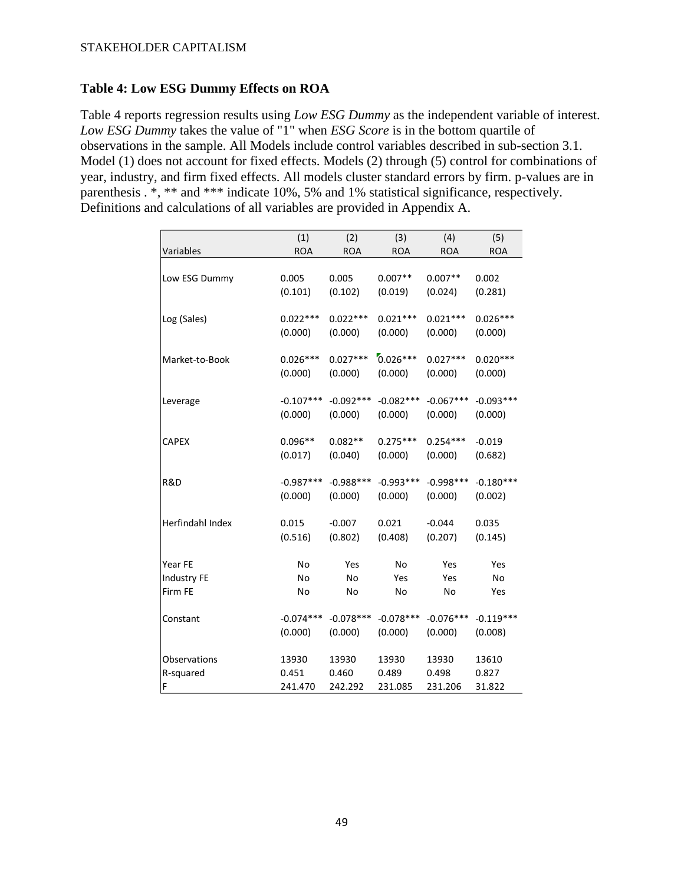### Table 4: Low ESG Dummy Effects on ROA

Table 4 reports regression results using *Low ESG Dummy* as the independent variable of interest. *Low ESG Dummy* takes the value of "1" when *ESG Score* is in the bottom quartile of observations in the sample. All Models include control variables described in sub-section 3.1. Model (1) does not account for fixed effects. Models (2) through (5) control for combinations of year, industry, and firm fixed effects. All models cluster standard errors by firm. p-values are in parenthesis . *, ** and *** indicate 10%, 5% and 1% statistical significance, respectively. Definitions and calculations of all variables are provided in Appendix A.

| | (1) | (2) | (3) | (4) | (5) |
|---|---|---|---|---|---|
| Variables | ROA | ROA | ROA | ROA | ROA |
| Low ESG Dummy | 0.005 | 0.005 | 0.007** | 0.007** | 0.002 |
| | (0.101) | (0.102) | (0.019) | (0.024) | (0.281) |
| Log (Sales) | 0.022*** | 0.022*** | 0.021*** | 0.021*** | 0.026*** |
| | (0.000) | (0.000) | (0.000) | (0.000) | (0.000) |
| Market-to-Book | 0.026*** | 0.027*** | 0.026*** | 0.027*** | 0.020*** |
| | (0.000) | (0.000) | (0.000) | (0.000) | (0.000) |
| Leverage | -0.107*** | -0.092*** | -0.082*** | -0.067*** | -0.093*** |
| | (0.000) | (0.000) | (0.000) | (0.000) | (0.000) |
| CAPEX | 0.096** | 0.082** | 0.275*** | 0.254*** | -0.019 |
| | (0.017) | (0.040) | (0.000) | (0.000) | (0.682) |
| R&D | -0.987*** | -0.988*** | -0.993*** | -0.998*** | -0.180*** |
| | (0.000) | (0.000) | (0.000) | (0.000) | (0.002) |
| Herfindahl Index | 0.015 | -0.007 | 0.021 | -0.044 | 0.035 |
| | (0.516) | (0.802) | (0.408) | (0.207) | (0.145) |
| Year FE | No | Yes | No | Yes | Yes |
| Industry FE | No | No | Yes | Yes | No |
| Firm FE | No | No | No | No | Yes |
| Constant | -0.074*** | -0.078*** | -0.078*** | -0.076*** | -0.119*** |
| | (0.000) | (0.000) | (0.000) | (0.000) | (0.008) |
| Observations | 13930 | 13930 | 13930 | 13930 | 13610 |
| R-squared | 0.451 | 0.460 | 0.489 | 0.498 | 0.827 |
| F | 241.470 | 242.292 | 231.085 | 231.206 | 31.822 |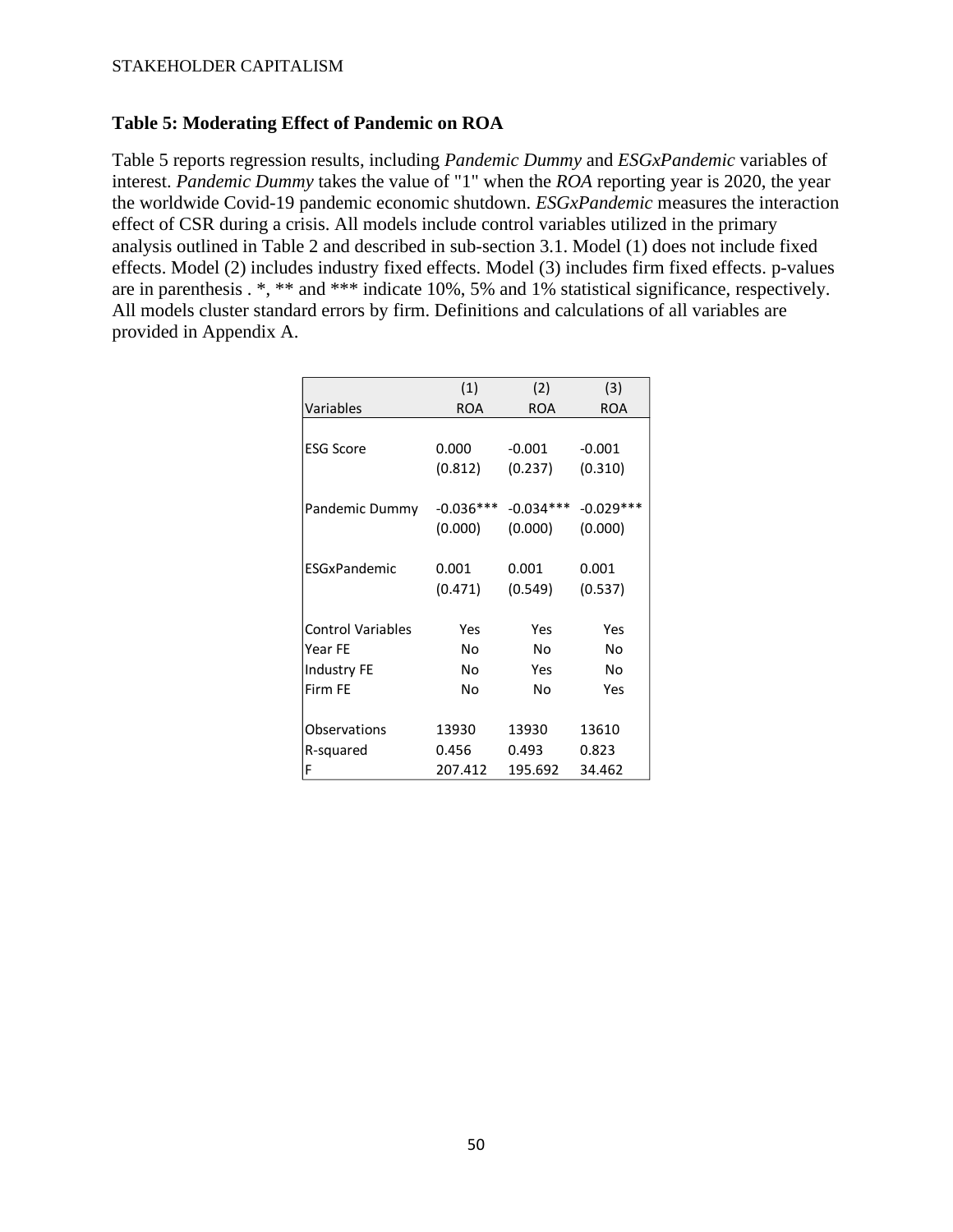### Table 5: Moderating Effect of Pandemic on ROA

Table 5 reports regression results, including *Pandemic Dummy* and *ESGxPandemic* variables of interest. *Pandemic Dummy* takes the value of "1" when the *ROA* reporting year is 2020, the year the worldwide Covid-19 pandemic economic shutdown. *ESGxPandemic* measures the interaction effect of CSR during a crisis. All models include control variables utilized in the primary analysis outlined in Table 2 and described in sub-section 3.1. Model (1) does not include fixed effects. Model (2) includes industry fixed effects. Model (3) includes firm fixed effects. p-values are in parenthesis . *, ** and *** indicate 10%, 5% and 1% statistical significance, respectively. All models cluster standard errors by firm. Definitions and calculations of all variables are provided in Appendix A.

| Variables | (1) ROA | (2) ROA | (3) ROA |
|---|---|---|---|
| ESG Score | 0.000 | -0.001 | -0.001 |
| | (0.812) | (0.237) | (0.310) |
| Pandemic Dummy | -0.036*** | -0.034*** | -0.029*** |
| | (0.000) | (0.000) | (0.000) |
| ESGxPandemic | 0.001 | 0.001 | 0.001 |
| | (0.471) | (0.549) | (0.537) |
| Control Variables | Yes | Yes | Yes |
| Year FE | No | No | No |
| Industry FE | No | Yes | No |
| Firm FE | No | No | Yes |
| Observations | 13930 | 13930 | 13610 |
| R-squared | 0.456 | 0.493 | 0.823 |
| F | 207.412 | 195.692 | 34.462 |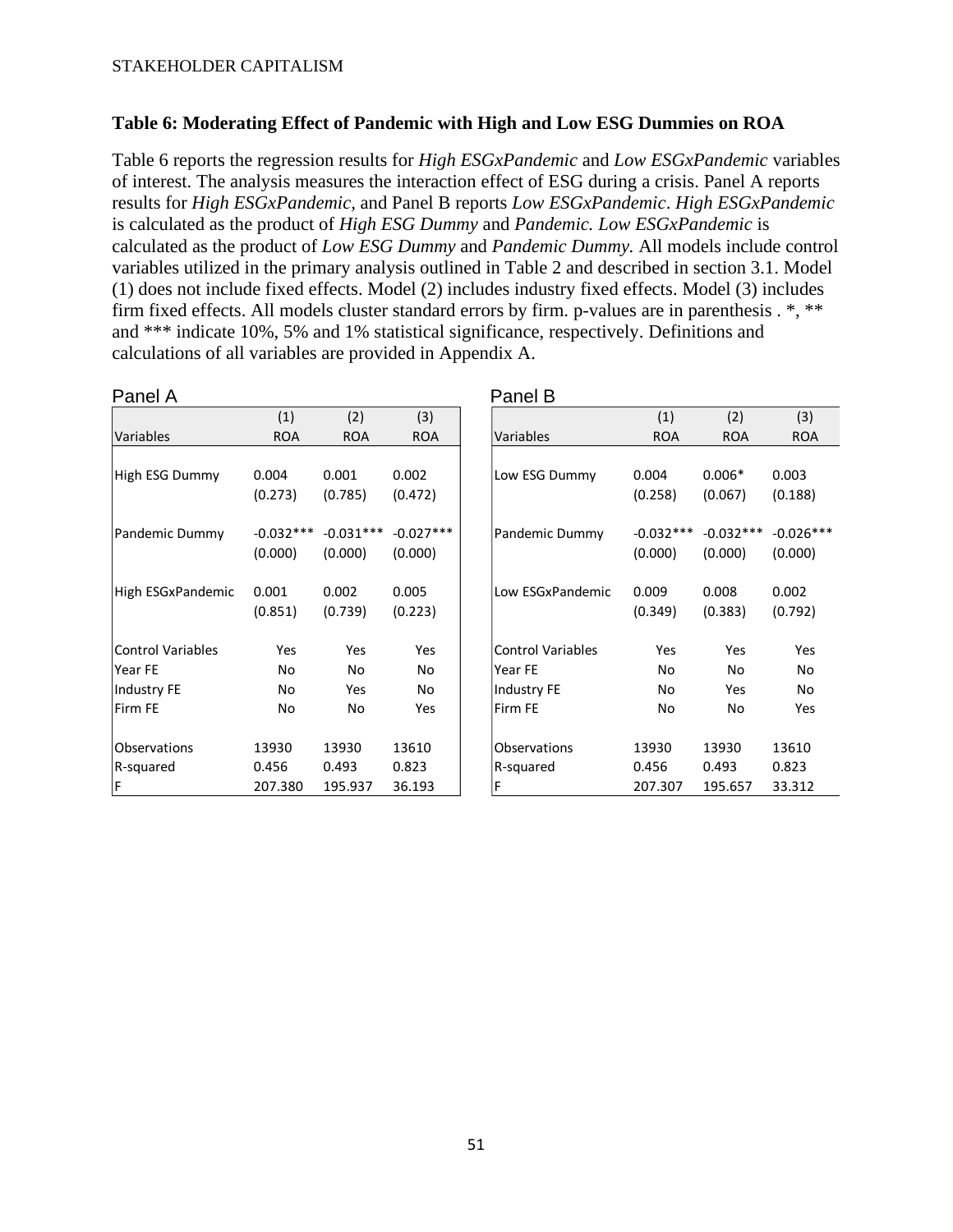### Table 6: Moderating Effect of Pandemic with High and Low ESG Dummies on ROA

Table 6 reports the regression results for *High ESGxPandemic* and *Low ESGxPandemic* variables of interest. The analysis measures the interaction effect of ESG during a crisis. Panel A reports results for *High ESGxPandemic*, and Panel B reports *Low ESGxPandemic*. *High ESGxPandemic* is calculated as the product of *High ESG Dummy* and *Pandemic. Low ESGxPandemic* is calculated as the product of *Low ESG Dummy* and *Pandemic Dummy.* All models include control variables utilized in the primary analysis outlined in Table 2 and described in section 3.1. Model (1) does not include fixed effects. Model (2) includes industry fixed effects. Model (3) includes firm fixed effects. All models cluster standard errors by firm. p-values are in parenthesis . *, ** and *** indicate 10%, 5% and 1% statistical significance, respectively. Definitions and calculations of all variables are provided in Appendix A.

Panel A

| | (1) | (2) | (3) |
|---|---|---|---|
| Variables | ROA | ROA | ROA |
| High ESG Dummy | 0.004 | 0.001 | 0.002 |
| | (0.273) | (0.785) | (0.472) |
| Pandemic Dummy | -0.032*** | -0.031*** | -0.027*** |
| | (0.000) | (0.000) | (0.000) |
| High ESGxPandemic | 0.001 | 0.002 | 0.005 |
| | (0.851) | (0.739) | (0.223) |
| Control Variables | Yes | Yes | Yes |
| Year FE | No | No | No |
| Industry FE | No | Yes | No |
| Firm FE | No | No | Yes |
| Observations | 13930 | 13930 | 13610 |
| R-squared | 0.456 | 0.493 | 0.823 |
| F | 207.380 | 195.937 | 36.193 |

Panel B

| | (1) | (2) | (3) |
|---|---|---|---|
| Variables | ROA | ROA | ROA |
| Low ESG Dummy | 0.004 | 0.006* | 0.003 |
| | (0.258) | (0.067) | (0.188) |
| Pandemic Dummy | -0.032*** | -0.032*** | -0.026*** |
| | (0.000) | (0.000) | (0.000) |
| Low ESGxPandemic | 0.009 | 0.008 | 0.002 |
| | (0.349) | (0.383) | (0.792) |
| Control Variables | Yes | Yes | Yes |
| Year FE | No | No | No |
| Industry FE | No | Yes | No |
| Firm FE | No | No | Yes |
| Observations | 13930 | 13930 | 13610 |
| R-squared | 0.456 | 0.493 | 0.823 |
| F | 207.307 | 195.657 | 33.312 |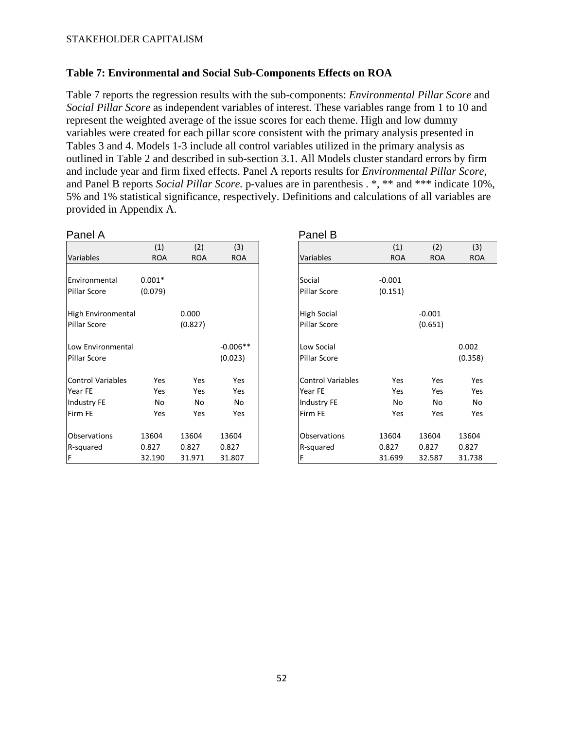### Table 7: Environmental and Social Sub-Components Effects on ROA

Table 7 reports the regression results with the sub-components: *Environmental Pillar Score* and *Social Pillar Score* as independent variables of interest. These variables range from 1 to 10 and represent the weighted average of the issue scores for each theme. High and low dummy variables were created for each pillar score consistent with the primary analysis presented in Tables 3 and 4. Models 1-3 include all control variables utilized in the primary analysis as outlined in Table 2 and described in sub-section 3.1. All Models cluster standard errors by firm and include year and firm fixed effects. Panel A reports results for *Environmental Pillar Score,* and Panel B reports *Social Pillar Score.* p-values are in parenthesis . *, ** and *** indicate 10%, 5% and 1% statistical significance, respectively. Definitions and calculations of all variables are provided in Appendix A.

Panel A

| | (1) | (2) | (3) |
|---|---|---|---|
| Variables | ROA | ROA | ROA |
| Environmental Pillar Score | 0.001* | | |
| | (0.079) | | |
| High Environmental Pillar Score | | 0.000 | |
| | | (0.827) | |
| Low Environmental Pillar Score | | | -0.006** |
| | | | (0.023) |
| Control Variables | Yes | Yes | Yes |
| Year FE | Yes | Yes | Yes |
| Industry FE | No | No | No |
| Firm FE | Yes | Yes | Yes |
| Observations | 13604 | 13604 | 13604 |
| R-squared | 0.827 | 0.827 | 0.827 |
| F | 32.190 | 31.971 | 31.807 |

Panel B

| | (1) | (2) | (3) |
|---|---|---|---|
| Variables | ROA | ROA | ROA |
| Social Pillar Score | -0.001 | | |
| | (0.151) | | |
| High Social Pillar Score | | -0.001 | |
| | | (0.651) | |
| Low Social Pillar Score | | | 0.002 |
| | | | (0.358) |
| Control Variables | Yes | Yes | Yes |
| Year FE | Yes | Yes | Yes |
| Industry FE | No | No | No |
| Firm FE | Yes | Yes | Yes |
| Observations | 13604 | 13604 | 13604 |
| R-squared | 0.827 | 0.827 | 0.827 |
| F | 31.699 | 32.587 | 31.738 |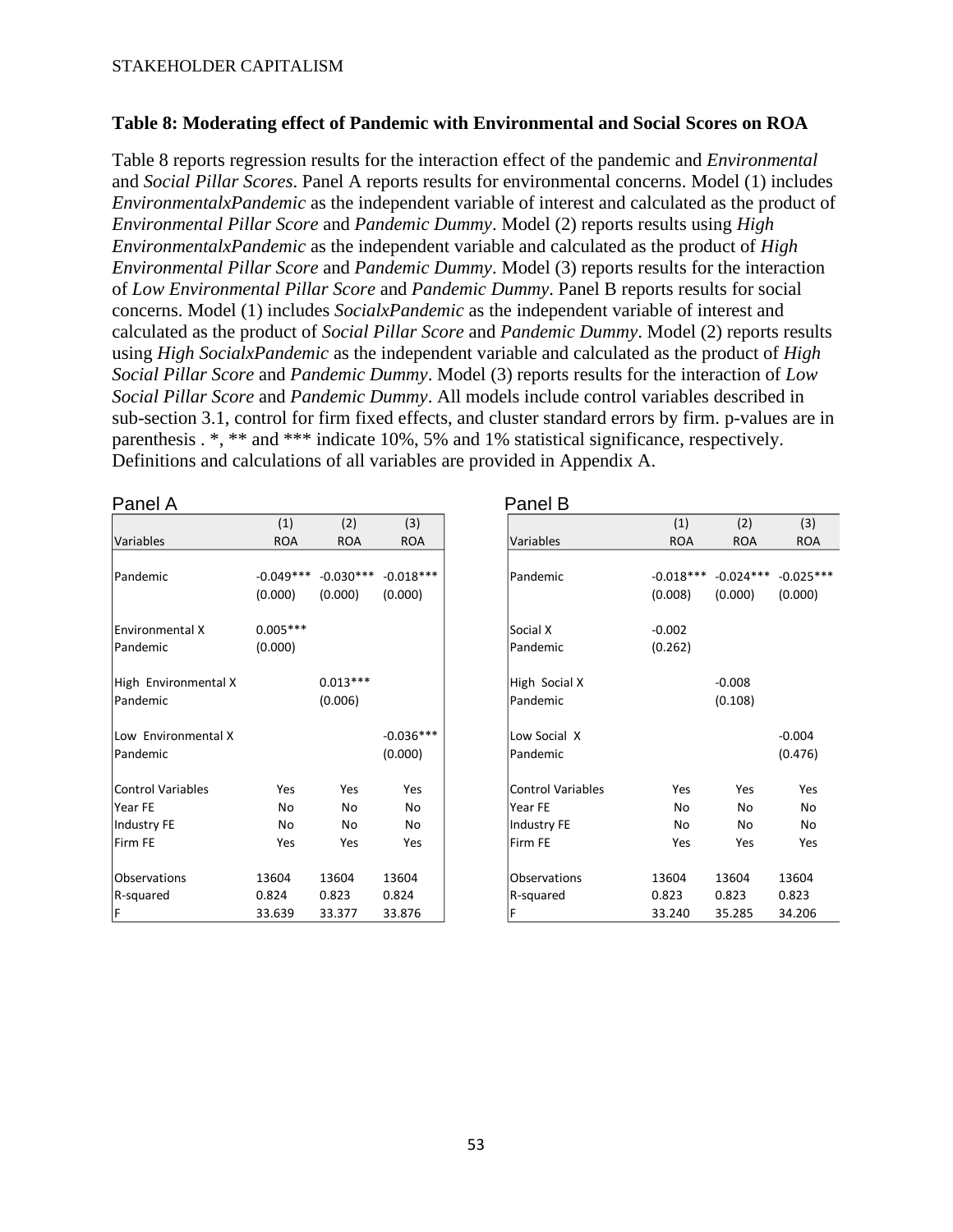**Table 8: Moderating effect of Pandemic with Environmental and Social Scores on ROA**

Table 8 reports regression results for the interaction effect of the pandemic and *Environmental* and *Social Pillar Scores*. Panel A reports results for environmental concerns. Model (1) includes *EnvironmentalxPandemic* as the independent variable of interest and calculated as the product of *Environmental Pillar Score* and *Pandemic Dummy*. Model (2) reports results using *High EnvironmentalxPandemic* as the independent variable and calculated as the product of *High Environmental Pillar Score* and *Pandemic Dummy*. Model (3) reports results for the interaction of *Low Environmental Pillar Score* and *Pandemic Dummy*. Panel B reports results for social concerns. Model (1) includes *SocialxPandemic* as the independent variable of interest and calculated as the product of *Social Pillar Score* and *Pandemic Dummy*. Model (2) reports results using *High SocialxPandemic* as the independent variable and calculated as the product of *High Social Pillar Score* and *Pandemic Dummy*. Model (3) reports results for the interaction of *Low Social Pillar Score* and *Pandemic Dummy*. All models include control variables described in sub-section 3.1, control for firm fixed effects, and cluster standard errors by firm. p-values are in parenthesis . *, ** and *** indicate 10%, 5% and 1% statistical significance, respectively. Definitions and calculations of all variables are provided in Appendix A.

Panel A

| Variables | (1) ROA | (2) ROA | (3) ROA |
|---|---|---|---|
| Pandemic | -0.049*** | -0.030*** | -0.018*** |
| | (0.000) | (0.000) | (0.000) |
| Environmental X Pandemic | 0.005*** | | |
| | (0.000) | | |
| High Environmental X Pandemic | | 0.013*** | |
| | | (0.006) | |
| Low Environmental X Pandemic | | | -0.036*** |
| | | | (0.000) |
| Control Variables | Yes | Yes | Yes |
| Year FE | No | No | No |
| Industry FE | No | No | No |
| Firm FE | Yes | Yes | Yes |
| Observations | 13604 | 13604 | 13604 |
| R-squared | 0.824 | 0.823 | 0.824 |
| F | 33.639 | 33.377 | 33.876 |

Panel B

| Variables | (1) ROA | (2) ROA | (3) ROA |
|---|---|---|---|
| Pandemic | -0.018*** | -0.024*** | -0.025*** |
| | (0.008) | (0.000) | (0.000) |
| Social X Pandemic | -0.002 | | |
| | (0.262) | | |
| High Social X Pandemic | | -0.008 | |
| | | (0.108) | |
| Low Social X Pandemic | | | -0.004 |
| | | | (0.476) |
| Control Variables | Yes | Yes | Yes |
| Year FE | No | No | No |
| Industry FE | No | No | No |
| Firm FE | Yes | Yes | Yes |
| Observations | 13604 | 13604 | 13604 |
| R-squared | 0.823 | 0.823 | 0.823 |
| F | 33.240 | 35.285 | 34.206 |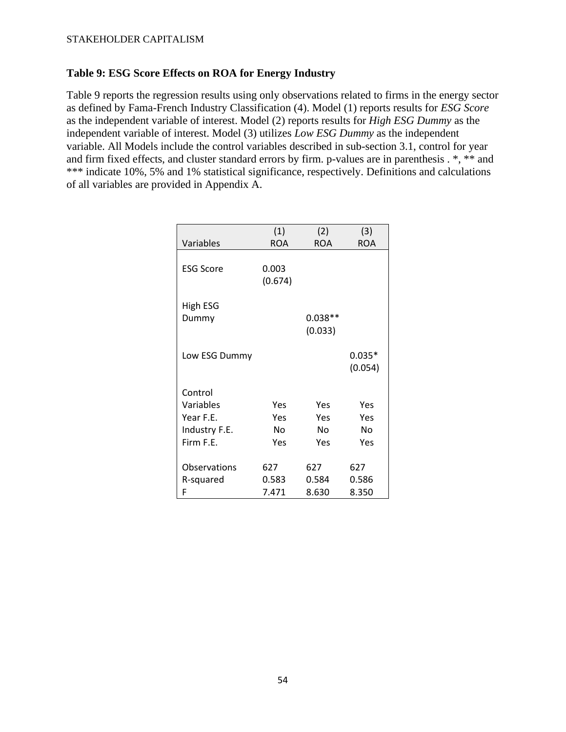### Table 9: ESG Score Effects on ROA for Energy Industry

Table 9 reports the regression results using only observations related to firms in the energy sector as defined by Fama-French Industry Classification (4). Model (1) reports results for *ESG Score* as the independent variable of interest. Model (2) reports results for *High ESG Dummy* as the independent variable of interest. Model (3) utilizes *Low ESG Dummy* as the independent variable. All Models include the control variables described in sub-section 3.1, control for year and firm fixed effects, and cluster standard errors by firm. p-values are in parenthesis . *, ** and *** indicate 10%, 5% and 1% statistical significance, respectively. Definitions and calculations of all variables are provided in Appendix A.

| Variables | (1) ROA | (2) ROA | (3) ROA |
|---|---|---|---|
| ESG Score | 0.003 | | |
| | (0.674) | | |
| High ESG Dummy | | 0.038** | |
| | | (0.033) | |
| Low ESG Dummy | | | 0.035* |
| | | | (0.054) |
| Control Variables | Yes | Yes | Yes |
| Year F.E. | Yes | Yes | Yes |
| Industry F.E. | No | No | No |
| Firm F.E. | Yes | Yes | Yes |
| Observations | 627 | 627 | 627 |
| R-squared | 0.583 | 0.584 | 0.586 |
| F | 7.471 | 8.630 | 8.350 |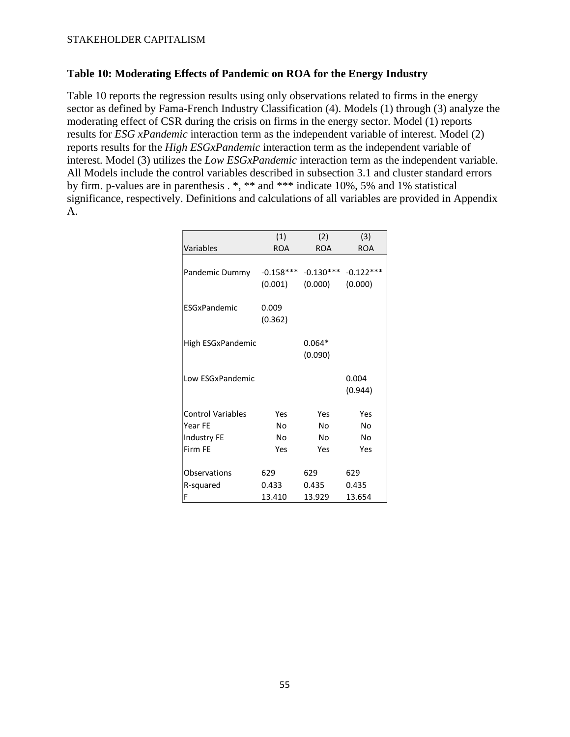### Table 10: Moderating Effects of Pandemic on ROA for the Energy Industry

Table 10 reports the regression results using only observations related to firms in the energy sector as defined by Fama-French Industry Classification (4). Models (1) through (3) analyze the moderating effect of CSR during the crisis on firms in the energy sector. Model (1) reports results for *ESG xPandemic* interaction term as the independent variable of interest. Model (2) reports results for the *High ESGxPandemic* interaction term as the independent variable of interest. Model (3) utilizes the *Low ESGxPandemic* interaction term as the independent variable. All Models include the control variables described in subsection 3.1 and cluster standard errors by firm. p-values are in parenthesis . *, ** and *** indicate 10%, 5% and 1% statistical significance, respectively. Definitions and calculations of all variables are provided in Appendix A.

| Variables | (1) ROA | (2) ROA | (3) ROA |
|---|---|---|---|
| Pandemic Dummy | -0.158*** | -0.130*** | -0.122*** |
| | (0.001) | (0.000) | (0.000) |
| ESGxPandemic | 0.009 | | |
| | (0.362) | | |
| High ESGxPandemic | | 0.064* | |
| | | (0.090) | |
| Low ESGxPandemic | | | 0.004 |
| | | | (0.944) |
| Control Variables | Yes | Yes | Yes |
| Year FE | No | No | No |
| Industry FE | No | No | No |
| Firm FE | Yes | Yes | Yes |
| Observations | 629 | 629 | 629 |
| R-squared | 0.433 | 0.435 | 0.435 |
| F | 13.410 | 13.929 | 13.654 |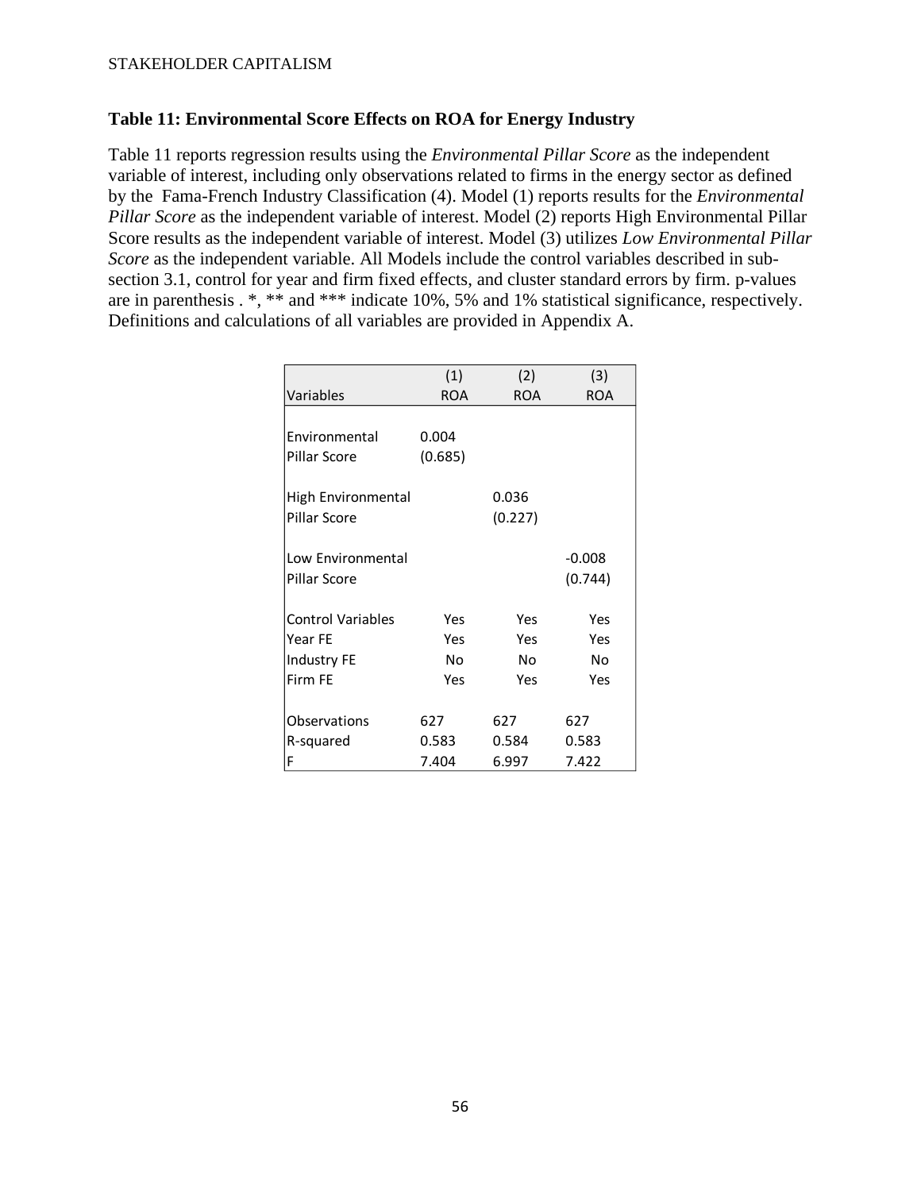### Table 11: Environmental Score Effects on ROA for Energy Industry

Table 11 reports regression results using the *Environmental Pillar Score* as the independent variable of interest, including only observations related to firms in the energy sector as defined by the Fama-French Industry Classification (4). Model (1) reports results for the *Environmental Pillar Score* as the independent variable of interest. Model (2) reports High Environmental Pillar Score results as the independent variable of interest. Model (3) utilizes *Low Environmental Pillar Score* as the independent variable. All Models include the control variables described in sub-section 3.1, control for year and firm fixed effects, and cluster standard errors by firm. p-values are in parenthesis . *, ** and *** indicate 10%, 5% and 1% statistical significance, respectively. Definitions and calculations of all variables are provided in Appendix A.

| Variables | (1) ROA | (2) ROA | (3) ROA |
|---|---|---|---|
| Environmental Pillar Score | 0.004 (0.685) | | |
| High Environmental Pillar Score | | 0.036 (0.227) | |
| Low Environmental Pillar Score | | | -0.008 (0.744) |
| Control Variables | Yes | Yes | Yes |
| Year FE | Yes | Yes | Yes |
| Industry FE | No | No | No |
| Firm FE | Yes | Yes | Yes |
| Observations | 627 | 627 | 627 |
| R-squared | 0.583 | 0.584 | 0.583 |
| F | 7.404 | 6.997 | 7.422 |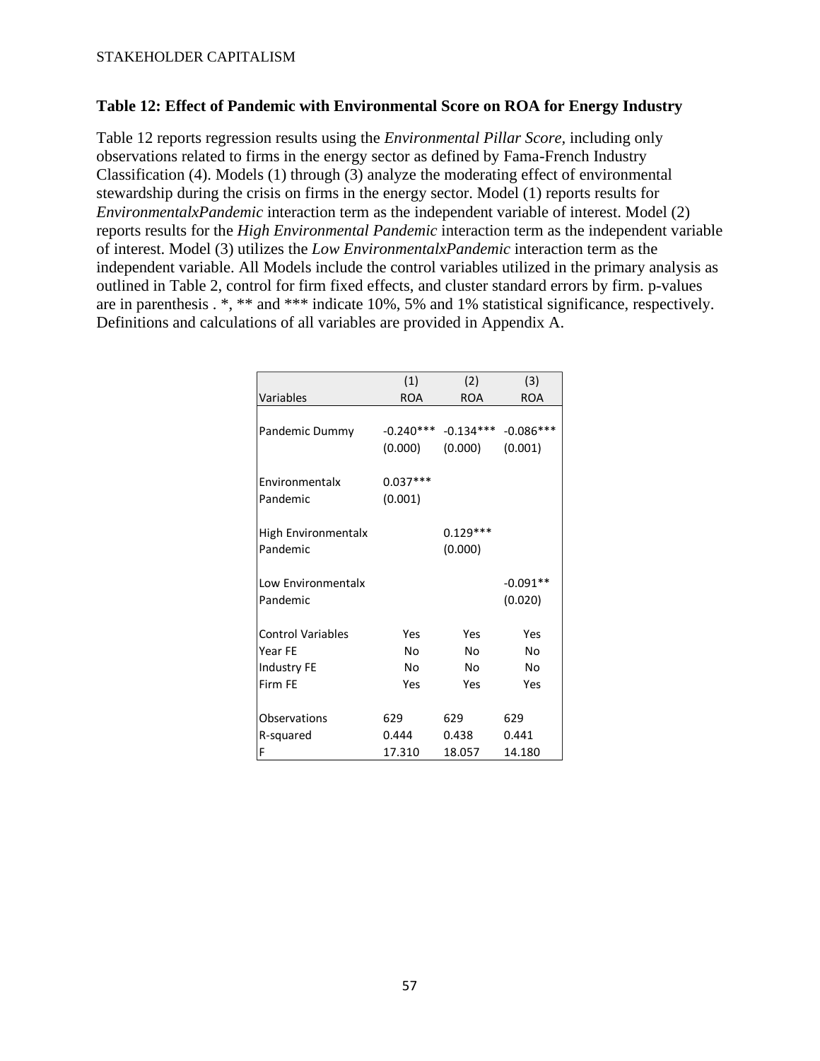**Table 12: Effect of Pandemic with Environmental Score on ROA for Energy Industry**

Table 12 reports regression results using the *Environmental Pillar Score,* including only observations related to firms in the energy sector as defined by Fama-French Industry Classification (4). Models (1) through (3) analyze the moderating effect of environmental stewardship during the crisis on firms in the energy sector. Model (1) reports results for *EnvironmentalxPandemic* interaction term as the independent variable of interest. Model (2) reports results for the *High Environmental Pandemic* interaction term as the independent variable of interest. Model (3) utilizes the *Low EnvironmentalxPandemic* interaction term as the independent variable. All Models include the control variables utilized in the primary analysis as outlined in Table 2, control for firm fixed effects, and cluster standard errors by firm. p-values are in parenthesis . *, ** and *** indicate 10%, 5% and 1% statistical significance, respectively. Definitions and calculations of all variables are provided in Appendix A.

| Variables | (1) ROA | (2) ROA | (3) ROA |
|---|---|---|---|
| Pandemic Dummy | -0.240*** | -0.134*** | -0.086*** |
| | (0.000) | (0.000) | (0.001) |
| Environmentalx Pandemic | 0.037*** | | |
| | (0.001) | | |
| High Environmentalx Pandemic | | 0.129*** | |
| | | (0.000) | |
| Low Environmentalx Pandemic | | | -0.091** |
| | | | (0.020) |
| Control Variables | Yes | Yes | Yes |
| Year FE | No | No | No |
| Industry FE | No | No | No |
| Firm FE | Yes | Yes | Yes |
| Observations | 629 | 629 | 629 |
| R-squared | 0.444 | 0.438 | 0.441 |
| F | 17.310 | 18.057 | 14.180 |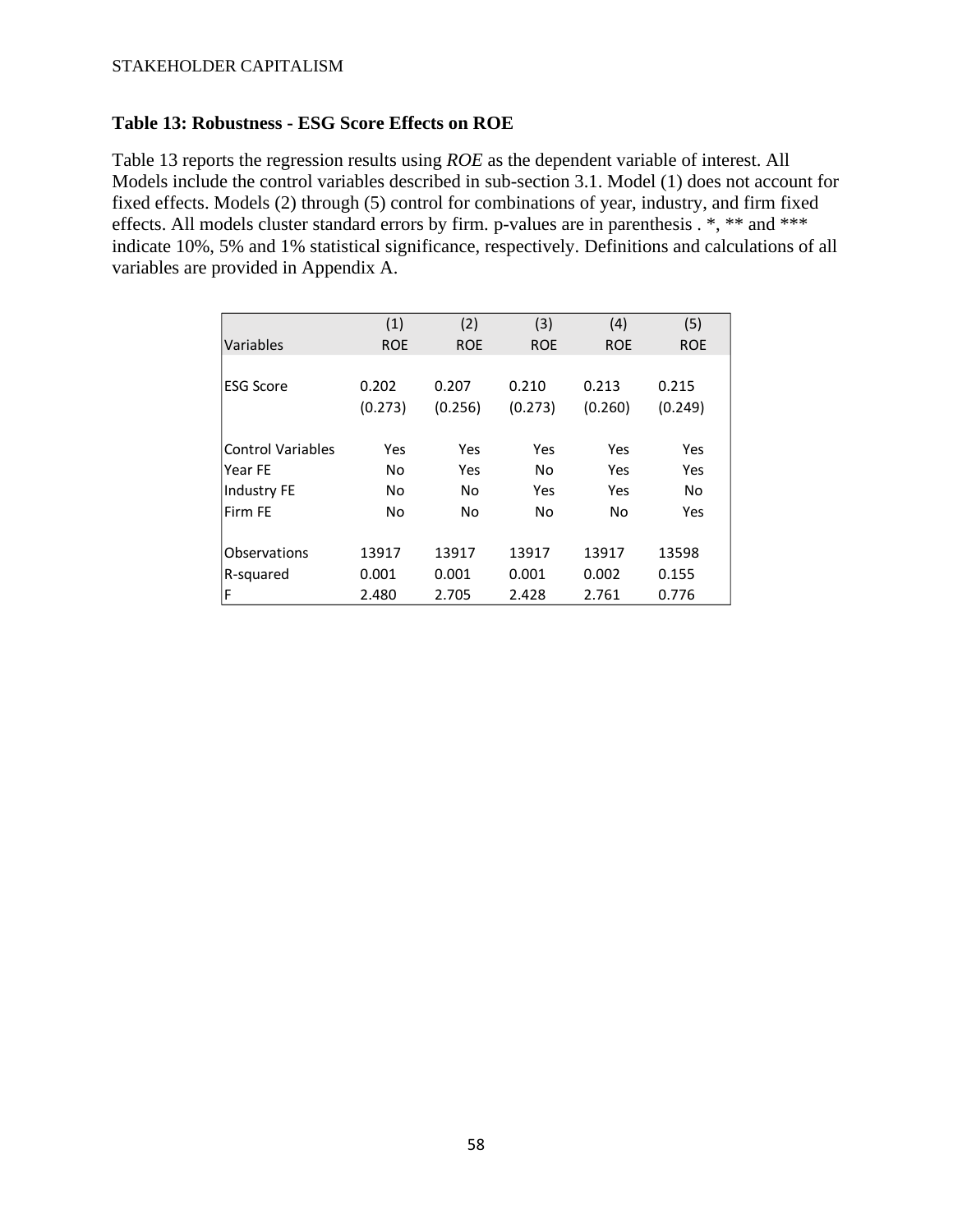**Table 13: Robustness - ESG Score Effects on ROE**

Table 13 reports the regression results using *ROE* as the dependent variable of interest. All Models include the control variables described in sub-section 3.1. Model (1) does not account for fixed effects. Models (2) through (5) control for combinations of year, industry, and firm fixed effects. All models cluster standard errors by firm. p-values are in parenthesis . *, ** and *** indicate 10%, 5% and 1% statistical significance, respectively. Definitions and calculations of all variables are provided in Appendix A.

| | (1) | (2) | (3) | (4) | (5) |
|---|---|---|---|---|---|
| Variables | ROE | ROE | ROE | ROE | ROE |
| ESG Score | 0.202 | 0.207 | 0.210 | 0.213 | 0.215 |
| | (0.273) | (0.256) | (0.273) | (0.260) | (0.249) |
| Control Variables | Yes | Yes | Yes | Yes | Yes |
| Year FE | No | Yes | No | Yes | Yes |
| Industry FE | No | No | Yes | Yes | No |
| Firm FE | No | No | No | No | Yes |
| Observations | 13917 | 13917 | 13917 | 13917 | 13598 |
| R-squared | 0.001 | 0.001 | 0.001 | 0.002 | 0.155 |
| F | 2.480 | 2.705 | 2.428 | 2.761 | 0.776 |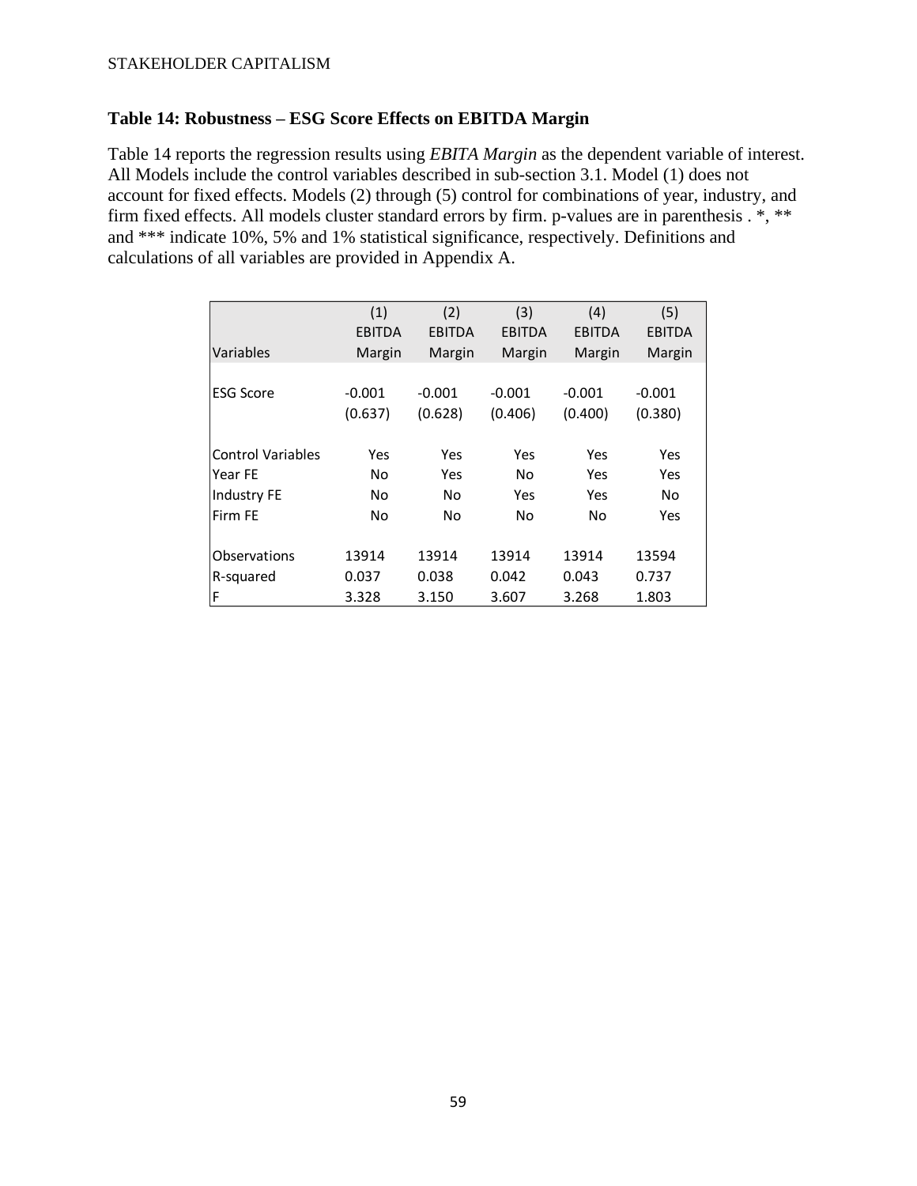### Table 14: Robustness – ESG Score Effects on EBITDA Margin

Table 14 reports the regression results using *EBITA Margin* as the dependent variable of interest. All Models include the control variables described in sub-section 3.1. Model (1) does not account for fixed effects. Models (2) through (5) control for combinations of year, industry, and firm fixed effects. All models cluster standard errors by firm. p-values are in parenthesis . *, ** and *** indicate 10%, 5% and 1% statistical significance, respectively. Definitions and calculations of all variables are provided in Appendix A.

| Variables | (1) EBITDA Margin | (2) EBITDA Margin | (3) EBITDA Margin | (4) EBITDA Margin | (5) EBITDA Margin |
|---|---|---|---|---|---|
| ESG Score | -0.001 | -0.001 | -0.001 | -0.001 | -0.001 |
| | (0.637) | (0.628) | (0.406) | (0.400) | (0.380) |
| Control Variables | Yes | Yes | Yes | Yes | Yes |
| Year FE | No | Yes | No | Yes | Yes |
| Industry FE | No | No | Yes | Yes | No |
| Firm FE | No | No | No | No | Yes |
| Observations | 13914 | 13914 | 13914 | 13914 | 13594 |
| R-squared | 0.037 | 0.038 | 0.042 | 0.043 | 0.737 |
| F | 3.328 | 3.150 | 3.607 | 3.268 | 1.803 |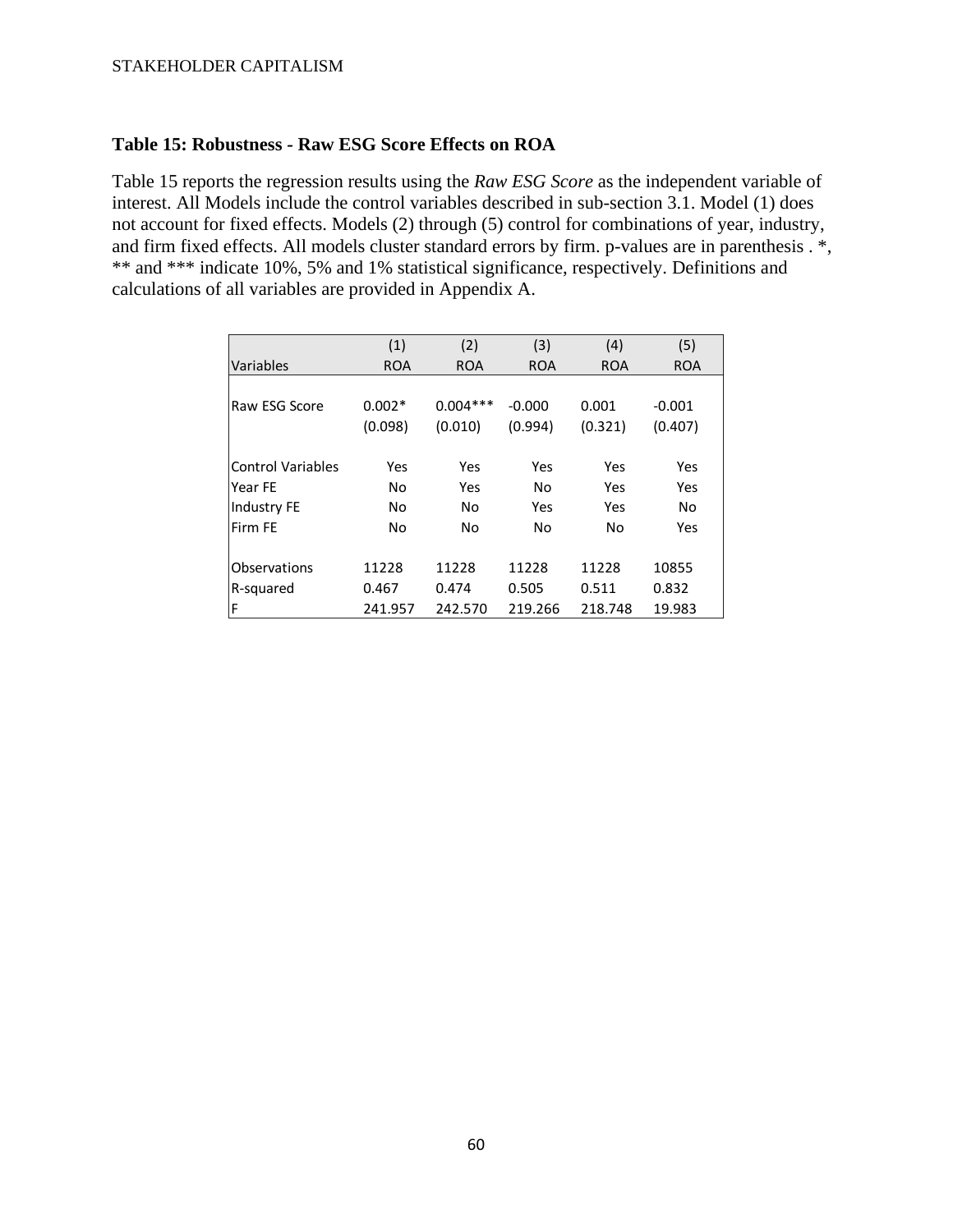### Table 15: Robustness - Raw ESG Score Effects on ROA

Table 15 reports the regression results using the *Raw ESG Score* as the independent variable of interest. All Models include the control variables described in sub-section 3.1. Model (1) does not account for fixed effects. Models (2) through (5) control for combinations of year, industry, and firm fixed effects. All models cluster standard errors by firm. p-values are in parenthesis . *, ** and *** indicate 10%, 5% and 1% statistical significance, respectively. Definitions and calculations of all variables are provided in Appendix A.

| | (1) | (2) | (3) | (4) | (5) |
|---|---|---|---|---|---|
| Variables | ROA | ROA | ROA | ROA | ROA |
| Raw ESG Score | 0.002* | 0.004*** | -0.000 | 0.001 | -0.001 |
| | (0.098) | (0.010) | (0.994) | (0.321) | (0.407) |
| Control Variables | Yes | Yes | Yes | Yes | Yes |
| Year FE | No | Yes | No | Yes | Yes |
| Industry FE | No | No | Yes | Yes | No |
| Firm FE | No | No | No | No | Yes |
| Observations | 11228 | 11228 | 11228 | 11228 | 10855 |
| R-squared | 0.467 | 0.474 | 0.505 | 0.511 | 0.832 |
| F | 241.957 | 242.570 | 219.266 | 218.748 | 19.983 |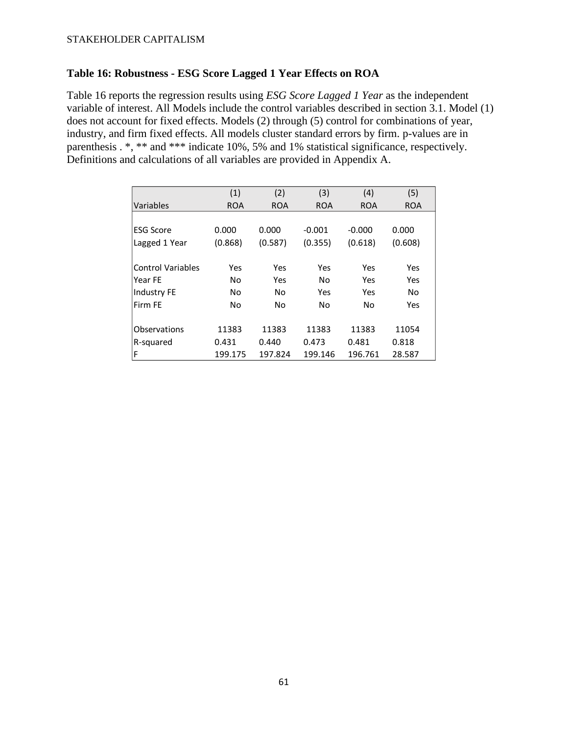**Table 16: Robustness - ESG Score Lagged 1 Year Effects on ROA**

Table 16 reports the regression results using *ESG Score Lagged 1 Year* as the independent variable of interest. All Models include the control variables described in section 3.1. Model (1) does not account for fixed effects. Models (2) through (5) control for combinations of year, industry, and firm fixed effects. All models cluster standard errors by firm. p-values are in parenthesis . *, ** and *** indicate 10%, 5% and 1% statistical significance, respectively. Definitions and calculations of all variables are provided in Appendix A.

| | (1) | (2) | (3) | (4) | (5) |
|---|---|---|---|---|---|
| Variables | ROA | ROA | ROA | ROA | ROA |
| ESG Score | 0.000 | 0.000 | -0.001 | -0.000 | 0.000 |
| Lagged 1 Year | (0.868) | (0.587) | (0.355) | (0.618) | (0.608) |
| Control Variables | Yes | Yes | Yes | Yes | Yes |
| Year FE | No | Yes | No | Yes | Yes |
| Industry FE | No | No | Yes | Yes | No |
| Firm FE | No | No | No | No | Yes |
| Observations | 11383 | 11383 | 11383 | 11383 | 11054 |
| R-squared | 0.431 | 0.440 | 0.473 | 0.481 | 0.818 |
| F | 199.175 | 197.824 | 199.146 | 196.761 | 28.587 |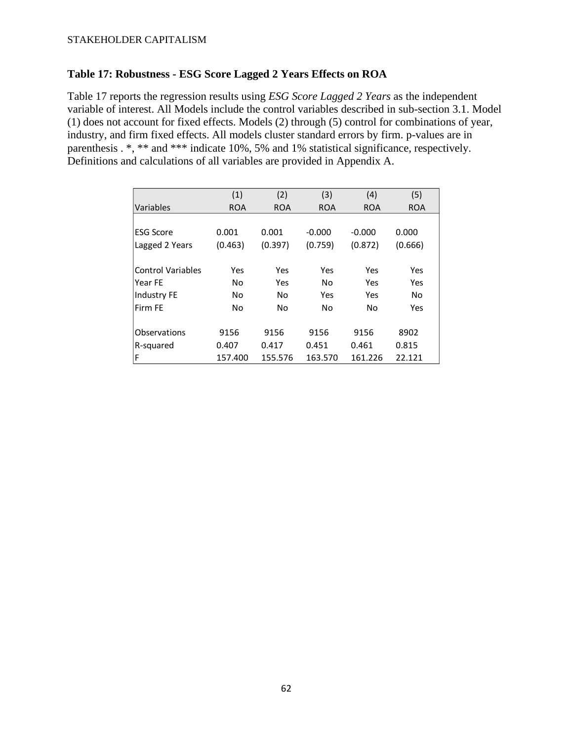**Table 17: Robustness - ESG Score Lagged 2 Years Effects on ROA**

Table 17 reports the regression results using *ESG Score Lagged 2 Years* as the independent variable of interest. All Models include the control variables described in sub-section 3.1. Model (1) does not account for fixed effects. Models (2) through (5) control for combinations of year, industry, and firm fixed effects. All models cluster standard errors by firm. p-values are in parenthesis . *, ** and *** indicate 10%, 5% and 1% statistical significance, respectively. Definitions and calculations of all variables are provided in Appendix A.

| | (1) | (2) | (3) | (4) | (5) |
|---|---|---|---|---|---|
| Variables | ROA | ROA | ROA | ROA | ROA |
| ESG Score | 0.001 | 0.001 | -0.000 | -0.000 | 0.000 |
| Lagged 2 Years | (0.463) | (0.397) | (0.759) | (0.872) | (0.666) |
| Control Variables | Yes | Yes | Yes | Yes | Yes |
| Year FE | No | Yes | No | Yes | Yes |
| Industry FE | No | No | Yes | Yes | No |
| Firm FE | No | No | No | No | Yes |
| Observations | 9156 | 9156 | 9156 | 9156 | 8902 |
| R-squared | 0.407 | 0.417 | 0.451 | 0.461 | 0.815 |
| F | 157.400 | 155.576 | 163.570 | 161.226 | 22.121 |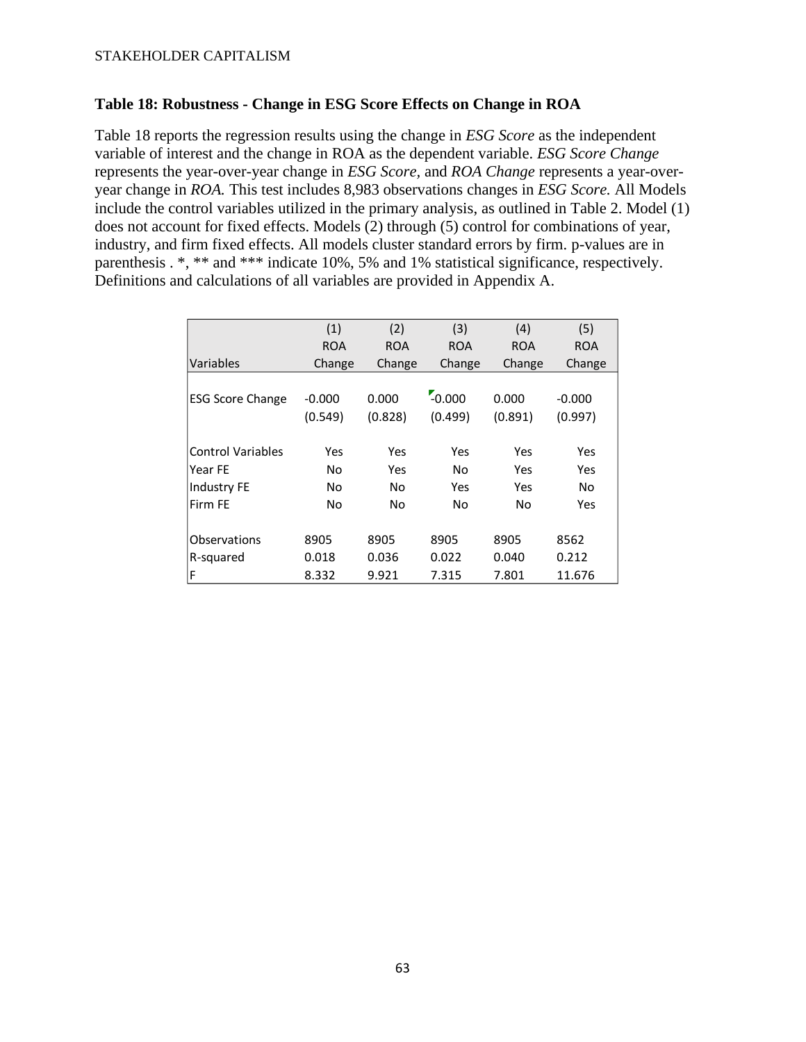### Table 18: Robustness - Change in ESG Score Effects on Change in ROA

Table 18 reports the regression results using the change in *ESG Score* as the independent variable of interest and the change in ROA as the dependent variable. *ESG Score Change* represents the year-over-year change in *ESG Score*, and *ROA Change* represents a year-over-year change in *ROA.* This test includes 8,983 observations changes in *ESG Score.* All Models include the control variables utilized in the primary analysis, as outlined in Table 2. Model (1) does not account for fixed effects. Models (2) through (5) control for combinations of year, industry, and firm fixed effects. All models cluster standard errors by firm. p-values are in parenthesis . *, ** and *** indicate 10%, 5% and 1% statistical significance, respectively. Definitions and calculations of all variables are provided in Appendix A.

| Variables | (1) ROA Change | (2) ROA Change | (3) ROA Change | (4) ROA Change | (5) ROA Change |
|---|---|---|---|---|---|
| ESG Score Change | -0.000 | 0.000 | -0.000 | 0.000 | -0.000 |
| | (0.549) | (0.828) | (0.499) | (0.891) | (0.997) |
| Control Variables | Yes | Yes | Yes | Yes | Yes |
| Year FE | No | Yes | No | Yes | Yes |
| Industry FE | No | No | Yes | Yes | No |
| Firm FE | No | No | No | No | Yes |
| Observations | 8905 | 8905 | 8905 | 8905 | 8562 |
| R-squared | 0.018 | 0.036 | 0.022 | 0.040 | 0.212 |
| F | 8.332 | 9.921 | 7.315 | 7.801 | 11.676 |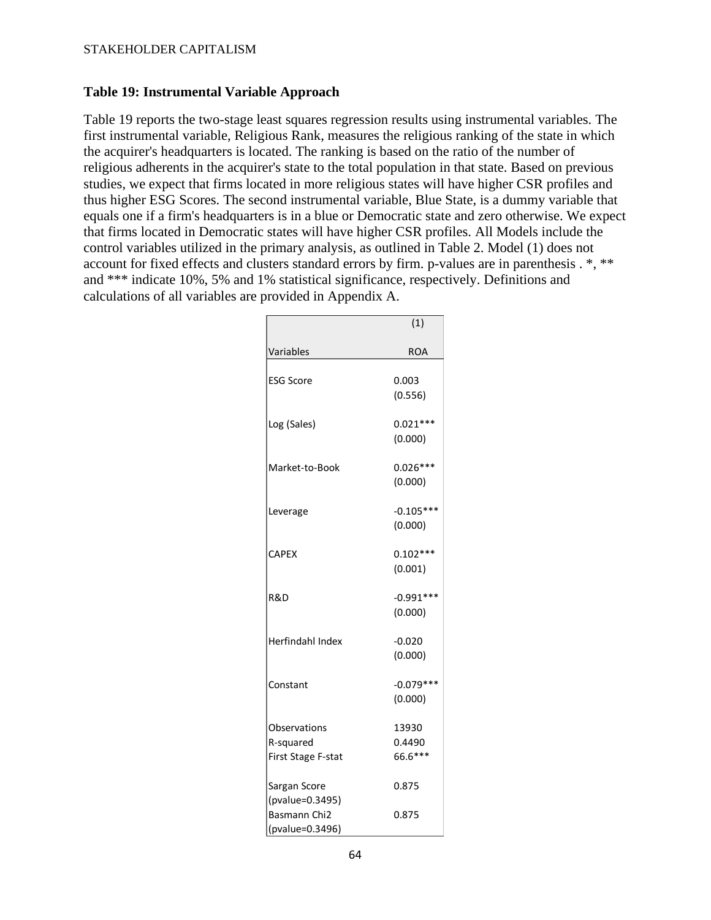### Table 19: Instrumental Variable Approach

Table 19 reports the two-stage least squares regression results using instrumental variables. The first instrumental variable, Religious Rank, measures the religious ranking of the state in which the acquirer's headquarters is located. The ranking is based on the ratio of the number of religious adherents in the acquirer's state to the total population in that state. Based on previous studies, we expect that firms located in more religious states will have higher CSR profiles and thus higher ESG Scores. The second instrumental variable, Blue State, is a dummy variable that equals one if a firm's headquarters is in a blue or Democratic state and zero otherwise. We expect that firms located in Democratic states will have higher CSR profiles. All Models include the control variables utilized in the primary analysis, as outlined in Table 2. Model (1) does not account for fixed effects and clusters standard errors by firm. p-values are in parenthesis . *, ** and *** indicate 10%, 5% and 1% statistical significance, respectively. Definitions and calculations of all variables are provided in Appendix A.

| | (1) |
|---|---|
| Variables | ROA |
| ESG Score | 0.003 |
| | (0.556) |
| Log (Sales) | 0.021*** |
| | (0.000) |
| Market-to-Book | 0.026*** |
| | (0.000) |
| Leverage | -0.105*** |
| | (0.000) |
| CAPEX | 0.102*** |
| | (0.001) |
| R&D | -0.991*** |
| | (0.000) |
| Herfindahl Index | -0.020 |
| | (0.000) |
| Constant | -0.079*** |
| | (0.000) |
| Observations | 13930 |
| R-squared | 0.4490 |
| First Stage F-stat | 66.6*** |
| Sargan Score (pvalue=0.3495) | 0.875 |
| Basmann Chi2 (pvalue=0.3496) | 0.875 |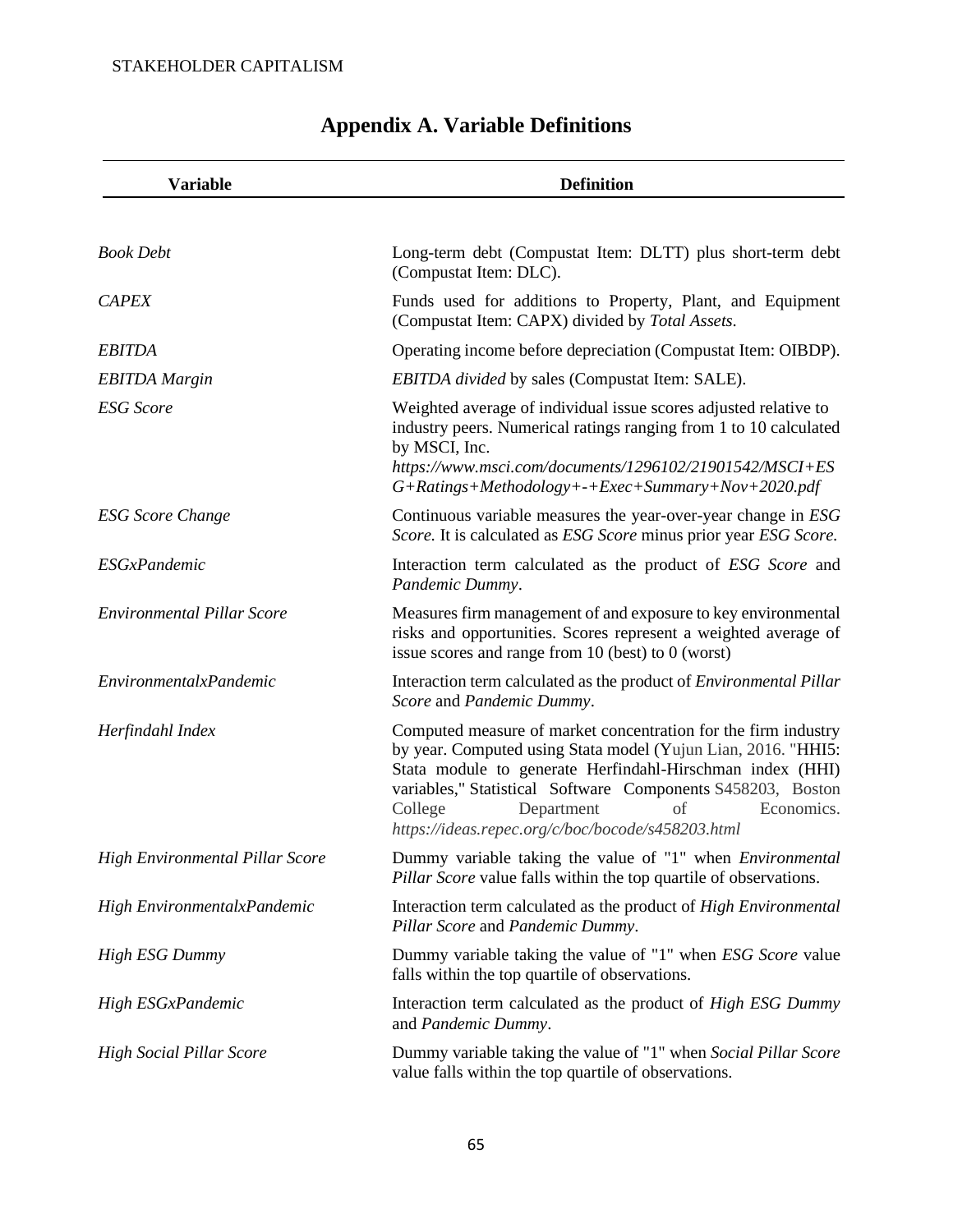## Appendix A. Variable Definitions

| Variable | Definition |
|---|---|
| *Book Debt* | Long-term debt (Compustat Item: DLTT) plus short-term debt (Compustat Item: DLC). |
| *CAPEX* | Funds used for additions to Property, Plant, and Equipment (Compustat Item: CAPX) divided by *Total Assets*. |
| *EBITDA* | Operating income before depreciation (Compustat Item: OIBDP). |
| *EBITDA Margin* | *EBITDA divided* by sales (Compustat Item: SALE). |
| *ESG Score* | Weighted average of individual issue scores adjusted relative to industry peers. Numerical ratings ranging from 1 to 10 calculated by MSCI, Inc. *https://www.msci.com/documents/1296102/21901542/MSCI+ESG+Ratings+Methodology+-+Exec+Summary+Nov+2020.pdf* |
| *ESG Score Change* | Continuous variable measures the year-over-year change in *ESG Score.* It is calculated as *ESG Score* minus prior year *ESG Score.* |
| *ESGxPandemic* | Interaction term calculated as the product of *ESG Score* and *Pandemic Dummy*. |
| *Environmental Pillar Score* | Measures firm management of and exposure to key environmental risks and opportunities. Scores represent a weighted average of issue scores and range from 10 (best) to 0 (worst) |
| *EnvironmentalxPandemic* | Interaction term calculated as the product of *Environmental Pillar Score* and *Pandemic Dummy*. |
| *Herfindahl Index* | Computed measure of market concentration for the firm industry by year. Computed using Stata model (Yujun Lian, 2016. "HHI5: Stata module to generate Herfindahl-Hirschman index (HHI) variables," Statistical Software Components S458203, Boston College Department of Economics. *https://ideas.repec.org/c/boc/bocode/s458203.html* |
| *High Environmental Pillar Score* | Dummy variable taking the value of "1" when *Environmental Pillar Score* value falls within the top quartile of observations. |
| *High EnvironmentalxPandemic* | Interaction term calculated as the product of *High Environmental Pillar Score* and *Pandemic Dummy*. |
| *High ESG Dummy* | Dummy variable taking the value of "1" when *ESG Score* value falls within the top quartile of observations. |
| *High ESGxPandemic* | Interaction term calculated as the product of *High ESG Dummy* and *Pandemic Dummy*. |
| *High Social Pillar Score* | Dummy variable taking the value of "1" when *Social Pillar Score* value falls within the top quartile of observations. |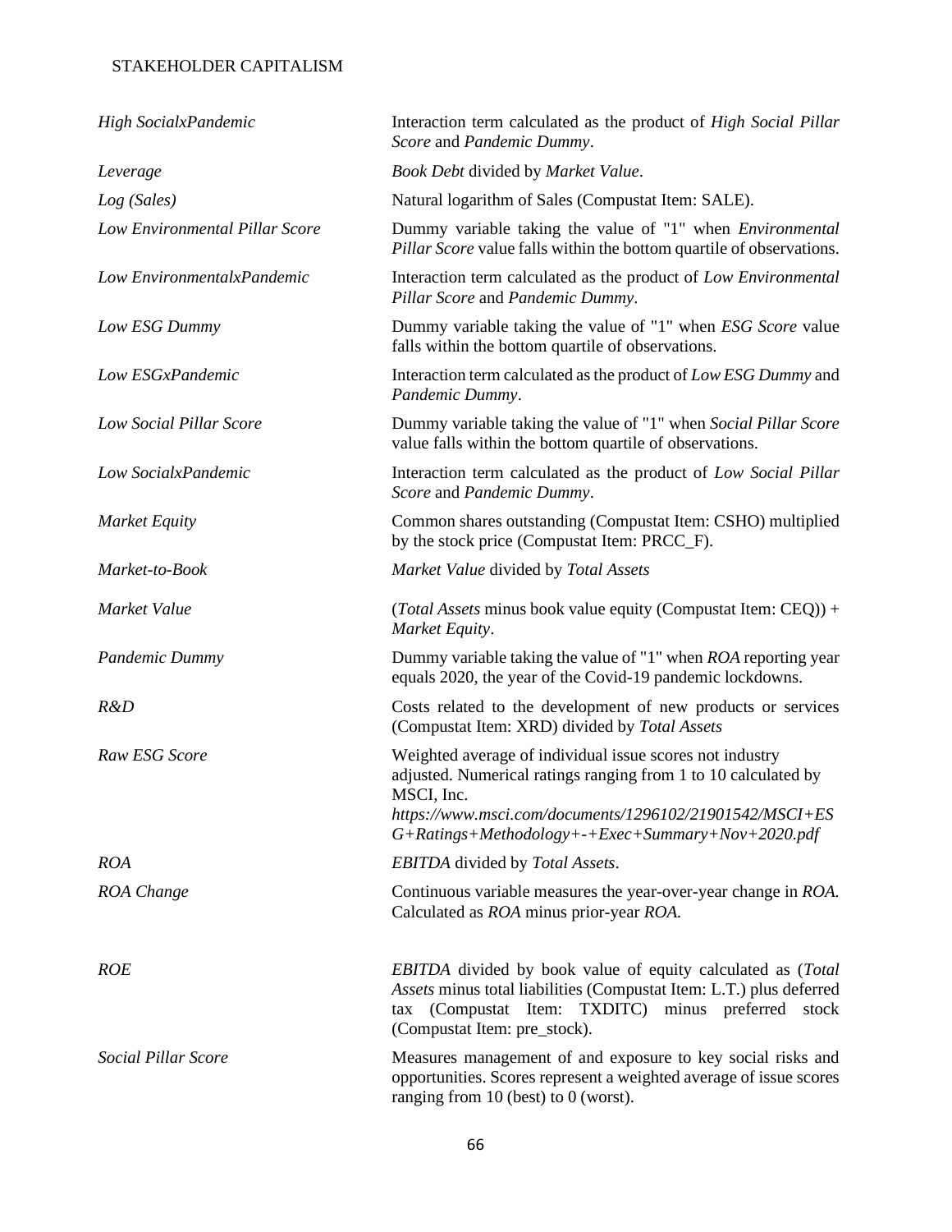| | |
|---|---|
| *High SocialxPandemic* | Interaction term calculated as the product of *High Social Pillar Score* and *Pandemic Dummy*. |
| *Leverage* | *Book Debt* divided by *Market Value*. |
| *Log (Sales)* | Natural logarithm of Sales (Compustat Item: SALE). |
| *Low Environmental Pillar Score* | Dummy variable taking the value of "1" when *Environmental Pillar Score* value falls within the bottom quartile of observations. |
| *Low EnvironmentalxPandemic* | Interaction term calculated as the product of *Low Environmental Pillar Score* and *Pandemic Dummy*. |
| *Low ESG Dummy* | Dummy variable taking the value of "1" when *ESG Score* value falls within the bottom quartile of observations. |
| *Low ESGxPandemic* | Interaction term calculated as the product of *Low ESG Dummy* and *Pandemic Dummy*. |
| *Low Social Pillar Score* | Dummy variable taking the value of "1" when *Social Pillar Score* value falls within the bottom quartile of observations. |
| *Low SocialxPandemic* | Interaction term calculated as the product of *Low Social Pillar Score* and *Pandemic Dummy*. |
| *Market Equity* | Common shares outstanding (Compustat Item: CSHO) multiplied by the stock price (Compustat Item: PRCC_F). |
| *Market-to-Book* | *Market Value* divided by *Total Assets* |
| *Market Value* | (*Total Assets* minus book value equity (Compustat Item: CEQ)) + *Market Equity*. |
| *Pandemic Dummy* | Dummy variable taking the value of "1" when *ROA* reporting year equals 2020, the year of the Covid-19 pandemic lockdowns. |
| *R&D* | Costs related to the development of new products or services (Compustat Item: XRD) divided by *Total Assets* |
| *Raw ESG Score* | Weighted average of individual issue scores not industry adjusted. Numerical ratings ranging from 1 to 10 calculated by MSCI, Inc. *https://www.msci.com/documents/1296102/21901542/MSCI+ESG+Ratings+Methodology+-+Exec+Summary+Nov+2020.pdf* |
| *ROA* | *EBITDA* divided by *Total Assets*. |
| *ROA Change* | Continuous variable measures the year-over-year change in *ROA*. Calculated as *ROA* minus prior-year *ROA*. |
| *ROE* | *EBITDA* divided by book value of equity calculated as (*Total Assets* minus total liabilities (Compustat Item: L.T.) plus deferred tax (Compustat Item: TXDITC) minus preferred stock (Compustat Item: pre_stock). |
| *Social Pillar Score* | Measures management of and exposure to key social risks and opportunities. Scores represent a weighted average of issue scores ranging from 10 (best) to 0 (worst). |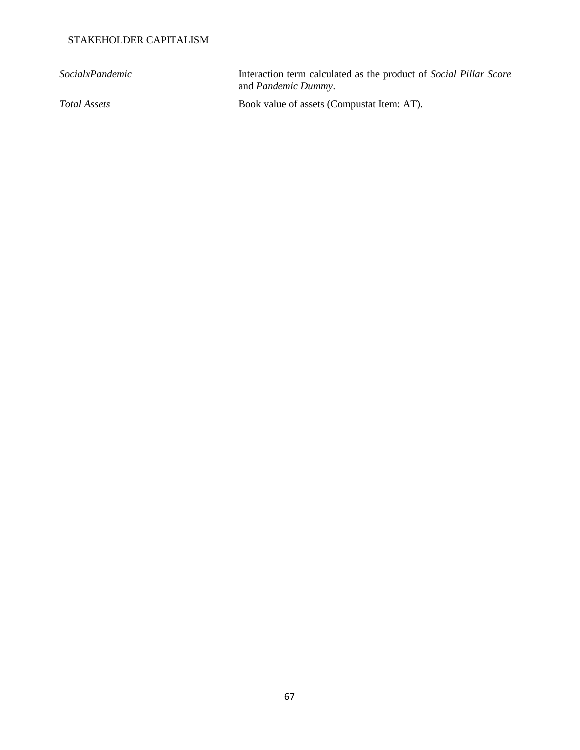| | |
|---|---|
| *SocialxPandemic* | Interaction term calculated as the product of *Social Pillar Score* and *Pandemic Dummy*. |
| *Total Assets* | Book value of assets (Compustat Item: AT). |